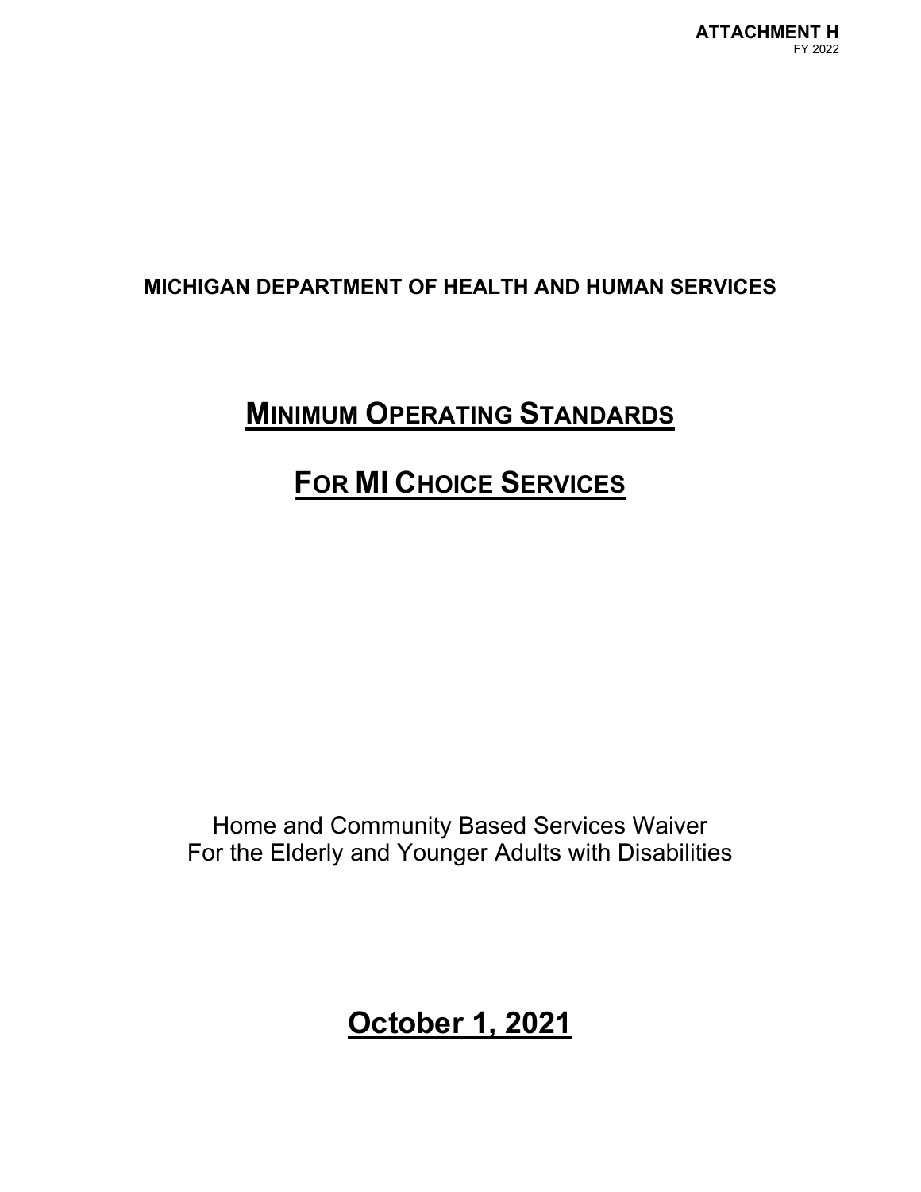**ATTACHMENT H**
FY 2022

**MICHIGAN DEPARTMENT OF HEALTH AND HUMAN SERVICES**

# MINIMUM OPERATING STANDARDS

# FOR MI CHOICE SERVICES

Home and Community Based Services Waiver
For the Elderly and Younger Adults with Disabilities

## October 1, 2021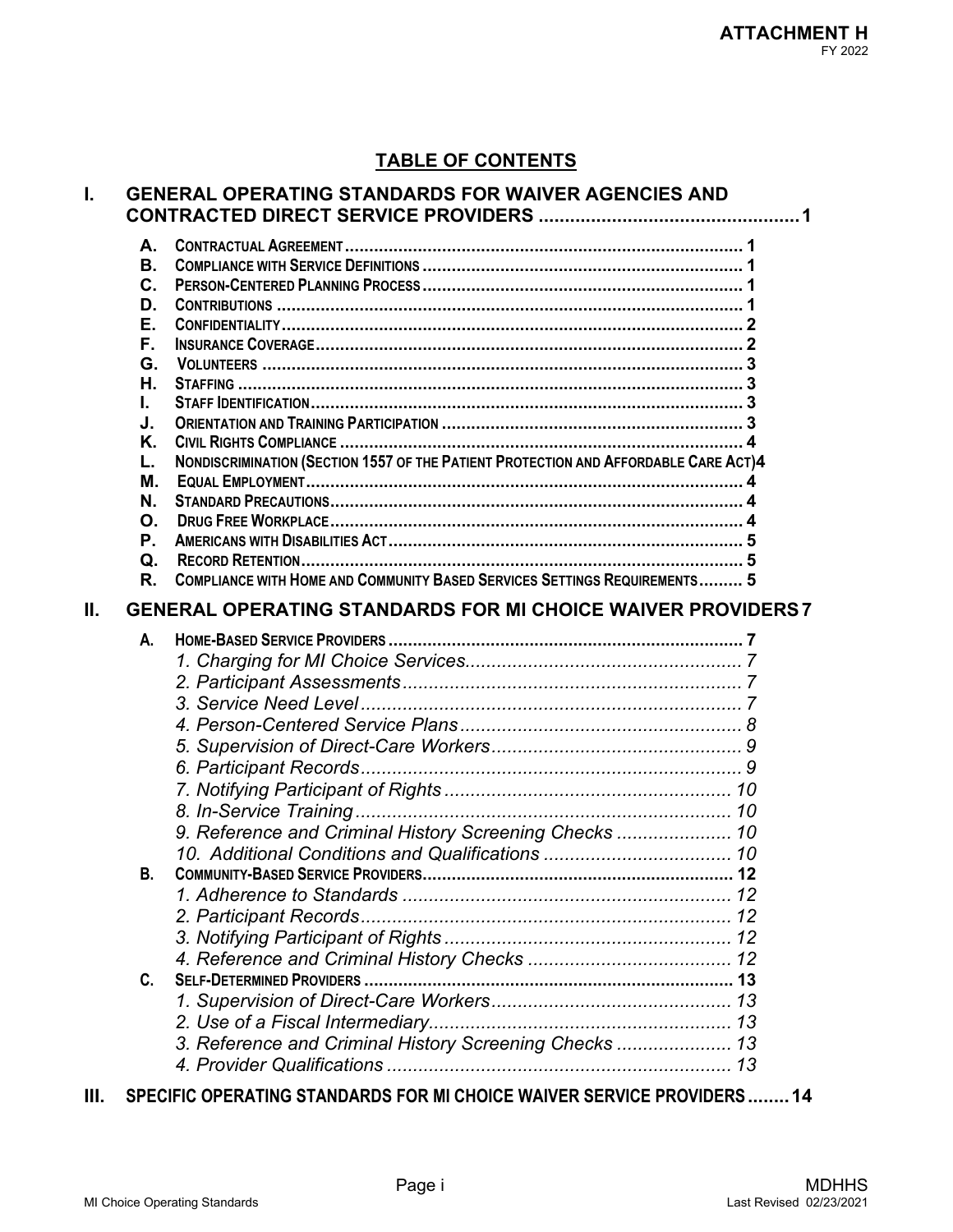# TABLE OF CONTENTS

**I. GENERAL OPERATING STANDARDS FOR WAIVER AGENCIES AND CONTRACTED DIRECT SERVICE PROVIDERS ................................................ 1**

- A. CONTRACTUAL AGREEMENT ................................................................................ 1
- B. COMPLIANCE WITH SERVICE DEFINITIONS ................................................................ 1
- C. PERSON-CENTERED PLANNING PROCESS ................................................................ 1
- D. CONTRIBUTIONS ................................................................................ 1
- E. CONFIDENTIALITY ................................................................................ 2
- F. INSURANCE COVERAGE ................................................................................ 2
- G. VOLUNTEERS ................................................................................ 3
- H. STAFFING ................................................................................ 3
- I. STAFF IDENTIFICATION ................................................................................ 3
- J. ORIENTATION AND TRAINING PARTICIPATION ................................................ 3
- K. CIVIL RIGHTS COMPLIANCE ................................................................................ 4
- L. NONDISCRIMINATION (SECTION 1557 OF THE PATIENT PROTECTION AND AFFORDABLE CARE ACT) 4
- M. EQUAL EMPLOYMENT ................................................................................ 4
- N. STANDARD PRECAUTIONS ................................................................................ 4
- O. DRUG FREE WORKPLACE ................................................................................ 4
- P. AMERICANS WITH DISABILITIES ACT ................................................................ 5
- Q. RECORD RETENTION ................................................................................ 5
- R. COMPLIANCE WITH HOME AND COMMUNITY BASED SERVICES SETTINGS REQUIREMENTS ......... 5

**II. GENERAL OPERATING STANDARDS FOR MI CHOICE WAIVER PROVIDERS 7**

- A. HOME-BASED SERVICE PROVIDERS ................................................................ 7
  - *1. Charging for MI Choice Services ................................................ 7*
  - *2. Participant Assessments ................................................ 7*
  - *3. Service Need Level ................................................ 7*
  - *4. Person-Centered Service Plans ................................................ 8*
  - *5. Supervision of Direct-Care Workers ................................................ 9*
  - *6. Participant Records ................................................ 9*
  - *7. Notifying Participant of Rights ................................................ 10*
  - *8. In-Service Training ................................................ 10*
  - *9. Reference and Criminal History Screening Checks ...................... 10*
  - *10. Additional Conditions and Qualifications ...................................... 10*
- B. COMMUNITY-BASED SERVICE PROVIDERS ................................................................ 12
  - *1. Adherence to Standards ................................................ 12*
  - *2. Participant Records ................................................ 12*
  - *3. Notifying Participant of Rights ................................................ 12*
  - *4. Reference and Criminal History Checks ...................................... 12*
- C. SELF-DETERMINED PROVIDERS ................................................................ 13
  - *1. Supervision of Direct-Care Workers ................................................ 13*
  - *2. Use of a Fiscal Intermediary ................................................ 13*
  - *3. Reference and Criminal History Screening Checks ...................... 13*
  - *4. Provider Qualifications ................................................ 13*

**III. SPECIFIC OPERATING STANDARDS FOR MI CHOICE WAIVER SERVICE PROVIDERS ........ 14**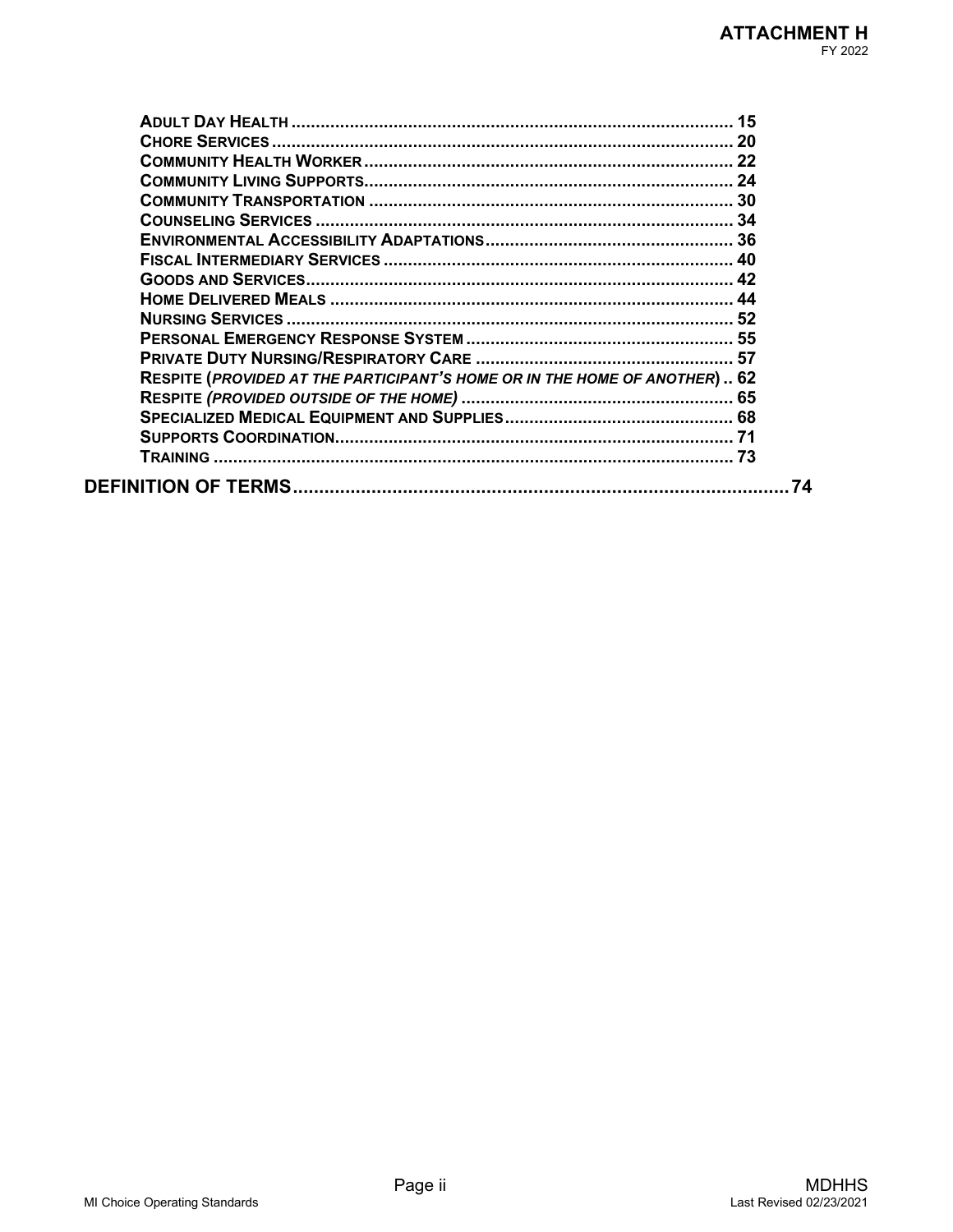| | |
|---|---|
| **Adult Day Health** | 15 |
| **Chore Services** | 20 |
| **Community Health Worker** | 22 |
| **Community Living Supports** | 24 |
| **Community Transportation** | 30 |
| **Counseling Services** | 34 |
| **Environmental Accessibility Adaptations** | 36 |
| **Fiscal Intermediary Services** | 40 |
| **Goods and Services** | 42 |
| **Home Delivered Meals** | 44 |
| **Nursing Services** | 52 |
| **Personal Emergency Response System** | 55 |
| **Private Duty Nursing/Respiratory Care** | 57 |
| **Respite (*provided at the participant's home or in the home of another*)** | 62 |
| **Respite *(provided outside of the home)*** | 65 |
| **Specialized Medical Equipment and Supplies** | 68 |
| **Supports Coordination** | 71 |
| **Training** | 73 |
| **DEFINITION OF TERMS** | 74 |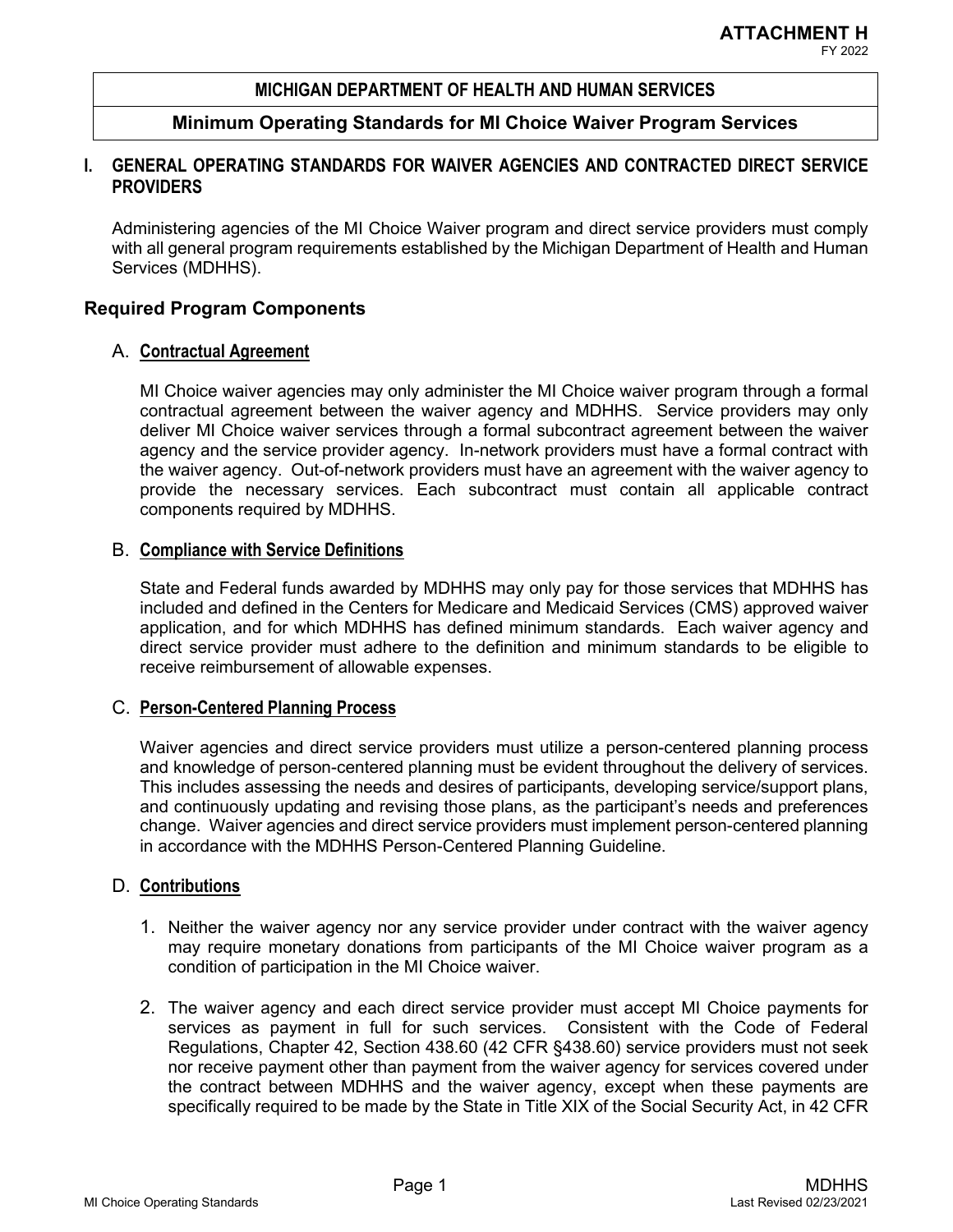**ATTACHMENT H**
FY 2022

## MICHIGAN DEPARTMENT OF HEALTH AND HUMAN SERVICES

## Minimum Operating Standards for MI Choice Waiver Program Services

### I. GENERAL OPERATING STANDARDS FOR WAIVER AGENCIES AND CONTRACTED DIRECT SERVICE PROVIDERS

Administering agencies of the MI Choice Waiver program and direct service providers must comply with all general program requirements established by the Michigan Department of Health and Human Services (MDHHS).

### Required Program Components

#### A. Contractual Agreement

MI Choice waiver agencies may only administer the MI Choice waiver program through a formal contractual agreement between the waiver agency and MDHHS. Service providers may only deliver MI Choice waiver services through a formal subcontract agreement between the waiver agency and the service provider agency. In-network providers must have a formal contract with the waiver agency. Out-of-network providers must have an agreement with the waiver agency to provide the necessary services. Each subcontract must contain all applicable contract components required by MDHHS.

#### B. Compliance with Service Definitions

State and Federal funds awarded by MDHHS may only pay for those services that MDHHS has included and defined in the Centers for Medicare and Medicaid Services (CMS) approved waiver application, and for which MDHHS has defined minimum standards. Each waiver agency and direct service provider must adhere to the definition and minimum standards to be eligible to receive reimbursement of allowable expenses.

#### C. Person-Centered Planning Process

Waiver agencies and direct service providers must utilize a person-centered planning process and knowledge of person-centered planning must be evident throughout the delivery of services. This includes assessing the needs and desires of participants, developing service/support plans, and continuously updating and revising those plans, as the participant's needs and preferences change. Waiver agencies and direct service providers must implement person-centered planning in accordance with the MDHHS Person-Centered Planning Guideline.

#### D. Contributions

1. Neither the waiver agency nor any service provider under contract with the waiver agency may require monetary donations from participants of the MI Choice waiver program as a condition of participation in the MI Choice waiver.

2. The waiver agency and each direct service provider must accept MI Choice payments for services as payment in full for such services. Consistent with the Code of Federal Regulations, Chapter 42, Section 438.60 (42 CFR §438.60) service providers must not seek nor receive payment other than payment from the waiver agency for services covered under the contract between MDHHS and the waiver agency, except when these payments are specifically required to be made by the State in Title XIX of the Social Security Act, in 42 CFR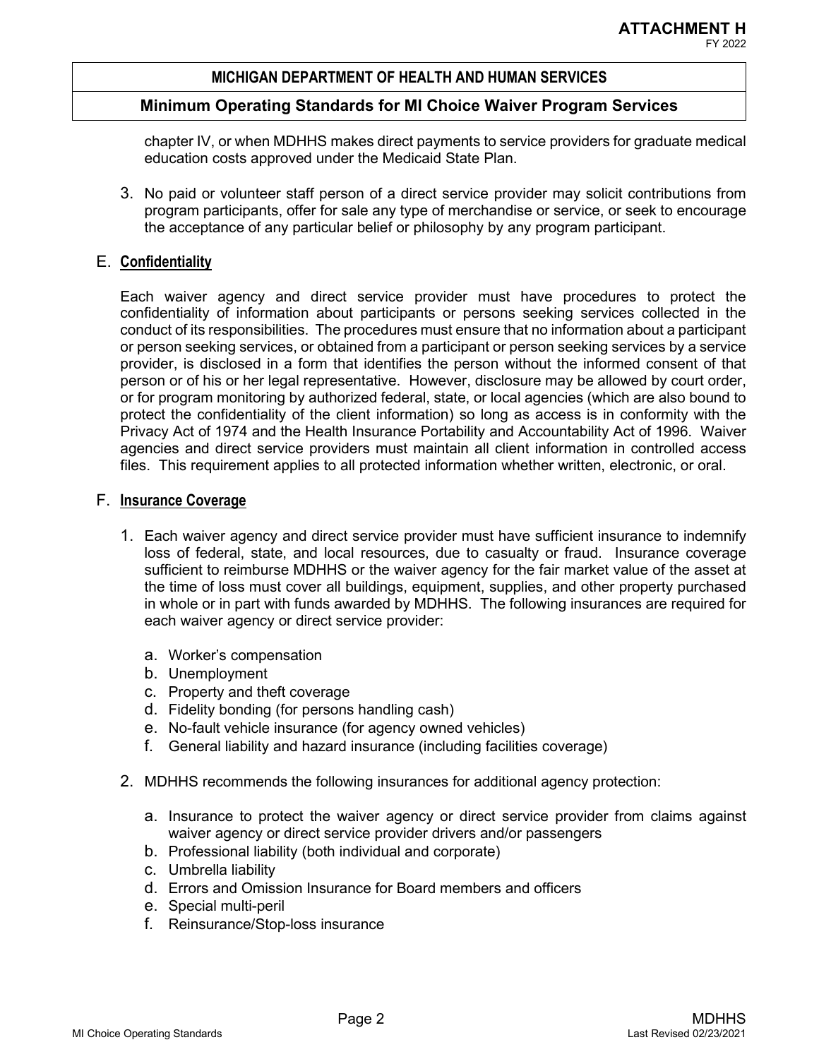chapter IV, or when MDHHS makes direct payments to service providers for graduate medical education costs approved under the Medicaid State Plan.

3. No paid or volunteer staff person of a direct service provider may solicit contributions from program participants, offer for sale any type of merchandise or service, or seek to encourage the acceptance of any particular belief or philosophy by any program participant.

## E. Confidentiality

Each waiver agency and direct service provider must have procedures to protect the confidentiality of information about participants or persons seeking services collected in the conduct of its responsibilities. The procedures must ensure that no information about a participant or person seeking services, or obtained from a participant or person seeking services by a service provider, is disclosed in a form that identifies the person without the informed consent of that person or of his or her legal representative. However, disclosure may be allowed by court order, or for program monitoring by authorized federal, state, or local agencies (which are also bound to protect the confidentiality of the client information) so long as access is in conformity with the Privacy Act of 1974 and the Health Insurance Portability and Accountability Act of 1996. Waiver agencies and direct service providers must maintain all client information in controlled access files. This requirement applies to all protected information whether written, electronic, or oral.

## F. Insurance Coverage

1. Each waiver agency and direct service provider must have sufficient insurance to indemnify loss of federal, state, and local resources, due to casualty or fraud. Insurance coverage sufficient to reimburse MDHHS or the waiver agency for the fair market value of the asset at the time of loss must cover all buildings, equipment, supplies, and other property purchased in whole or in part with funds awarded by MDHHS. The following insurances are required for each waiver agency or direct service provider:

   a. Worker's compensation
   b. Unemployment
   c. Property and theft coverage
   d. Fidelity bonding (for persons handling cash)
   e. No-fault vehicle insurance (for agency owned vehicles)
   f. General liability and hazard insurance (including facilities coverage)

2. MDHHS recommends the following insurances for additional agency protection:

   a. Insurance to protect the waiver agency or direct service provider from claims against waiver agency or direct service provider drivers and/or passengers
   b. Professional liability (both individual and corporate)
   c. Umbrella liability
   d. Errors and Omission Insurance for Board members and officers
   e. Special multi-peril
   f. Reinsurance/Stop-loss insurance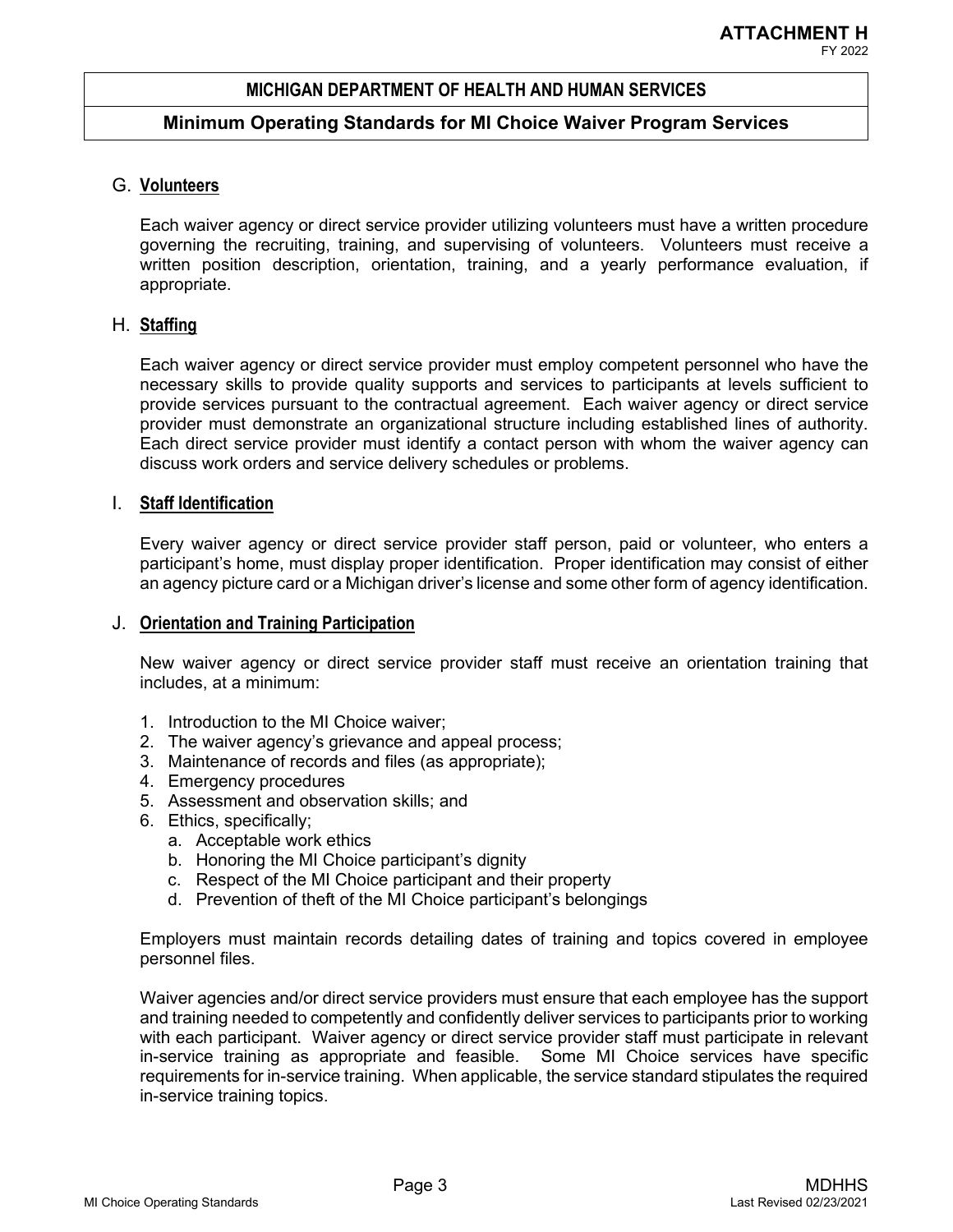## G. Volunteers

Each waiver agency or direct service provider utilizing volunteers must have a written procedure governing the recruiting, training, and supervising of volunteers. Volunteers must receive a written position description, orientation, training, and a yearly performance evaluation, if appropriate.

## H. Staffing

Each waiver agency or direct service provider must employ competent personnel who have the necessary skills to provide quality supports and services to participants at levels sufficient to provide services pursuant to the contractual agreement. Each waiver agency or direct service provider must demonstrate an organizational structure including established lines of authority. Each direct service provider must identify a contact person with whom the waiver agency can discuss work orders and service delivery schedules or problems.

## I. Staff Identification

Every waiver agency or direct service provider staff person, paid or volunteer, who enters a participant's home, must display proper identification. Proper identification may consist of either an agency picture card or a Michigan driver's license and some other form of agency identification.

## J. Orientation and Training Participation

New waiver agency or direct service provider staff must receive an orientation training that includes, at a minimum:

1. Introduction to the MI Choice waiver;
2. The waiver agency's grievance and appeal process;
3. Maintenance of records and files (as appropriate);
4. Emergency procedures
5. Assessment and observation skills; and
6. Ethics, specifically;
   a. Acceptable work ethics
   b. Honoring the MI Choice participant's dignity
   c. Respect of the MI Choice participant and their property
   d. Prevention of theft of the MI Choice participant's belongings

Employers must maintain records detailing dates of training and topics covered in employee personnel files.

Waiver agencies and/or direct service providers must ensure that each employee has the support and training needed to competently and confidently deliver services to participants prior to working with each participant. Waiver agency or direct service provider staff must participate in relevant in-service training as appropriate and feasible. Some MI Choice services have specific requirements for in-service training. When applicable, the service standard stipulates the required in-service training topics.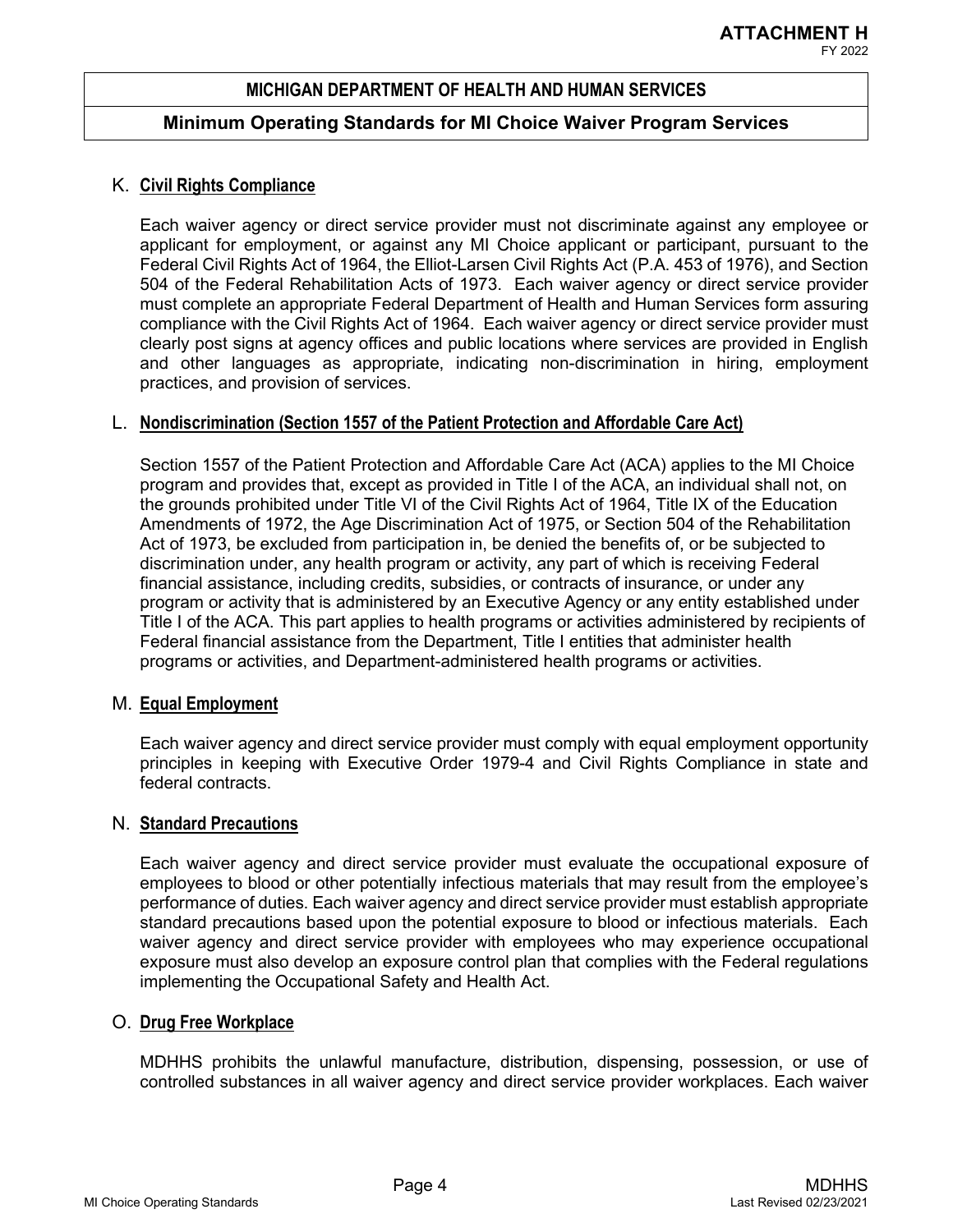### K. Civil Rights Compliance

Each waiver agency or direct service provider must not discriminate against any employee or applicant for employment, or against any MI Choice applicant or participant, pursuant to the Federal Civil Rights Act of 1964, the Elliot-Larsen Civil Rights Act (P.A. 453 of 1976), and Section 504 of the Federal Rehabilitation Acts of 1973. Each waiver agency or direct service provider must complete an appropriate Federal Department of Health and Human Services form assuring compliance with the Civil Rights Act of 1964. Each waiver agency or direct service provider must clearly post signs at agency offices and public locations where services are provided in English and other languages as appropriate, indicating non-discrimination in hiring, employment practices, and provision of services.

### L. Nondiscrimination (Section 1557 of the Patient Protection and Affordable Care Act)

Section 1557 of the Patient Protection and Affordable Care Act (ACA) applies to the MI Choice program and provides that, except as provided in Title I of the ACA, an individual shall not, on the grounds prohibited under Title VI of the Civil Rights Act of 1964, Title IX of the Education Amendments of 1972, the Age Discrimination Act of 1975, or Section 504 of the Rehabilitation Act of 1973, be excluded from participation in, be denied the benefits of, or be subjected to discrimination under, any health program or activity, any part of which is receiving Federal financial assistance, including credits, subsidies, or contracts of insurance, or under any program or activity that is administered by an Executive Agency or any entity established under Title I of the ACA. This part applies to health programs or activities administered by recipients of Federal financial assistance from the Department, Title I entities that administer health programs or activities, and Department-administered health programs or activities.

### M. Equal Employment

Each waiver agency and direct service provider must comply with equal employment opportunity principles in keeping with Executive Order 1979-4 and Civil Rights Compliance in state and federal contracts.

### N. Standard Precautions

Each waiver agency and direct service provider must evaluate the occupational exposure of employees to blood or other potentially infectious materials that may result from the employee's performance of duties. Each waiver agency and direct service provider must establish appropriate standard precautions based upon the potential exposure to blood or infectious materials. Each waiver agency and direct service provider with employees who may experience occupational exposure must also develop an exposure control plan that complies with the Federal regulations implementing the Occupational Safety and Health Act.

### O. Drug Free Workplace

MDHHS prohibits the unlawful manufacture, distribution, dispensing, possession, or use of controlled substances in all waiver agency and direct service provider workplaces. Each waiver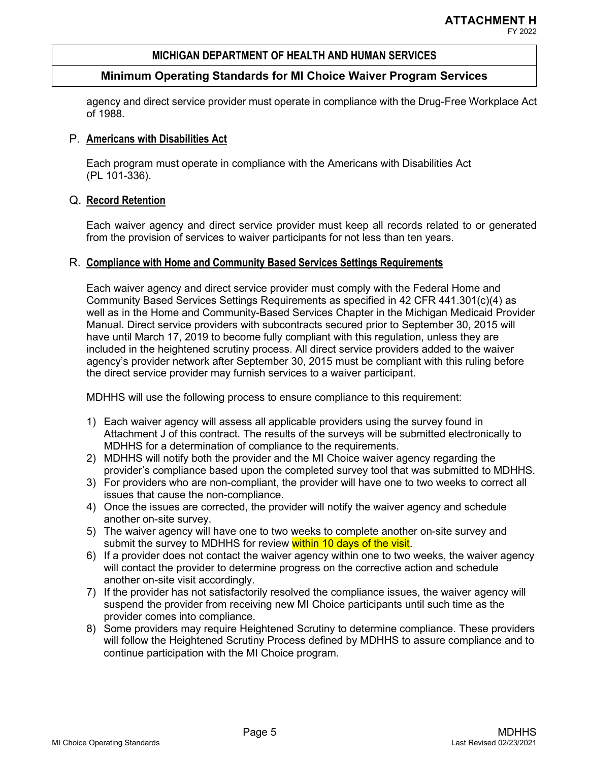agency and direct service provider must operate in compliance with the Drug-Free Workplace Act of 1988.

P. **Americans with Disabilities Act**

Each program must operate in compliance with the Americans with Disabilities Act (PL 101-336).

Q. **Record Retention**

Each waiver agency and direct service provider must keep all records related to or generated from the provision of services to waiver participants for not less than ten years.

R. **Compliance with Home and Community Based Services Settings Requirements**

Each waiver agency and direct service provider must comply with the Federal Home and Community Based Services Settings Requirements as specified in 42 CFR 441.301(c)(4) as well as in the Home and Community-Based Services Chapter in the Michigan Medicaid Provider Manual. Direct service providers with subcontracts secured prior to September 30, 2015 will have until March 17, 2019 to become fully compliant with this regulation, unless they are included in the heightened scrutiny process. All direct service providers added to the waiver agency's provider network after September 30, 2015 must be compliant with this ruling before the direct service provider may furnish services to a waiver participant.

MDHHS will use the following process to ensure compliance to this requirement:

1) Each waiver agency will assess all applicable providers using the survey found in Attachment J of this contract. The results of the surveys will be submitted electronically to MDHHS for a determination of compliance to the requirements.
2) MDHHS will notify both the provider and the MI Choice waiver agency regarding the provider's compliance based upon the completed survey tool that was submitted to MDHHS.
3) For providers who are non-compliant, the provider will have one to two weeks to correct all issues that cause the non-compliance.
4) Once the issues are corrected, the provider will notify the waiver agency and schedule another on-site survey.
5) The waiver agency will have one to two weeks to complete another on-site survey and submit the survey to MDHHS for review within 10 days of the visit.
6) If a provider does not contact the waiver agency within one to two weeks, the waiver agency will contact the provider to determine progress on the corrective action and schedule another on-site visit accordingly.
7) If the provider has not satisfactorily resolved the compliance issues, the waiver agency will suspend the provider from receiving new MI Choice participants until such time as the provider comes into compliance.
8) Some providers may require Heightened Scrutiny to determine compliance. These providers will follow the Heightened Scrutiny Process defined by MDHHS to assure compliance and to continue participation with the MI Choice program.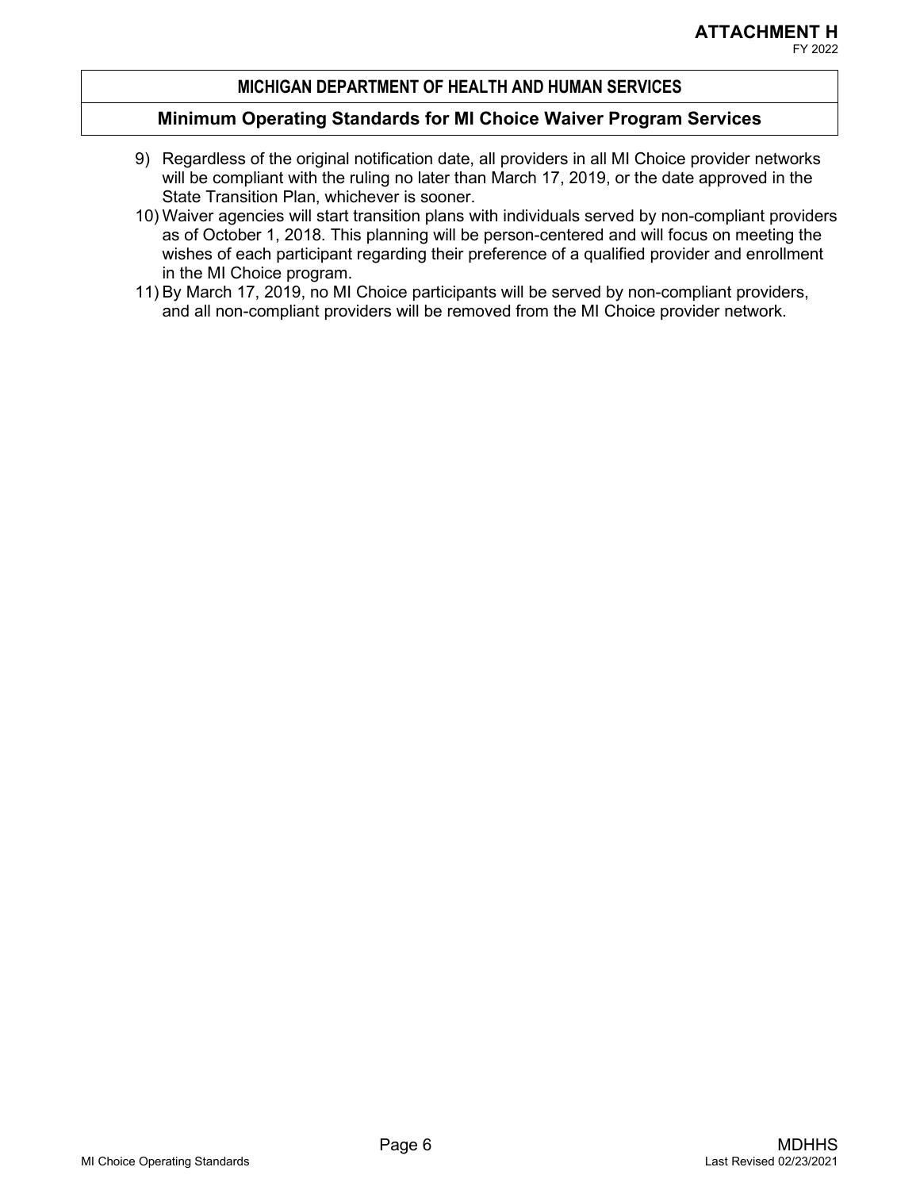9) Regardless of the original notification date, all providers in all MI Choice provider networks will be compliant with the ruling no later than March 17, 2019, or the date approved in the State Transition Plan, whichever is sooner.
10) Waiver agencies will start transition plans with individuals served by non-compliant providers as of October 1, 2018. This planning will be person-centered and will focus on meeting the wishes of each participant regarding their preference of a qualified provider and enrollment in the MI Choice program.
11) By March 17, 2019, no MI Choice participants will be served by non-compliant providers, and all non-compliant providers will be removed from the MI Choice provider network.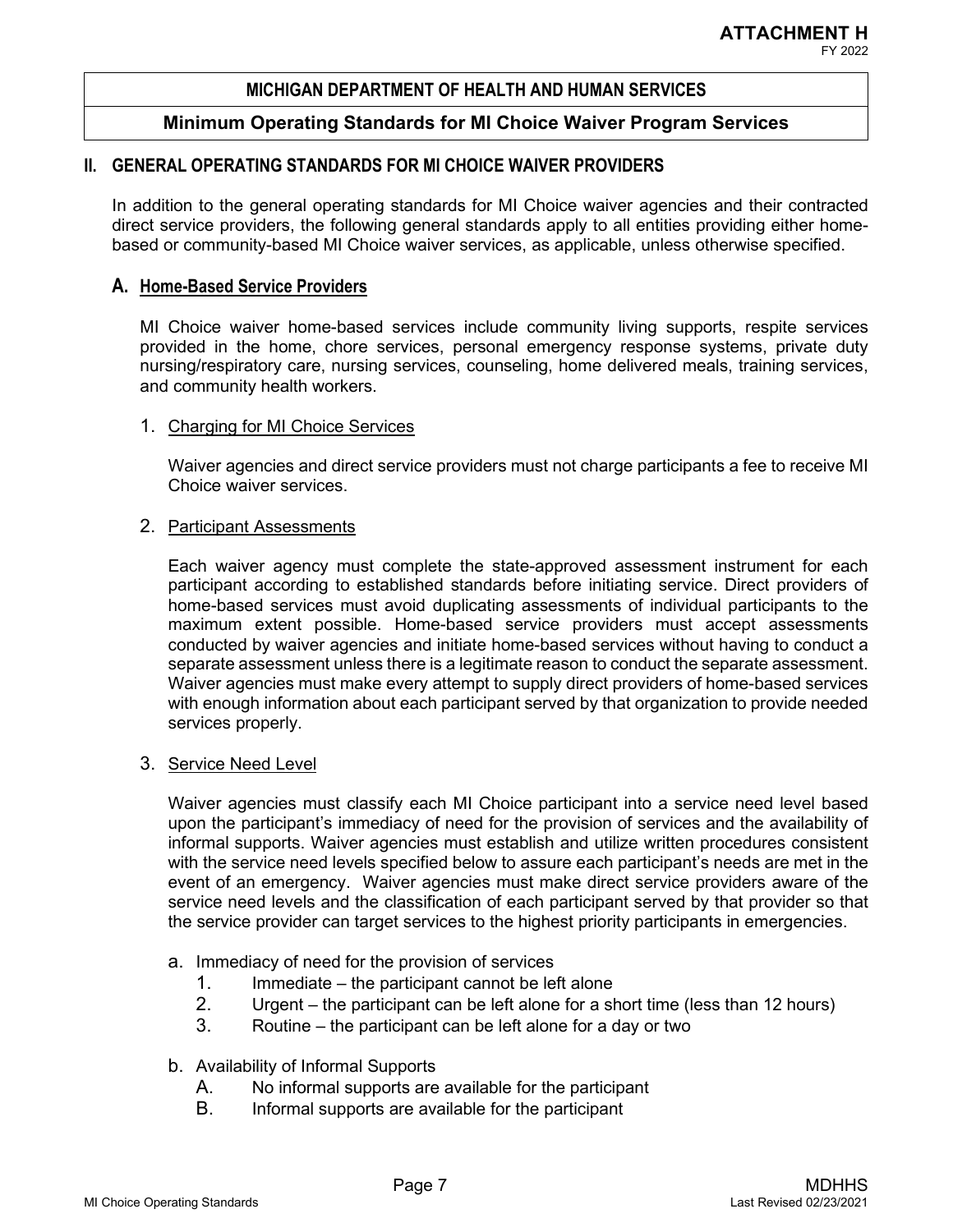## II. GENERAL OPERATING STANDARDS FOR MI CHOICE WAIVER PROVIDERS

In addition to the general operating standards for MI Choice waiver agencies and their contracted direct service providers, the following general standards apply to all entities providing either home-based or community-based MI Choice waiver services, as applicable, unless otherwise specified.

### A. Home-Based Service Providers

MI Choice waiver home-based services include community living supports, respite services provided in the home, chore services, personal emergency response systems, private duty nursing/respiratory care, nursing services, counseling, home delivered meals, training services, and community health workers.

1. Charging for MI Choice Services

   Waiver agencies and direct service providers must not charge participants a fee to receive MI Choice waiver services.

2. Participant Assessments

   Each waiver agency must complete the state-approved assessment instrument for each participant according to established standards before initiating service. Direct providers of home-based services must avoid duplicating assessments of individual participants to the maximum extent possible. Home-based service providers must accept assessments conducted by waiver agencies and initiate home-based services without having to conduct a separate assessment unless there is a legitimate reason to conduct the separate assessment. Waiver agencies must make every attempt to supply direct providers of home-based services with enough information about each participant served by that organization to provide needed services properly.

3. Service Need Level

   Waiver agencies must classify each MI Choice participant into a service need level based upon the participant's immediacy of need for the provision of services and the availability of informal supports. Waiver agencies must establish and utilize written procedures consistent with the service need levels specified below to assure each participant's needs are met in the event of an emergency. Waiver agencies must make direct service providers aware of the service need levels and the classification of each participant served by that provider so that the service provider can target services to the highest priority participants in emergencies.

   a. Immediacy of need for the provision of services
      1. Immediate – the participant cannot be left alone
      2. Urgent – the participant can be left alone for a short time (less than 12 hours)
      3. Routine – the participant can be left alone for a day or two

   b. Availability of Informal Supports
      A. No informal supports are available for the participant
      B. Informal supports are available for the participant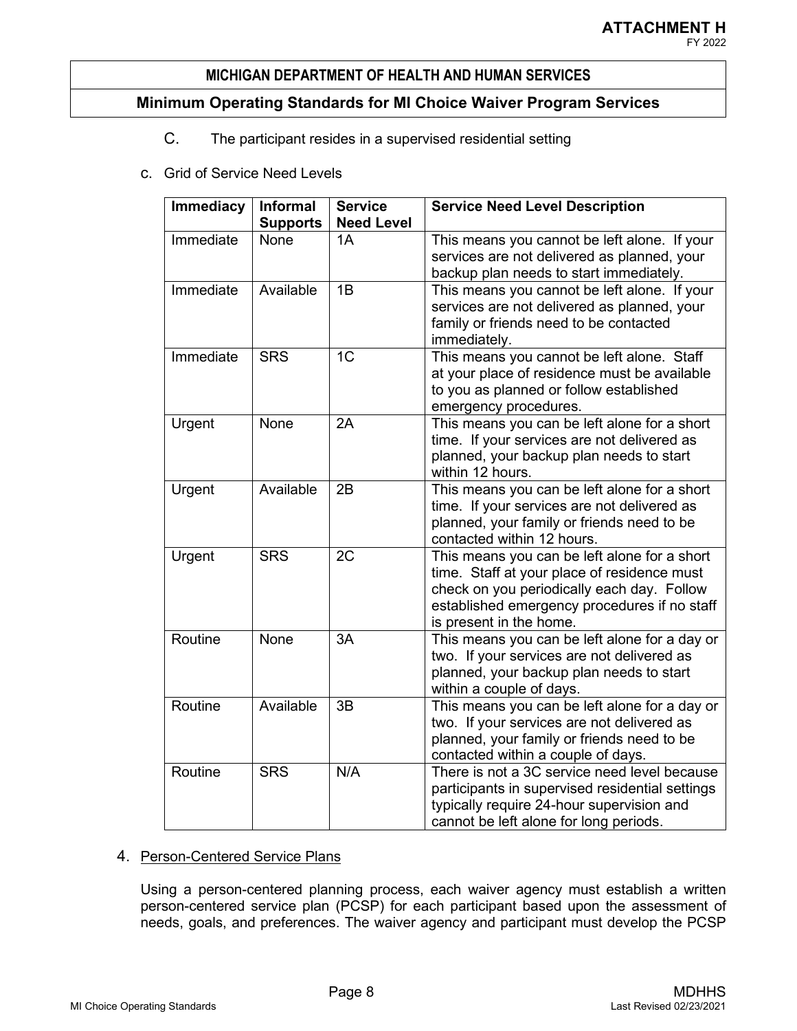C. The participant resides in a supervised residential setting

c. Grid of Service Need Levels

| Immediacy | Informal Supports | Service Need Level | Service Need Level Description |
|---|---|---|---|
| Immediate | None | 1A | This means you cannot be left alone. If your services are not delivered as planned, your backup plan needs to start immediately. |
| Immediate | Available | 1B | This means you cannot be left alone. If your services are not delivered as planned, your family or friends need to be contacted immediately. |
| Immediate | SRS | 1C | This means you cannot be left alone. Staff at your place of residence must be available to you as planned or follow established emergency procedures. |
| Urgent | None | 2A | This means you can be left alone for a short time. If your services are not delivered as planned, your backup plan needs to start within 12 hours. |
| Urgent | Available | 2B | This means you can be left alone for a short time. If your services are not delivered as planned, your family or friends need to be contacted within 12 hours. |
| Urgent | SRS | 2C | This means you can be left alone for a short time. Staff at your place of residence must check on you periodically each day. Follow established emergency procedures if no staff is present in the home. |
| Routine | None | 3A | This means you can be left alone for a day or two. If your services are not delivered as planned, your backup plan needs to start within a couple of days. |
| Routine | Available | 3B | This means you can be left alone for a day or two. If your services are not delivered as planned, your family or friends need to be contacted within a couple of days. |
| Routine | SRS | N/A | There is not a 3C service need level because participants in supervised residential settings typically require 24-hour supervision and cannot be left alone for long periods. |

4. Person-Centered Service Plans

Using a person-centered planning process, each waiver agency must establish a written person-centered service plan (PCSP) for each participant based upon the assessment of needs, goals, and preferences. The waiver agency and participant must develop the PCSP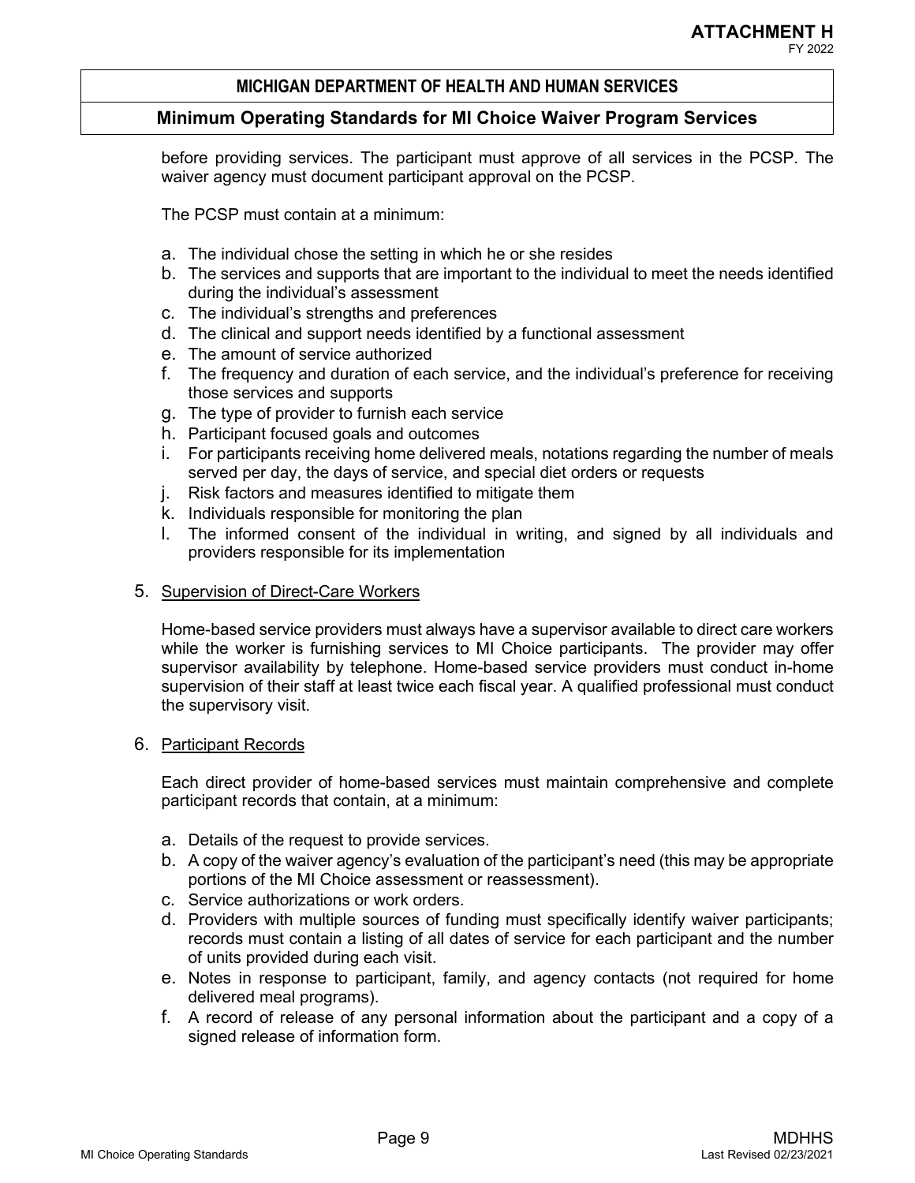before providing services. The participant must approve of all services in the PCSP. The waiver agency must document participant approval on the PCSP.

The PCSP must contain at a minimum:

a. The individual chose the setting in which he or she resides
b. The services and supports that are important to the individual to meet the needs identified during the individual's assessment
c. The individual's strengths and preferences
d. The clinical and support needs identified by a functional assessment
e. The amount of service authorized
f. The frequency and duration of each service, and the individual's preference for receiving those services and supports
g. The type of provider to furnish each service
h. Participant focused goals and outcomes
i. For participants receiving home delivered meals, notations regarding the number of meals served per day, the days of service, and special diet orders or requests
j. Risk factors and measures identified to mitigate them
k. Individuals responsible for monitoring the plan
l. The informed consent of the individual in writing, and signed by all individuals and providers responsible for its implementation

5. Supervision of Direct-Care Workers

Home-based service providers must always have a supervisor available to direct care workers while the worker is furnishing services to MI Choice participants. The provider may offer supervisor availability by telephone. Home-based service providers must conduct in-home supervision of their staff at least twice each fiscal year. A qualified professional must conduct the supervisory visit.

6. Participant Records

Each direct provider of home-based services must maintain comprehensive and complete participant records that contain, at a minimum:

a. Details of the request to provide services.
b. A copy of the waiver agency's evaluation of the participant's need (this may be appropriate portions of the MI Choice assessment or reassessment).
c. Service authorizations or work orders.
d. Providers with multiple sources of funding must specifically identify waiver participants; records must contain a listing of all dates of service for each participant and the number of units provided during each visit.
e. Notes in response to participant, family, and agency contacts (not required for home delivered meal programs).
f. A record of release of any personal information about the participant and a copy of a signed release of information form.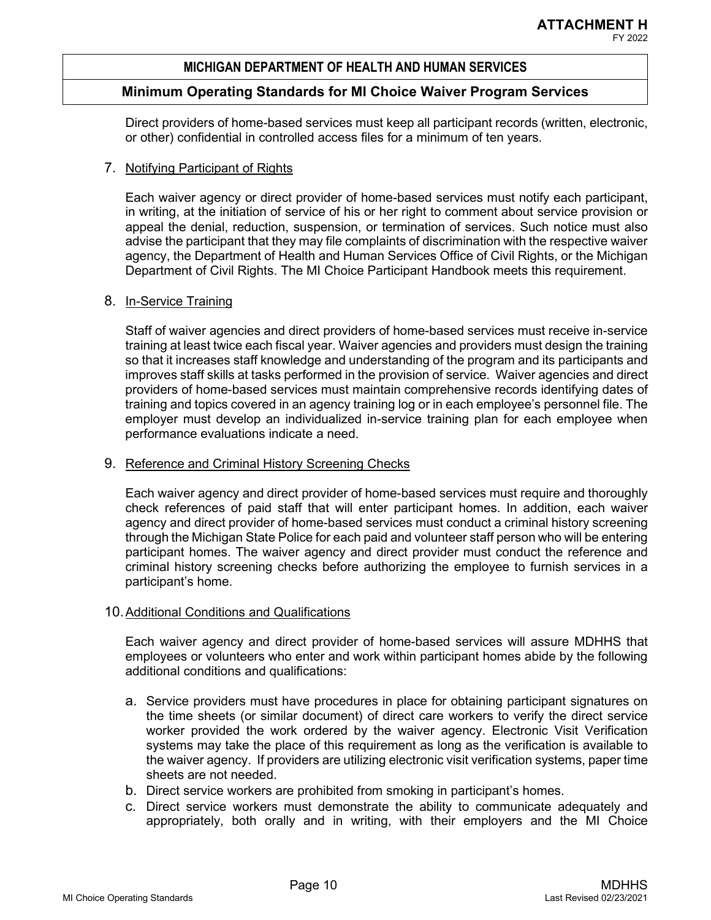Direct providers of home-based services must keep all participant records (written, electronic, or other) confidential in controlled access files for a minimum of ten years.

7. Notifying Participant of Rights

   Each waiver agency or direct provider of home-based services must notify each participant, in writing, at the initiation of service of his or her right to comment about service provision or appeal the denial, reduction, suspension, or termination of services. Such notice must also advise the participant that they may file complaints of discrimination with the respective waiver agency, the Department of Health and Human Services Office of Civil Rights, or the Michigan Department of Civil Rights. The MI Choice Participant Handbook meets this requirement.

8. In-Service Training

   Staff of waiver agencies and direct providers of home-based services must receive in-service training at least twice each fiscal year. Waiver agencies and providers must design the training so that it increases staff knowledge and understanding of the program and its participants and improves staff skills at tasks performed in the provision of service. Waiver agencies and direct providers of home-based services must maintain comprehensive records identifying dates of training and topics covered in an agency training log or in each employee's personnel file. The employer must develop an individualized in-service training plan for each employee when performance evaluations indicate a need.

9. Reference and Criminal History Screening Checks

   Each waiver agency and direct provider of home-based services must require and thoroughly check references of paid staff that will enter participant homes. In addition, each waiver agency and direct provider of home-based services must conduct a criminal history screening through the Michigan State Police for each paid and volunteer staff person who will be entering participant homes. The waiver agency and direct provider must conduct the reference and criminal history screening checks before authorizing the employee to furnish services in a participant's home.

10. Additional Conditions and Qualifications

    Each waiver agency and direct provider of home-based services will assure MDHHS that employees or volunteers who enter and work within participant homes abide by the following additional conditions and qualifications:

    a. Service providers must have procedures in place for obtaining participant signatures on the time sheets (or similar document) of direct care workers to verify the direct service worker provided the work ordered by the waiver agency. Electronic Visit Verification systems may take the place of this requirement as long as the verification is available to the waiver agency. If providers are utilizing electronic visit verification systems, paper time sheets are not needed.
    b. Direct service workers are prohibited from smoking in participant's homes.
    c. Direct service workers must demonstrate the ability to communicate adequately and appropriately, both orally and in writing, with their employers and the MI Choice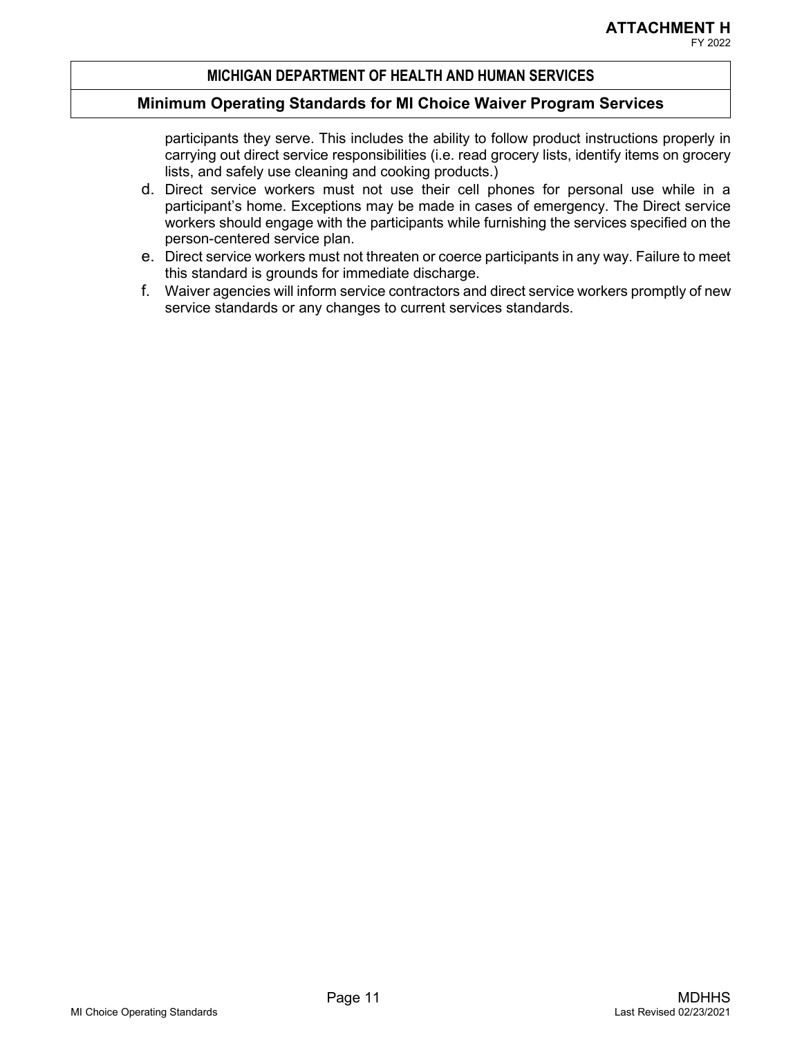participants they serve. This includes the ability to follow product instructions properly in carrying out direct service responsibilities (i.e. read grocery lists, identify items on grocery lists, and safely use cleaning and cooking products.)

d. Direct service workers must not use their cell phones for personal use while in a participant's home. Exceptions may be made in cases of emergency. The Direct service workers should engage with the participants while furnishing the services specified on the person-centered service plan.
e. Direct service workers must not threaten or coerce participants in any way. Failure to meet this standard is grounds for immediate discharge.
f. Waiver agencies will inform service contractors and direct service workers promptly of new service standards or any changes to current services standards.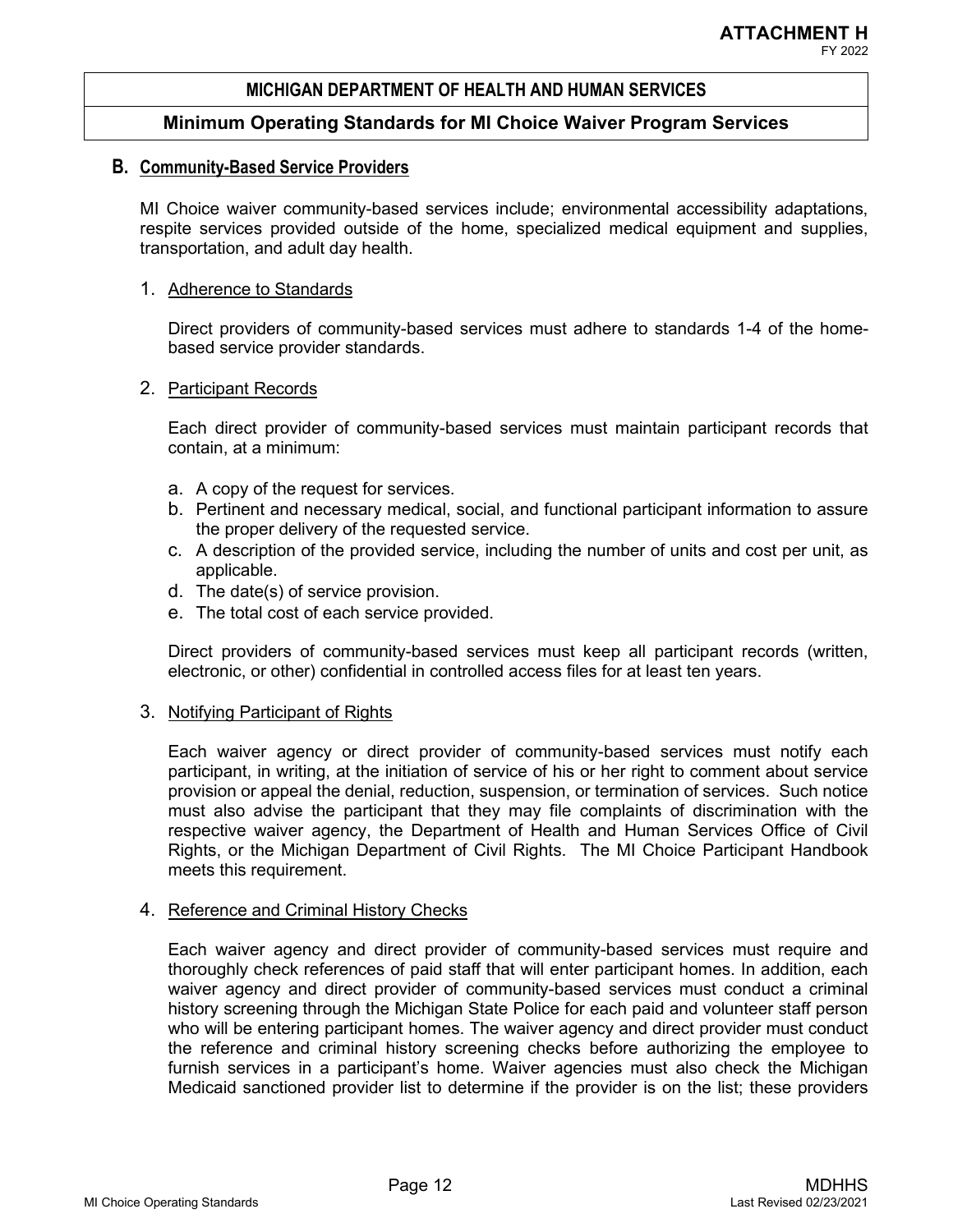## B. Community-Based Service Providers

MI Choice waiver community-based services include; environmental accessibility adaptations, respite services provided outside of the home, specialized medical equipment and supplies, transportation, and adult day health.

1. Adherence to Standards

   Direct providers of community-based services must adhere to standards 1-4 of the home-based service provider standards.

2. Participant Records

   Each direct provider of community-based services must maintain participant records that contain, at a minimum:

   a. A copy of the request for services.
   b. Pertinent and necessary medical, social, and functional participant information to assure the proper delivery of the requested service.
   c. A description of the provided service, including the number of units and cost per unit, as applicable.
   d. The date(s) of service provision.
   e. The total cost of each service provided.

   Direct providers of community-based services must keep all participant records (written, electronic, or other) confidential in controlled access files for at least ten years.

3. Notifying Participant of Rights

   Each waiver agency or direct provider of community-based services must notify each participant, in writing, at the initiation of service of his or her right to comment about service provision or appeal the denial, reduction, suspension, or termination of services. Such notice must also advise the participant that they may file complaints of discrimination with the respective waiver agency, the Department of Health and Human Services Office of Civil Rights, or the Michigan Department of Civil Rights. The MI Choice Participant Handbook meets this requirement.

4. Reference and Criminal History Checks

   Each waiver agency and direct provider of community-based services must require and thoroughly check references of paid staff that will enter participant homes. In addition, each waiver agency and direct provider of community-based services must conduct a criminal history screening through the Michigan State Police for each paid and volunteer staff person who will be entering participant homes. The waiver agency and direct provider must conduct the reference and criminal history screening checks before authorizing the employee to furnish services in a participant's home. Waiver agencies must also check the Michigan Medicaid sanctioned provider list to determine if the provider is on the list; these providers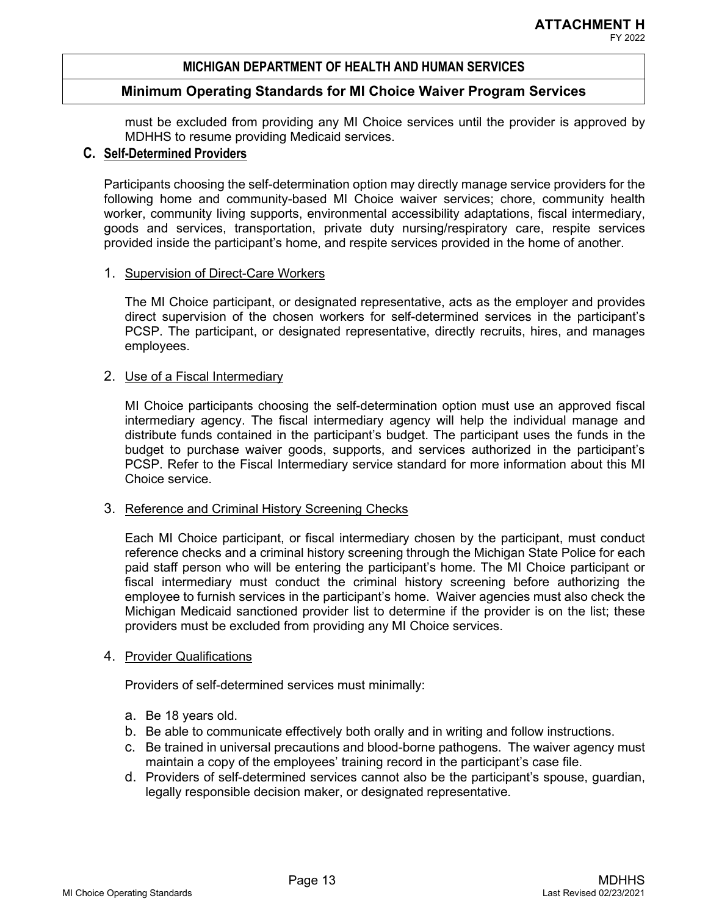must be excluded from providing any MI Choice services until the provider is approved by MDHHS to resume providing Medicaid services.

## C. Self-Determined Providers

Participants choosing the self-determination option may directly manage service providers for the following home and community-based MI Choice waiver services; chore, community health worker, community living supports, environmental accessibility adaptations, fiscal intermediary, goods and services, transportation, private duty nursing/respiratory care, respite services provided inside the participant's home, and respite services provided in the home of another.

### 1. Supervision of Direct-Care Workers

The MI Choice participant, or designated representative, acts as the employer and provides direct supervision of the chosen workers for self-determined services in the participant's PCSP. The participant, or designated representative, directly recruits, hires, and manages employees.

### 2. Use of a Fiscal Intermediary

MI Choice participants choosing the self-determination option must use an approved fiscal intermediary agency. The fiscal intermediary agency will help the individual manage and distribute funds contained in the participant's budget. The participant uses the funds in the budget to purchase waiver goods, supports, and services authorized in the participant's PCSP. Refer to the Fiscal Intermediary service standard for more information about this MI Choice service.

### 3. Reference and Criminal History Screening Checks

Each MI Choice participant, or fiscal intermediary chosen by the participant, must conduct reference checks and a criminal history screening through the Michigan State Police for each paid staff person who will be entering the participant's home. The MI Choice participant or fiscal intermediary must conduct the criminal history screening before authorizing the employee to furnish services in the participant's home. Waiver agencies must also check the Michigan Medicaid sanctioned provider list to determine if the provider is on the list; these providers must be excluded from providing any MI Choice services.

### 4. Provider Qualifications

Providers of self-determined services must minimally:

a. Be 18 years old.
b. Be able to communicate effectively both orally and in writing and follow instructions.
c. Be trained in universal precautions and blood-borne pathogens. The waiver agency must maintain a copy of the employees' training record in the participant's case file.
d. Providers of self-determined services cannot also be the participant's spouse, guardian, legally responsible decision maker, or designated representative.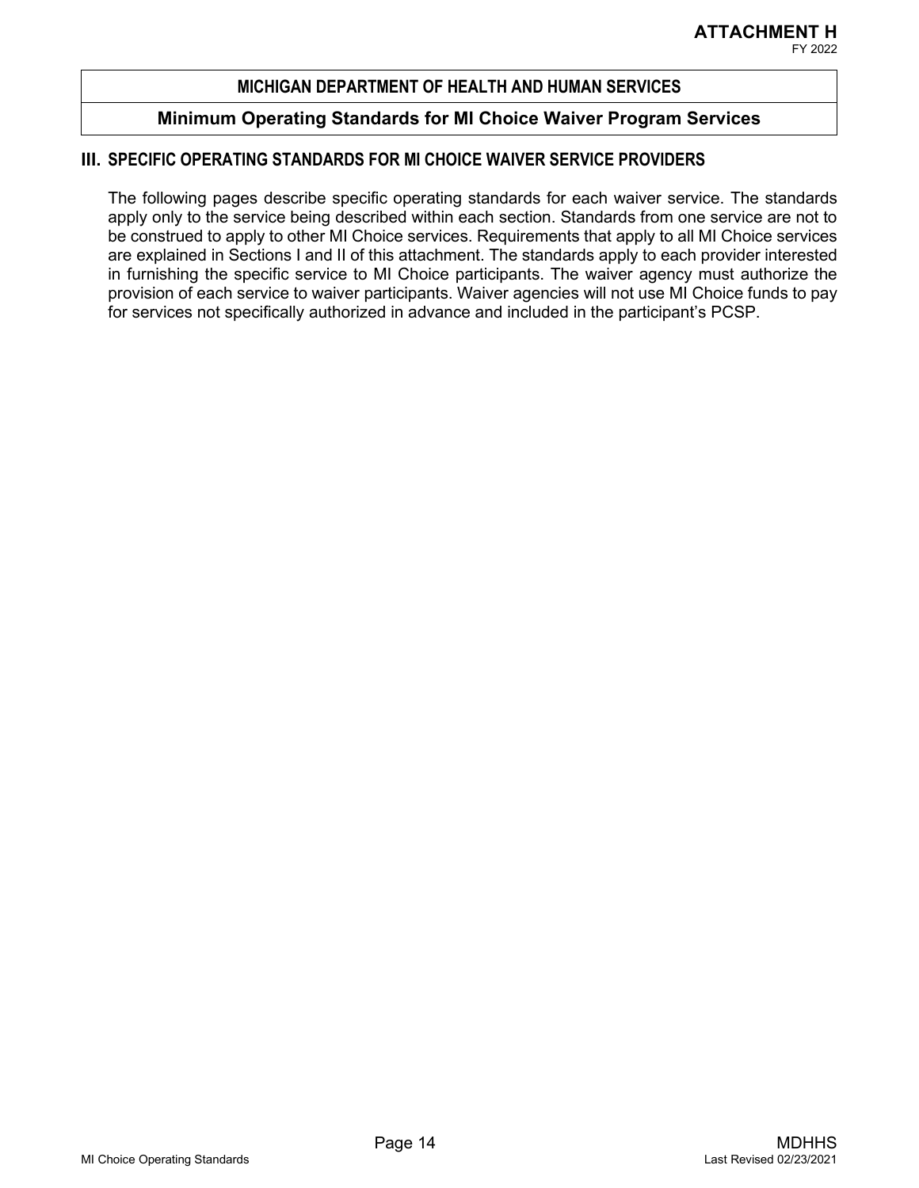## III. SPECIFIC OPERATING STANDARDS FOR MI CHOICE WAIVER SERVICE PROVIDERS

The following pages describe specific operating standards for each waiver service. The standards apply only to the service being described within each section. Standards from one service are not to be construed to apply to other MI Choice services. Requirements that apply to all MI Choice services are explained in Sections I and II of this attachment. The standards apply to each provider interested in furnishing the specific service to MI Choice participants. The waiver agency must authorize the provision of each service to waiver participants. Waiver agencies will not use MI Choice funds to pay for services not specifically authorized in advance and included in the participant's PCSP.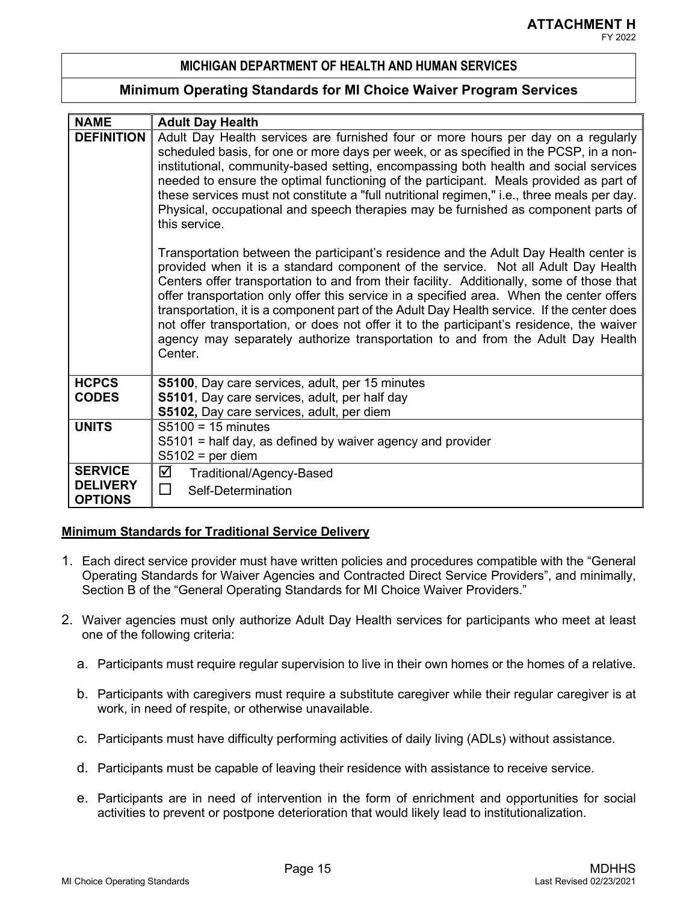**ATTACHMENT H**
FY 2022

## MICHIGAN DEPARTMENT OF HEALTH AND HUMAN SERVICES

## Minimum Operating Standards for MI Choice Waiver Program Services

| **NAME** | **Adult Day Health** |
| --- | --- |
| **DEFINITION** | Adult Day Health services are furnished four or more hours per day on a regularly scheduled basis, for one or more days per week, or as specified in the PCSP, in a non-institutional, community-based setting, encompassing both health and social services needed to ensure the optimal functioning of the participant. Meals provided as part of these services must not constitute a "full nutritional regimen," i.e., three meals per day. Physical, occupational and speech therapies may be furnished as component parts of this service.<br><br>Transportation between the participant's residence and the Adult Day Health center is provided when it is a standard component of the service. Not all Adult Day Health Centers offer transportation to and from their facility. Additionally, some of those that offer transportation only offer this service in a specified area. When the center offers transportation, it is a component part of the Adult Day Health service. If the center does not offer transportation, or does not offer it to the participant's residence, the waiver agency may separately authorize transportation to and from the Adult Day Health Center. |
| **HCPCS CODES** | **S5100**, Day care services, adult, per 15 minutes<br>**S5101**, Day care services, adult, per half day<br>**S5102,** Day care services, adult, per diem |
| **UNITS** | S5100 = 15 minutes<br>S5101 = half day, as defined by waiver agency and provider<br>S5102 = per diem |
| **SERVICE DELIVERY OPTIONS** | ☑ Traditional/Agency-Based<br>☐ Self-Determination |

**Minimum Standards for Traditional Service Delivery**

1. Each direct service provider must have written policies and procedures compatible with the "General Operating Standards for Waiver Agencies and Contracted Direct Service Providers", and minimally, Section B of the "General Operating Standards for MI Choice Waiver Providers."

2. Waiver agencies must only authorize Adult Day Health services for participants who meet at least one of the following criteria:

   a. Participants must require regular supervision to live in their own homes or the homes of a relative.

   b. Participants with caregivers must require a substitute caregiver while their regular caregiver is at work, in need of respite, or otherwise unavailable.

   c. Participants must have difficulty performing activities of daily living (ADLs) without assistance.

   d. Participants must be capable of leaving their residence with assistance to receive service.

   e. Participants are in need of intervention in the form of enrichment and opportunities for social activities to prevent or postpone deterioration that would likely lead to institutionalization.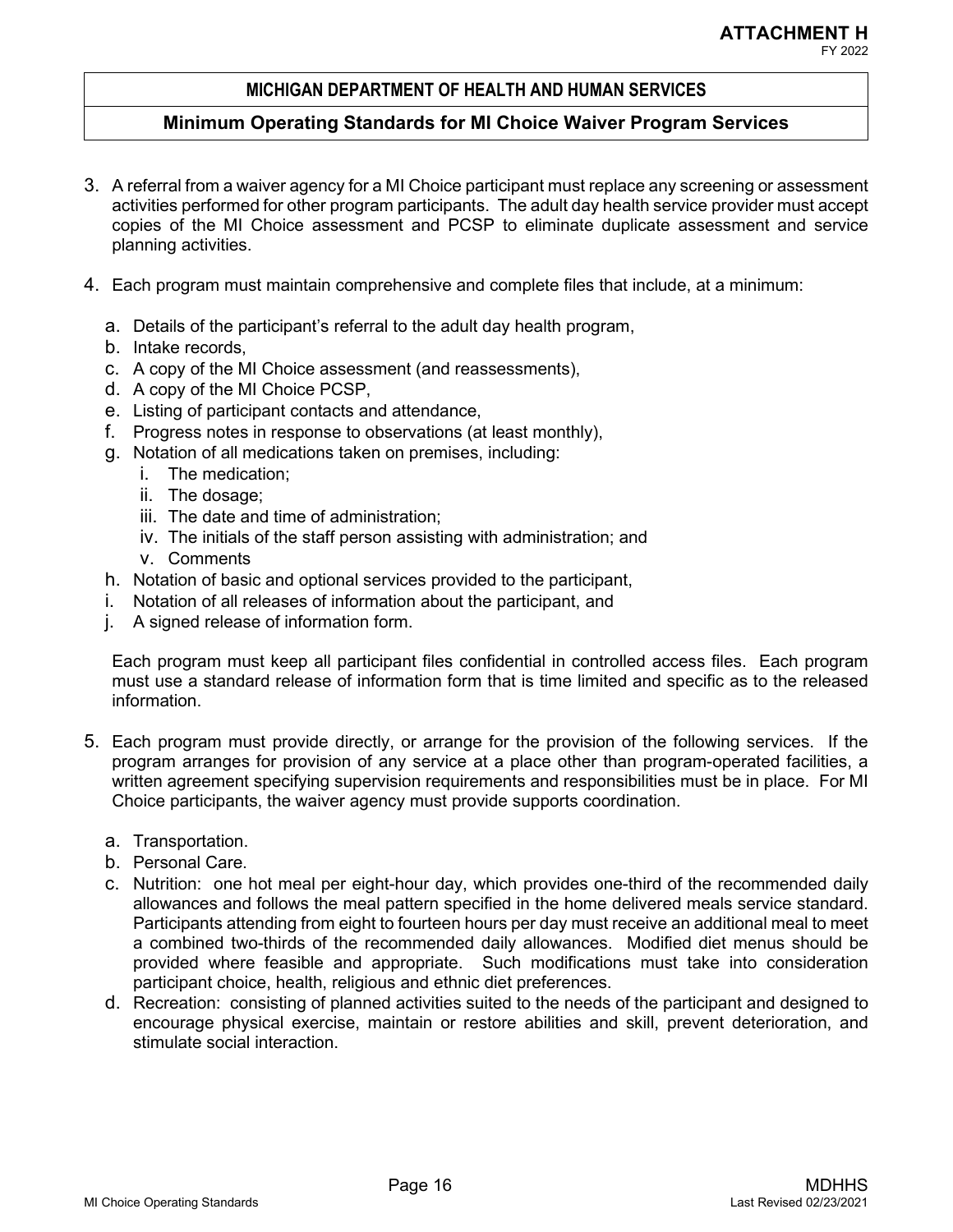3. A referral from a waiver agency for a MI Choice participant must replace any screening or assessment activities performed for other program participants. The adult day health service provider must accept copies of the MI Choice assessment and PCSP to eliminate duplicate assessment and service planning activities.

4. Each program must maintain comprehensive and complete files that include, at a minimum:

   a. Details of the participant's referral to the adult day health program,
   b. Intake records,
   c. A copy of the MI Choice assessment (and reassessments),
   d. A copy of the MI Choice PCSP,
   e. Listing of participant contacts and attendance,
   f. Progress notes in response to observations (at least monthly),
   g. Notation of all medications taken on premises, including:
      i. The medication;
      ii. The dosage;
      iii. The date and time of administration;
      iv. The initials of the staff person assisting with administration; and
      v. Comments
   h. Notation of basic and optional services provided to the participant,
   i. Notation of all releases of information about the participant, and
   j. A signed release of information form.

   Each program must keep all participant files confidential in controlled access files. Each program must use a standard release of information form that is time limited and specific as to the released information.

5. Each program must provide directly, or arrange for the provision of the following services. If the program arranges for provision of any service at a place other than program-operated facilities, a written agreement specifying supervision requirements and responsibilities must be in place. For MI Choice participants, the waiver agency must provide supports coordination.

   a. Transportation.
   b. Personal Care.
   c. Nutrition: one hot meal per eight-hour day, which provides one-third of the recommended daily allowances and follows the meal pattern specified in the home delivered meals service standard. Participants attending from eight to fourteen hours per day must receive an additional meal to meet a combined two-thirds of the recommended daily allowances. Modified diet menus should be provided where feasible and appropriate. Such modifications must take into consideration participant choice, health, religious and ethnic diet preferences.
   d. Recreation: consisting of planned activities suited to the needs of the participant and designed to encourage physical exercise, maintain or restore abilities and skill, prevent deterioration, and stimulate social interaction.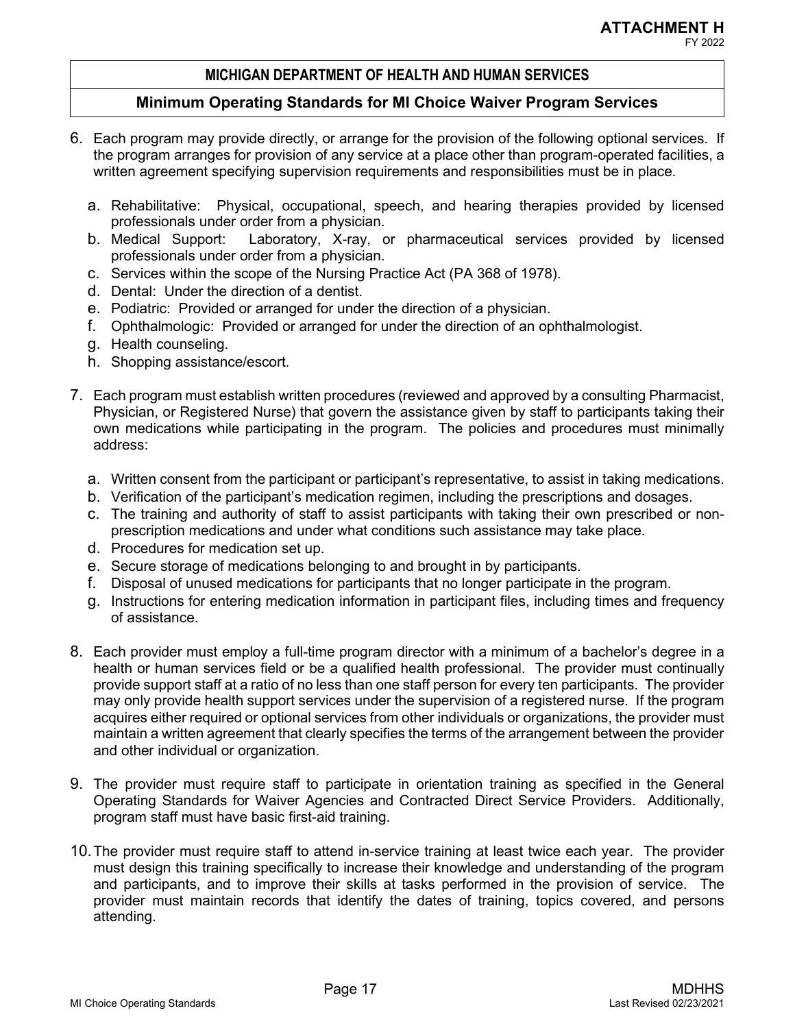6. Each program may provide directly, or arrange for the provision of the following optional services. If the program arranges for provision of any service at a place other than program-operated facilities, a written agreement specifying supervision requirements and responsibilities must be in place.

   a. Rehabilitative: Physical, occupational, speech, and hearing therapies provided by licensed professionals under order from a physician.
   b. Medical Support: Laboratory, X-ray, or pharmaceutical services provided by licensed professionals under order from a physician.
   c. Services within the scope of the Nursing Practice Act (PA 368 of 1978).
   d. Dental: Under the direction of a dentist.
   e. Podiatric: Provided or arranged for under the direction of a physician.
   f. Ophthalmologic: Provided or arranged for under the direction of an ophthalmologist.
   g. Health counseling.
   h. Shopping assistance/escort.

7. Each program must establish written procedures (reviewed and approved by a consulting Pharmacist, Physician, or Registered Nurse) that govern the assistance given by staff to participants taking their own medications while participating in the program. The policies and procedures must minimally address:

   a. Written consent from the participant or participant's representative, to assist in taking medications.
   b. Verification of the participant's medication regimen, including the prescriptions and dosages.
   c. The training and authority of staff to assist participants with taking their own prescribed or non-prescription medications and under what conditions such assistance may take place.
   d. Procedures for medication set up.
   e. Secure storage of medications belonging to and brought in by participants.
   f. Disposal of unused medications for participants that no longer participate in the program.
   g. Instructions for entering medication information in participant files, including times and frequency of assistance.

8. Each provider must employ a full-time program director with a minimum of a bachelor's degree in a health or human services field or be a qualified health professional. The provider must continually provide support staff at a ratio of no less than one staff person for every ten participants. The provider may only provide health support services under the supervision of a registered nurse. If the program acquires either required or optional services from other individuals or organizations, the provider must maintain a written agreement that clearly specifies the terms of the arrangement between the provider and other individual or organization.

9. The provider must require staff to participate in orientation training as specified in the General Operating Standards for Waiver Agencies and Contracted Direct Service Providers. Additionally, program staff must have basic first-aid training.

10. The provider must require staff to attend in-service training at least twice each year. The provider must design this training specifically to increase their knowledge and understanding of the program and participants, and to improve their skills at tasks performed in the provision of service. The provider must maintain records that identify the dates of training, topics covered, and persons attending.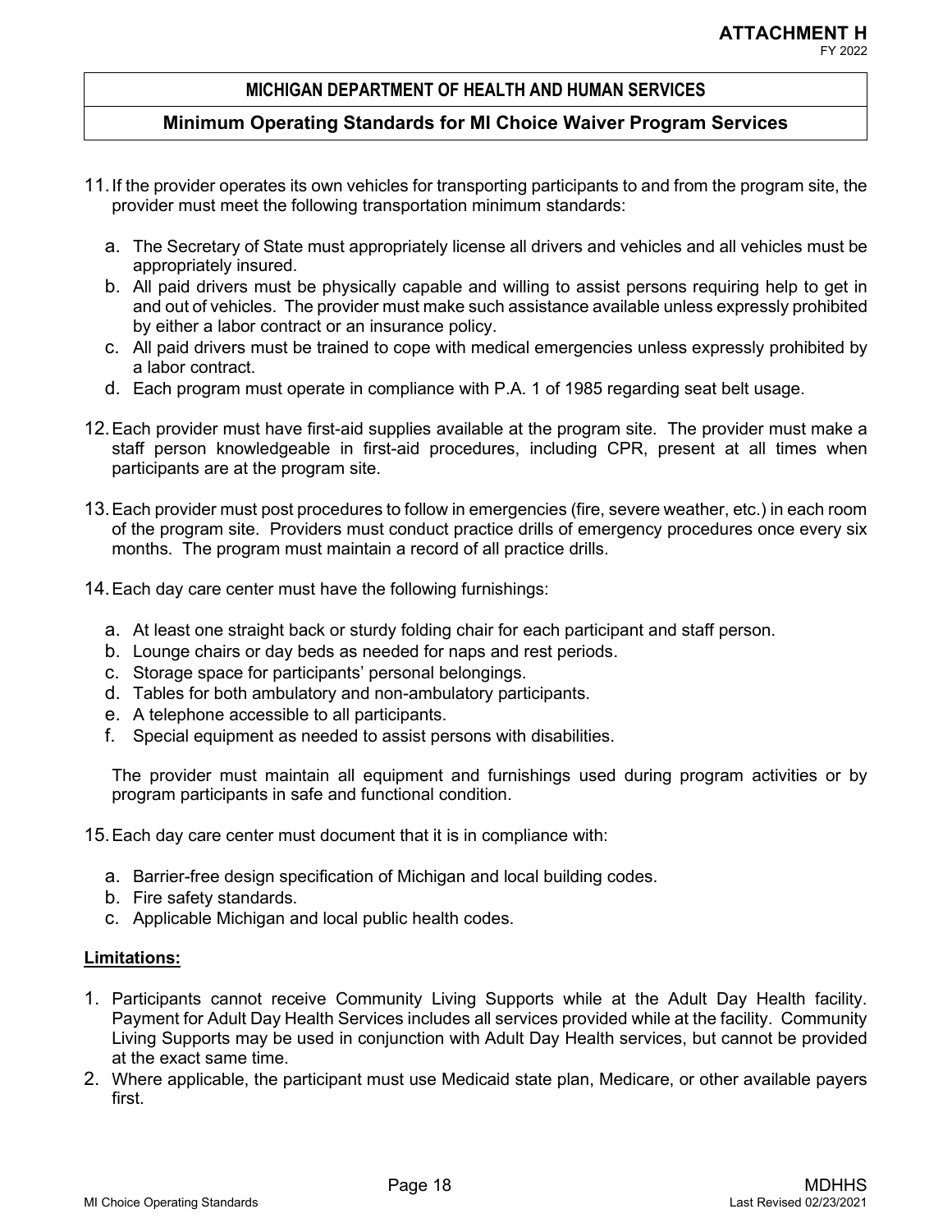11. If the provider operates its own vehicles for transporting participants to and from the program site, the provider must meet the following transportation minimum standards:

    a. The Secretary of State must appropriately license all drivers and vehicles and all vehicles must be appropriately insured.
    b. All paid drivers must be physically capable and willing to assist persons requiring help to get in and out of vehicles. The provider must make such assistance available unless expressly prohibited by either a labor contract or an insurance policy.
    c. All paid drivers must be trained to cope with medical emergencies unless expressly prohibited by a labor contract.
    d. Each program must operate in compliance with P.A. 1 of 1985 regarding seat belt usage.

12. Each provider must have first-aid supplies available at the program site. The provider must make a staff person knowledgeable in first-aid procedures, including CPR, present at all times when participants are at the program site.

13. Each provider must post procedures to follow in emergencies (fire, severe weather, etc.) in each room of the program site. Providers must conduct practice drills of emergency procedures once every six months. The program must maintain a record of all practice drills.

14. Each day care center must have the following furnishings:

    a. At least one straight back or sturdy folding chair for each participant and staff person.
    b. Lounge chairs or day beds as needed for naps and rest periods.
    c. Storage space for participants' personal belongings.
    d. Tables for both ambulatory and non-ambulatory participants.
    e. A telephone accessible to all participants.
    f. Special equipment as needed to assist persons with disabilities.

    The provider must maintain all equipment and furnishings used during program activities or by program participants in safe and functional condition.

15. Each day care center must document that it is in compliance with:

    a. Barrier-free design specification of Michigan and local building codes.
    b. Fire safety standards.
    c. Applicable Michigan and local public health codes.

**Limitations:**

1. Participants cannot receive Community Living Supports while at the Adult Day Health facility. Payment for Adult Day Health Services includes all services provided while at the facility. Community Living Supports may be used in conjunction with Adult Day Health services, but cannot be provided at the exact same time.
2. Where applicable, the participant must use Medicaid state plan, Medicare, or other available payers first.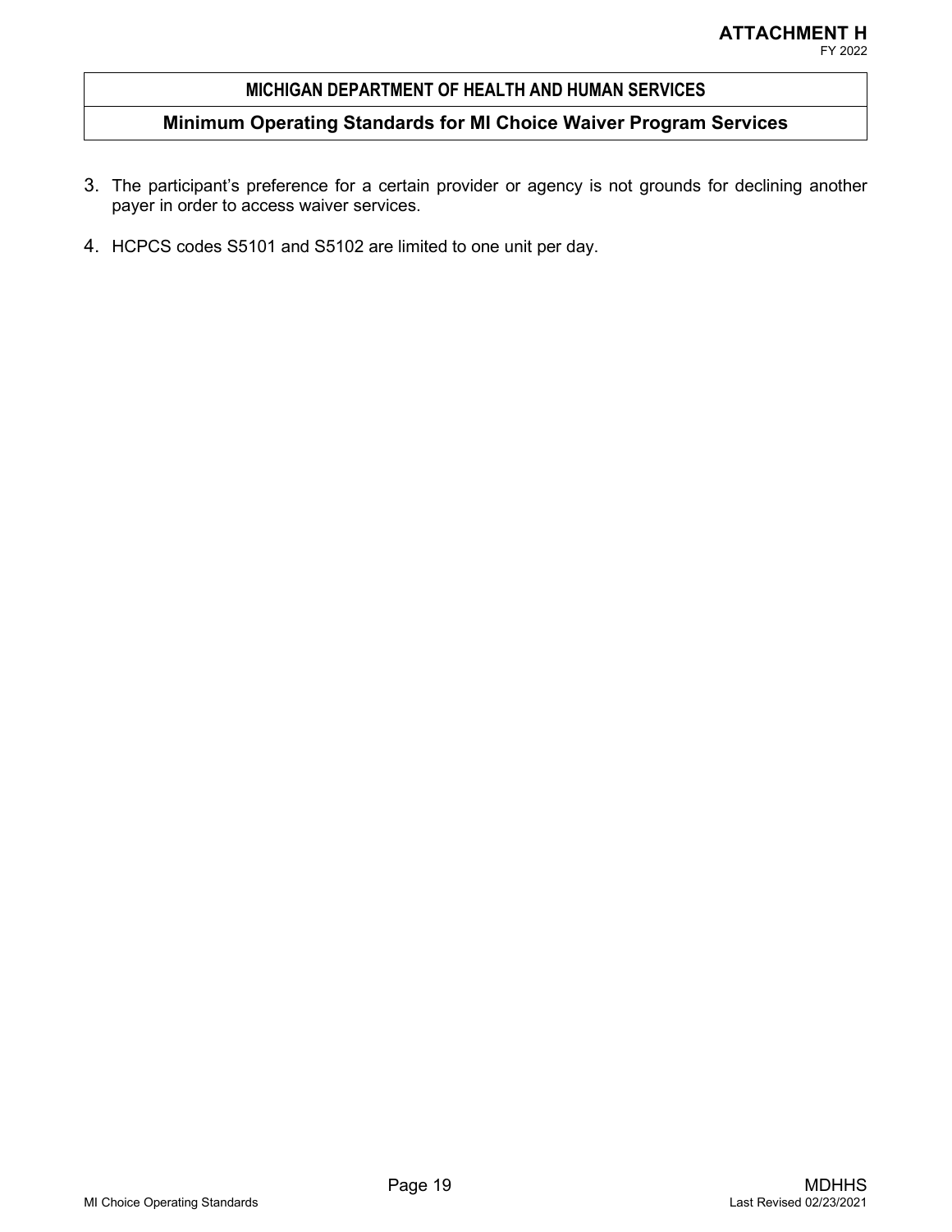3. The participant's preference for a certain provider or agency is not grounds for declining another payer in order to access waiver services.

4. HCPCS codes S5101 and S5102 are limited to one unit per day.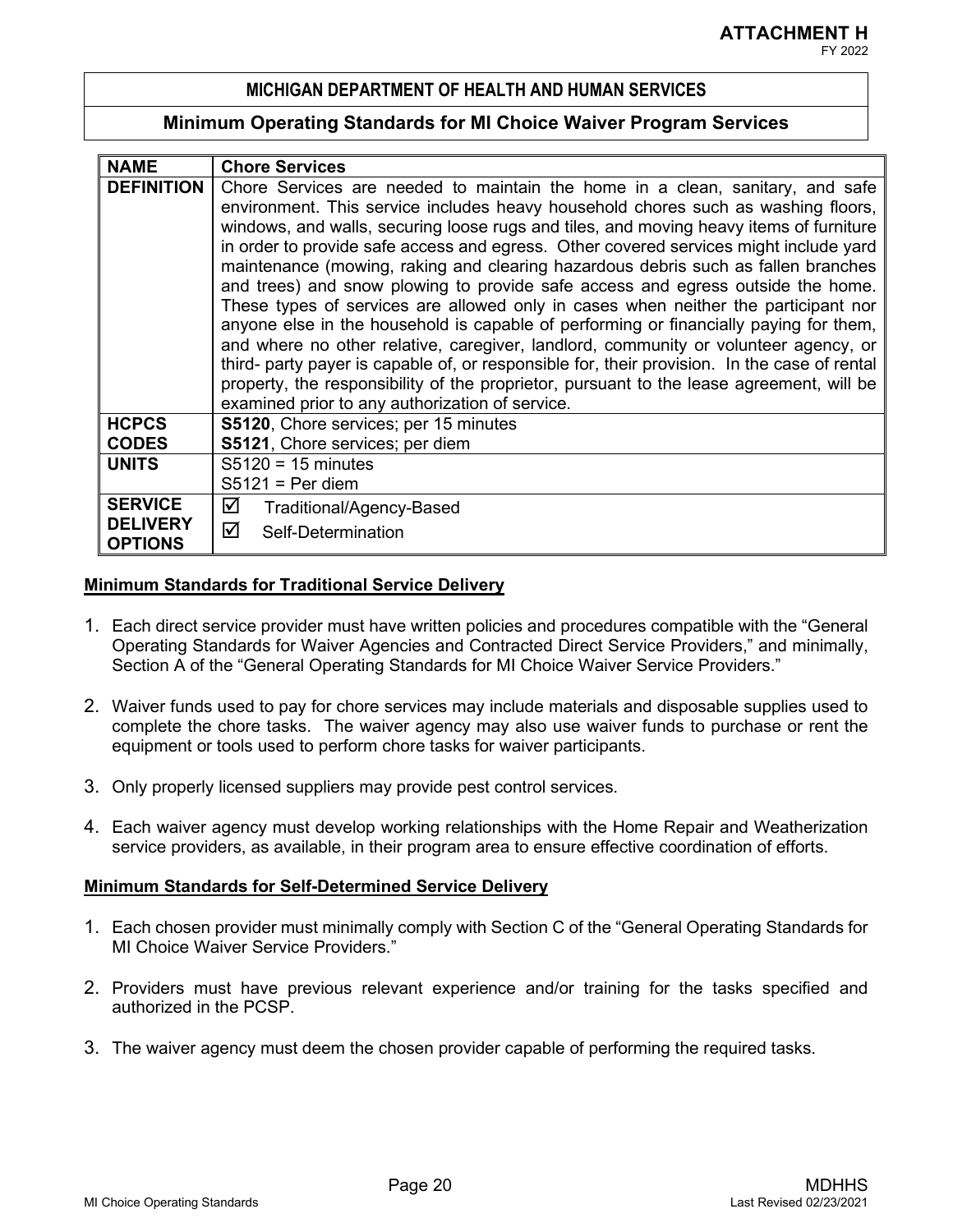**ATTACHMENT H**
FY 2022

## MICHIGAN DEPARTMENT OF HEALTH AND HUMAN SERVICES

## Minimum Operating Standards for MI Choice Waiver Program Services

| NAME | Chore Services |
|---|---|
| DEFINITION | Chore Services are needed to maintain the home in a clean, sanitary, and safe environment. This service includes heavy household chores such as washing floors, windows, and walls, securing loose rugs and tiles, and moving heavy items of furniture in order to provide safe access and egress. Other covered services might include yard maintenance (mowing, raking and clearing hazardous debris such as fallen branches and trees) and snow plowing to provide safe access and egress outside the home. These types of services are allowed only in cases when neither the participant nor anyone else in the household is capable of performing or financially paying for them, and where no other relative, caregiver, landlord, community or volunteer agency, or third- party payer is capable of, or responsible for, their provision. In the case of rental property, the responsibility of the proprietor, pursuant to the lease agreement, will be examined prior to any authorization of service. |
| HCPCS CODES | **S5120**, Chore services; per 15 minutes<br>**S5121**, Chore services; per diem |
| UNITS | S5120 = 15 minutes<br>S5121 = Per diem |
| SERVICE DELIVERY OPTIONS | ☑ Traditional/Agency-Based<br>☑ Self-Determination |

### Minimum Standards for Traditional Service Delivery

1. Each direct service provider must have written policies and procedures compatible with the "General Operating Standards for Waiver Agencies and Contracted Direct Service Providers," and minimally, Section A of the "General Operating Standards for MI Choice Waiver Service Providers."

2. Waiver funds used to pay for chore services may include materials and disposable supplies used to complete the chore tasks. The waiver agency may also use waiver funds to purchase or rent the equipment or tools used to perform chore tasks for waiver participants.

3. Only properly licensed suppliers may provide pest control services.

4. Each waiver agency must develop working relationships with the Home Repair and Weatherization service providers, as available, in their program area to ensure effective coordination of efforts.

### Minimum Standards for Self-Determined Service Delivery

1. Each chosen provider must minimally comply with Section C of the "General Operating Standards for MI Choice Waiver Service Providers."

2. Providers must have previous relevant experience and/or training for the tasks specified and authorized in the PCSP.

3. The waiver agency must deem the chosen provider capable of performing the required tasks.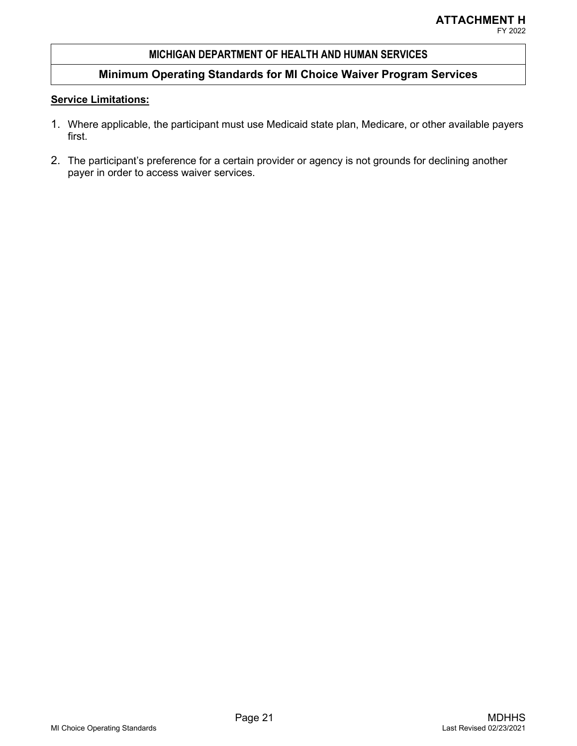**Service Limitations:**

1. Where applicable, the participant must use Medicaid state plan, Medicare, or other available payers first.

2. The participant's preference for a certain provider or agency is not grounds for declining another payer in order to access waiver services.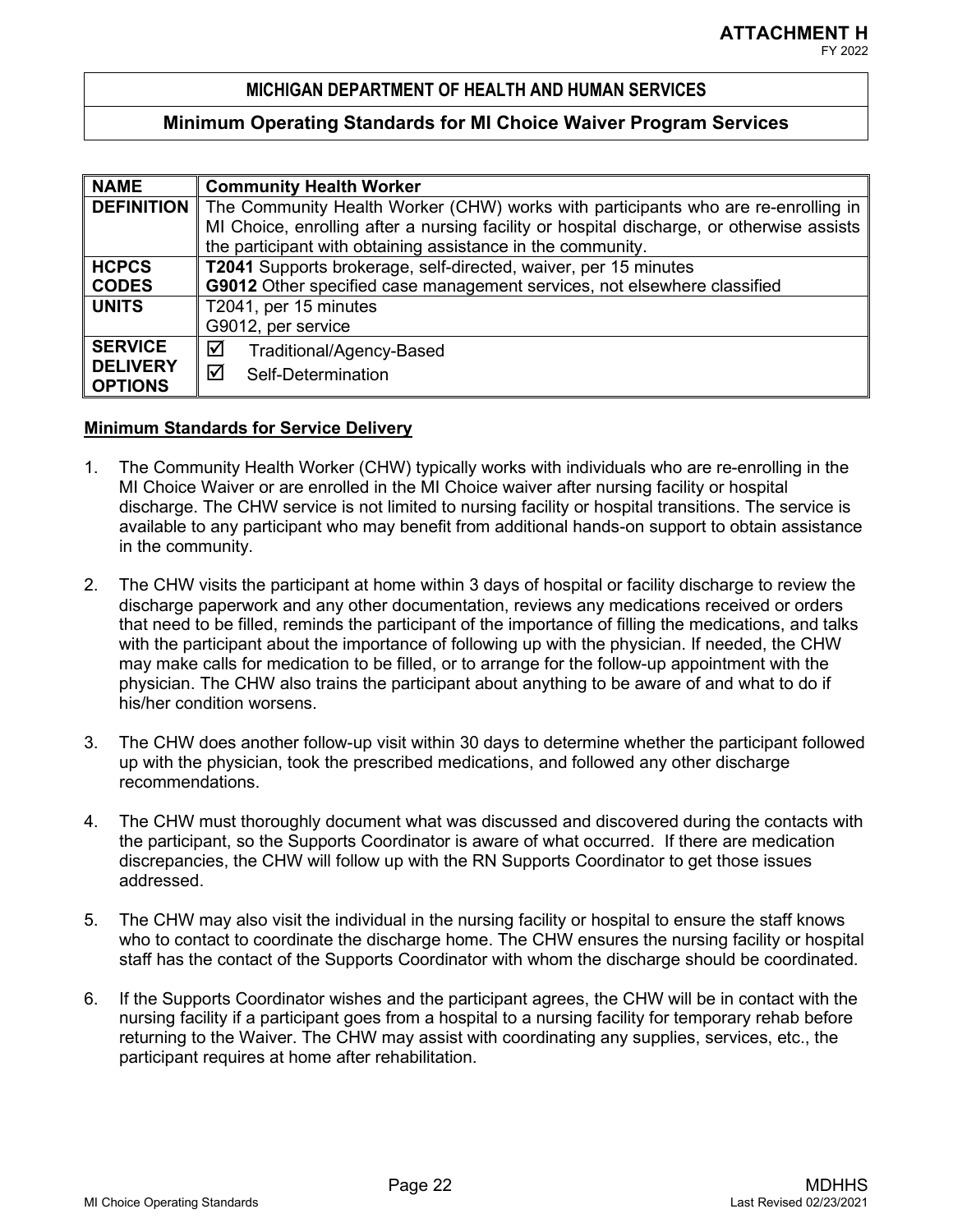## ATTACHMENT H

FY 2022

## MICHIGAN DEPARTMENT OF HEALTH AND HUMAN SERVICES

## Minimum Operating Standards for MI Choice Waiver Program Services

| NAME | Community Health Worker |
|---|---|
| DEFINITION | The Community Health Worker (CHW) works with participants who are re-enrolling in MI Choice, enrolling after a nursing facility or hospital discharge, or otherwise assists the participant with obtaining assistance in the community. |
| HCPCS CODES | **T2041** Supports brokerage, self-directed, waiver, per 15 minutes<br>**G9012** Other specified case management services, not elsewhere classified |
| UNITS | T2041, per 15 minutes<br>G9012, per service |
| SERVICE DELIVERY OPTIONS | ☑ Traditional/Agency-Based<br>☑ Self-Determination |

**Minimum Standards for Service Delivery**

1. The Community Health Worker (CHW) typically works with individuals who are re-enrolling in the MI Choice Waiver or are enrolled in the MI Choice waiver after nursing facility or hospital discharge. The CHW service is not limited to nursing facility or hospital transitions. The service is available to any participant who may benefit from additional hands-on support to obtain assistance in the community.

2. The CHW visits the participant at home within 3 days of hospital or facility discharge to review the discharge paperwork and any other documentation, reviews any medications received or orders that need to be filled, reminds the participant of the importance of filling the medications, and talks with the participant about the importance of following up with the physician. If needed, the CHW may make calls for medication to be filled, or to arrange for the follow-up appointment with the physician. The CHW also trains the participant about anything to be aware of and what to do if his/her condition worsens.

3. The CHW does another follow-up visit within 30 days to determine whether the participant followed up with the physician, took the prescribed medications, and followed any other discharge recommendations.

4. The CHW must thoroughly document what was discussed and discovered during the contacts with the participant, so the Supports Coordinator is aware of what occurred. If there are medication discrepancies, the CHW will follow up with the RN Supports Coordinator to get those issues addressed.

5. The CHW may also visit the individual in the nursing facility or hospital to ensure the staff knows who to contact to coordinate the discharge home. The CHW ensures the nursing facility or hospital staff has the contact of the Supports Coordinator with whom the discharge should be coordinated.

6. If the Supports Coordinator wishes and the participant agrees, the CHW will be in contact with the nursing facility if a participant goes from a hospital to a nursing facility for temporary rehab before returning to the Waiver. The CHW may assist with coordinating any supplies, services, etc., the participant requires at home after rehabilitation.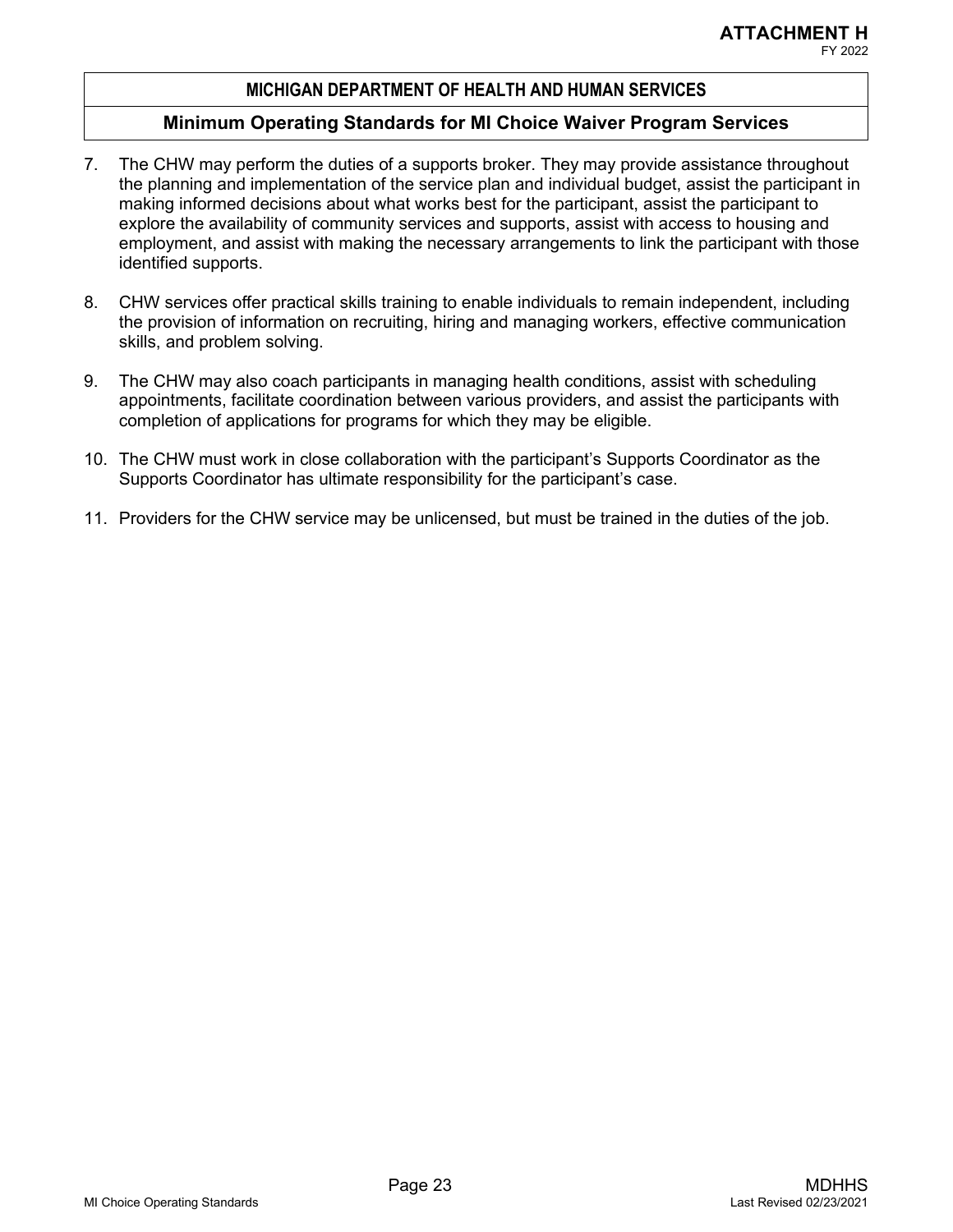7. The CHW may perform the duties of a supports broker. They may provide assistance throughout the planning and implementation of the service plan and individual budget, assist the participant in making informed decisions about what works best for the participant, assist the participant to explore the availability of community services and supports, assist with access to housing and employment, and assist with making the necessary arrangements to link the participant with those identified supports.

8. CHW services offer practical skills training to enable individuals to remain independent, including the provision of information on recruiting, hiring and managing workers, effective communication skills, and problem solving.

9. The CHW may also coach participants in managing health conditions, assist with scheduling appointments, facilitate coordination between various providers, and assist the participants with completion of applications for programs for which they may be eligible.

10. The CHW must work in close collaboration with the participant's Supports Coordinator as the Supports Coordinator has ultimate responsibility for the participant's case.

11. Providers for the CHW service may be unlicensed, but must be trained in the duties of the job.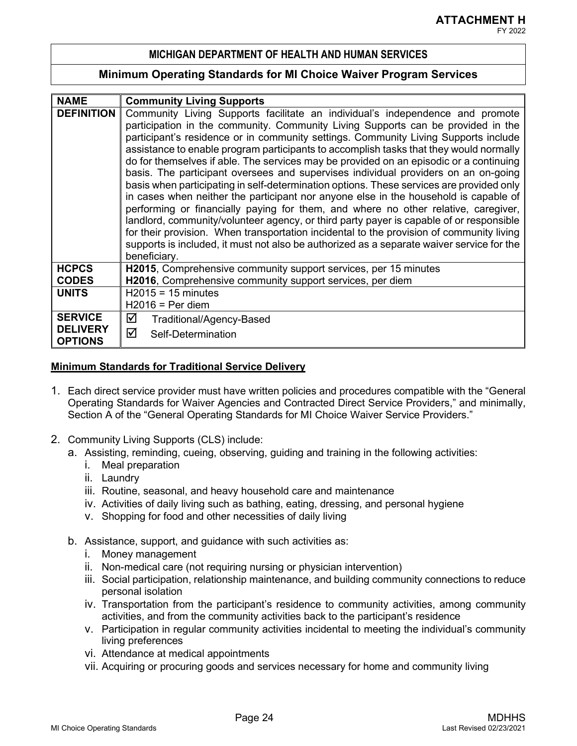**ATTACHMENT H**
FY 2022

**MICHIGAN DEPARTMENT OF HEALTH AND HUMAN SERVICES**

**Minimum Operating Standards for MI Choice Waiver Program Services**

| **NAME** | **Community Living Supports** |
|---|---|
| **DEFINITION** | Community Living Supports facilitate an individual's independence and promote participation in the community. Community Living Supports can be provided in the participant's residence or in community settings. Community Living Supports include assistance to enable program participants to accomplish tasks that they would normally do for themselves if able. The services may be provided on an episodic or a continuing basis. The participant oversees and supervises individual providers on an on-going basis when participating in self-determination options. These services are provided only in cases when neither the participant nor anyone else in the household is capable of performing or financially paying for them, and where no other relative, caregiver, landlord, community/volunteer agency, or third party payer is capable of or responsible for their provision. When transportation incidental to the provision of community living supports is included, it must not also be authorized as a separate waiver service for the beneficiary. |
| **HCPCS CODES** | **H2015**, Comprehensive community support services, per 15 minutes<br>**H2016**, Comprehensive community support services, per diem |
| **UNITS** | H2015 = 15 minutes<br>H2016 = Per diem |
| **SERVICE DELIVERY OPTIONS** | ☑ Traditional/Agency-Based<br>☑ Self-Determination |

**Minimum Standards for Traditional Service Delivery**

1. Each direct service provider must have written policies and procedures compatible with the "General Operating Standards for Waiver Agencies and Contracted Direct Service Providers," and minimally, Section A of the "General Operating Standards for MI Choice Waiver Service Providers."

2. Community Living Supports (CLS) include:
   a. Assisting, reminding, cueing, observing, guiding and training in the following activities:
      i. Meal preparation
      ii. Laundry
      iii. Routine, seasonal, and heavy household care and maintenance
      iv. Activities of daily living such as bathing, eating, dressing, and personal hygiene
      v. Shopping for food and other necessities of daily living

   b. Assistance, support, and guidance with such activities as:
      i. Money management
      ii. Non-medical care (not requiring nursing or physician intervention)
      iii. Social participation, relationship maintenance, and building community connections to reduce personal isolation
      iv. Transportation from the participant's residence to community activities, among community activities, and from the community activities back to the participant's residence
      v. Participation in regular community activities incidental to meeting the individual's community living preferences
      vi. Attendance at medical appointments
      vii. Acquiring or procuring goods and services necessary for home and community living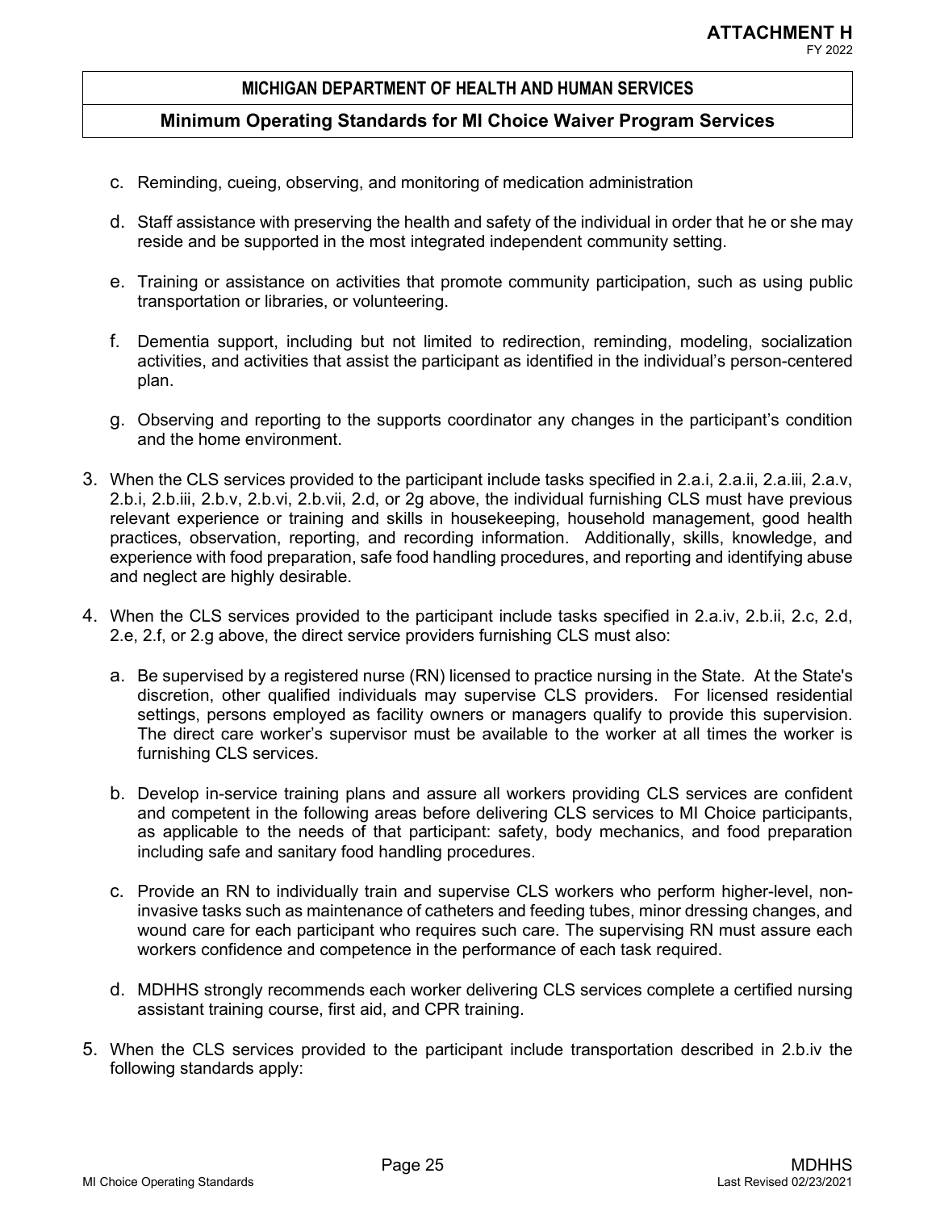c. Reminding, cueing, observing, and monitoring of medication administration

d. Staff assistance with preserving the health and safety of the individual in order that he or she may reside and be supported in the most integrated independent community setting.

e. Training or assistance on activities that promote community participation, such as using public transportation or libraries, or volunteering.

f. Dementia support, including but not limited to redirection, reminding, modeling, socialization activities, and activities that assist the participant as identified in the individual's person-centered plan.

g. Observing and reporting to the supports coordinator any changes in the participant's condition and the home environment.

3. When the CLS services provided to the participant include tasks specified in 2.a.i, 2.a.ii, 2.a.iii, 2.a.v, 2.b.i, 2.b.iii, 2.b.v, 2.b.vi, 2.b.vii, 2.d, or 2g above, the individual furnishing CLS must have previous relevant experience or training and skills in housekeeping, household management, good health practices, observation, reporting, and recording information. Additionally, skills, knowledge, and experience with food preparation, safe food handling procedures, and reporting and identifying abuse and neglect are highly desirable.

4. When the CLS services provided to the participant include tasks specified in 2.a.iv, 2.b.ii, 2.c, 2.d, 2.e, 2.f, or 2.g above, the direct service providers furnishing CLS must also:

   a. Be supervised by a registered nurse (RN) licensed to practice nursing in the State. At the State's discretion, other qualified individuals may supervise CLS providers. For licensed residential settings, persons employed as facility owners or managers qualify to provide this supervision. The direct care worker's supervisor must be available to the worker at all times the worker is furnishing CLS services.

   b. Develop in-service training plans and assure all workers providing CLS services are confident and competent in the following areas before delivering CLS services to MI Choice participants, as applicable to the needs of that participant: safety, body mechanics, and food preparation including safe and sanitary food handling procedures.

   c. Provide an RN to individually train and supervise CLS workers who perform higher-level, non-invasive tasks such as maintenance of catheters and feeding tubes, minor dressing changes, and wound care for each participant who requires such care. The supervising RN must assure each workers confidence and competence in the performance of each task required.

   d. MDHHS strongly recommends each worker delivering CLS services complete a certified nursing assistant training course, first aid, and CPR training.

5. When the CLS services provided to the participant include transportation described in 2.b.iv the following standards apply: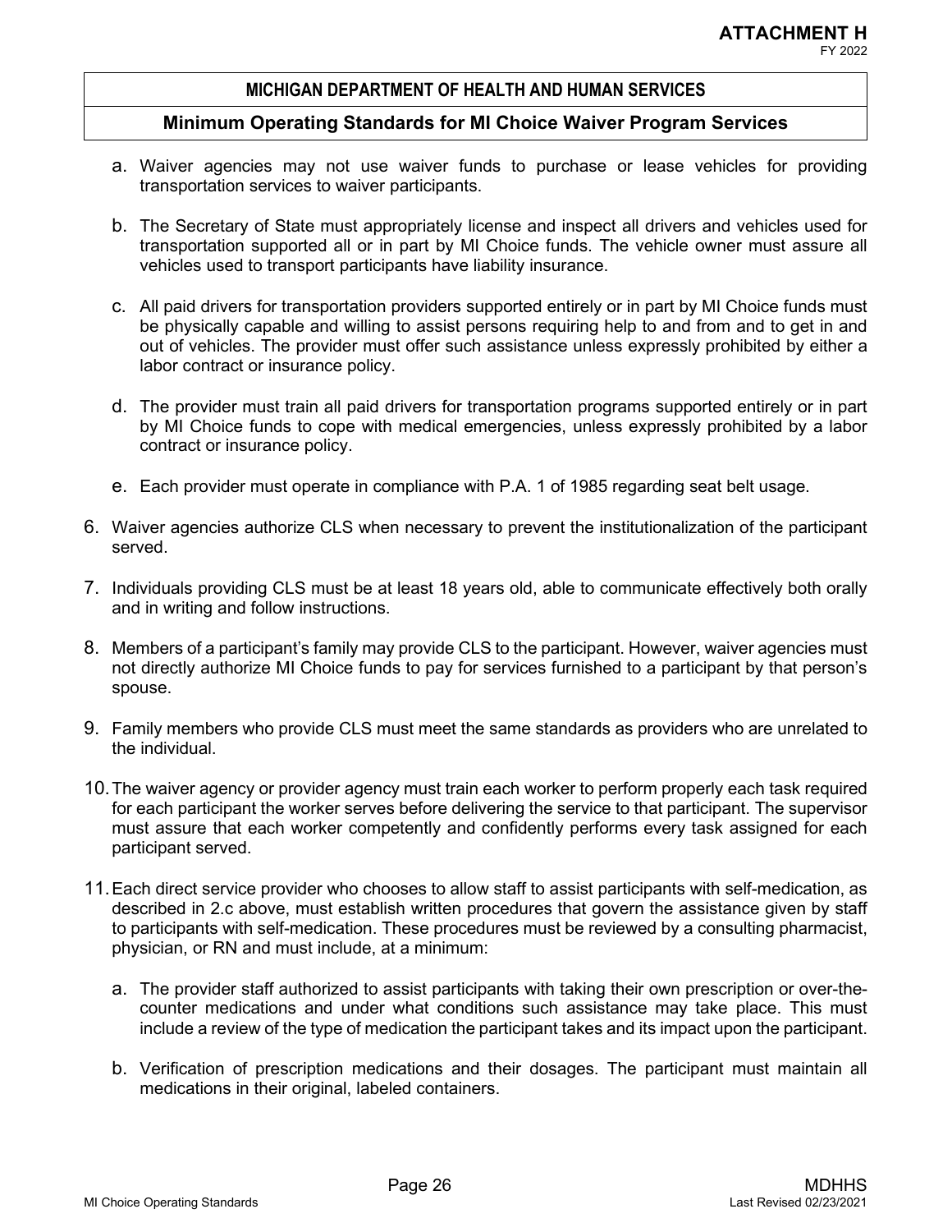a. Waiver agencies may not use waiver funds to purchase or lease vehicles for providing transportation services to waiver participants.

b. The Secretary of State must appropriately license and inspect all drivers and vehicles used for transportation supported all or in part by MI Choice funds. The vehicle owner must assure all vehicles used to transport participants have liability insurance.

c. All paid drivers for transportation providers supported entirely or in part by MI Choice funds must be physically capable and willing to assist persons requiring help to and from and to get in and out of vehicles. The provider must offer such assistance unless expressly prohibited by either a labor contract or insurance policy.

d. The provider must train all paid drivers for transportation programs supported entirely or in part by MI Choice funds to cope with medical emergencies, unless expressly prohibited by a labor contract or insurance policy.

e. Each provider must operate in compliance with P.A. 1 of 1985 regarding seat belt usage.

6. Waiver agencies authorize CLS when necessary to prevent the institutionalization of the participant served.

7. Individuals providing CLS must be at least 18 years old, able to communicate effectively both orally and in writing and follow instructions.

8. Members of a participant's family may provide CLS to the participant. However, waiver agencies must not directly authorize MI Choice funds to pay for services furnished to a participant by that person's spouse.

9. Family members who provide CLS must meet the same standards as providers who are unrelated to the individual.

10. The waiver agency or provider agency must train each worker to perform properly each task required for each participant the worker serves before delivering the service to that participant. The supervisor must assure that each worker competently and confidently performs every task assigned for each participant served.

11. Each direct service provider who chooses to allow staff to assist participants with self-medication, as described in 2.c above, must establish written procedures that govern the assistance given by staff to participants with self-medication. These procedures must be reviewed by a consulting pharmacist, physician, or RN and must include, at a minimum:

    a. The provider staff authorized to assist participants with taking their own prescription or over-the-counter medications and under what conditions such assistance may take place. This must include a review of the type of medication the participant takes and its impact upon the participant.

    b. Verification of prescription medications and their dosages. The participant must maintain all medications in their original, labeled containers.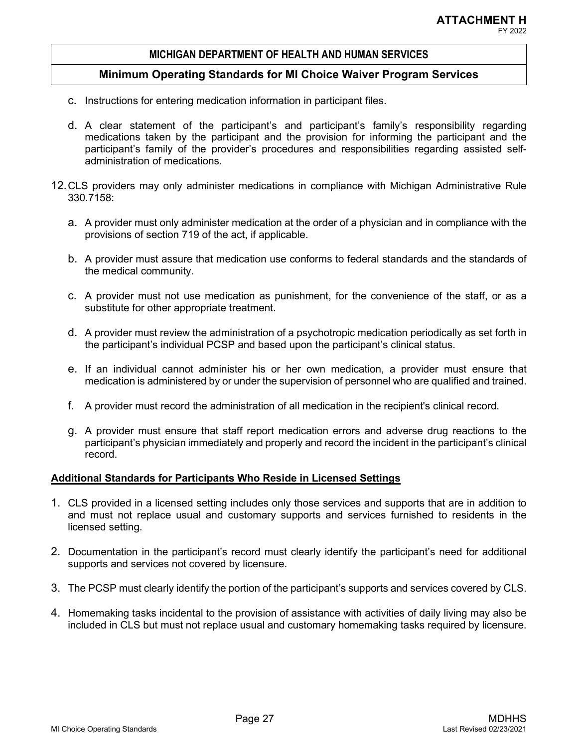c. Instructions for entering medication information in participant files.

d. A clear statement of the participant's and participant's family's responsibility regarding medications taken by the participant and the provision for informing the participant and the participant's family of the provider's procedures and responsibilities regarding assisted self-administration of medications.

12. CLS providers may only administer medications in compliance with Michigan Administrative Rule 330.7158:

    a. A provider must only administer medication at the order of a physician and in compliance with the provisions of section 719 of the act, if applicable.

    b. A provider must assure that medication use conforms to federal standards and the standards of the medical community.

    c. A provider must not use medication as punishment, for the convenience of the staff, or as a substitute for other appropriate treatment.

    d. A provider must review the administration of a psychotropic medication periodically as set forth in the participant's individual PCSP and based upon the participant's clinical status.

    e. If an individual cannot administer his or her own medication, a provider must ensure that medication is administered by or under the supervision of personnel who are qualified and trained.

    f. A provider must record the administration of all medication in the recipient's clinical record.

    g. A provider must ensure that staff report medication errors and adverse drug reactions to the participant's physician immediately and properly and record the incident in the participant's clinical record.

**Additional Standards for Participants Who Reside in Licensed Settings**

1. CLS provided in a licensed setting includes only those services and supports that are in addition to and must not replace usual and customary supports and services furnished to residents in the licensed setting.
2. Documentation in the participant's record must clearly identify the participant's need for additional supports and services not covered by licensure.
3. The PCSP must clearly identify the portion of the participant's supports and services covered by CLS.
4. Homemaking tasks incidental to the provision of assistance with activities of daily living may also be included in CLS but must not replace usual and customary homemaking tasks required by licensure.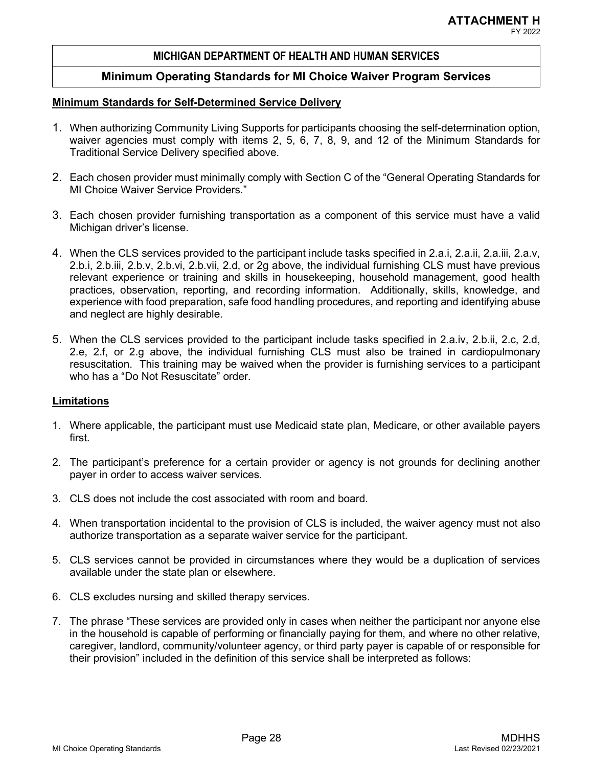## Minimum Standards for Self-Determined Service Delivery

1. When authorizing Community Living Supports for participants choosing the self-determination option, waiver agencies must comply with items 2, 5, 6, 7, 8, 9, and 12 of the Minimum Standards for Traditional Service Delivery specified above.

2. Each chosen provider must minimally comply with Section C of the "General Operating Standards for MI Choice Waiver Service Providers."

3. Each chosen provider furnishing transportation as a component of this service must have a valid Michigan driver's license.

4. When the CLS services provided to the participant include tasks specified in 2.a.i, 2.a.ii, 2.a.iii, 2.a.v, 2.b.i, 2.b.iii, 2.b.v, 2.b.vi, 2.b.vii, 2.d, or 2g above, the individual furnishing CLS must have previous relevant experience or training and skills in housekeeping, household management, good health practices, observation, reporting, and recording information. Additionally, skills, knowledge, and experience with food preparation, safe food handling procedures, and reporting and identifying abuse and neglect are highly desirable.

5. When the CLS services provided to the participant include tasks specified in 2.a.iv, 2.b.ii, 2.c, 2.d, 2.e, 2.f, or 2.g above, the individual furnishing CLS must also be trained in cardiopulmonary resuscitation. This training may be waived when the provider is furnishing services to a participant who has a "Do Not Resuscitate" order.

## Limitations

1. Where applicable, the participant must use Medicaid state plan, Medicare, or other available payers first.

2. The participant's preference for a certain provider or agency is not grounds for declining another payer in order to access waiver services.

3. CLS does not include the cost associated with room and board.

4. When transportation incidental to the provision of CLS is included, the waiver agency must not also authorize transportation as a separate waiver service for the participant.

5. CLS services cannot be provided in circumstances where they would be a duplication of services available under the state plan or elsewhere.

6. CLS excludes nursing and skilled therapy services.

7. The phrase "These services are provided only in cases when neither the participant nor anyone else in the household is capable of performing or financially paying for them, and where no other relative, caregiver, landlord, community/volunteer agency, or third party payer is capable of or responsible for their provision" included in the definition of this service shall be interpreted as follows: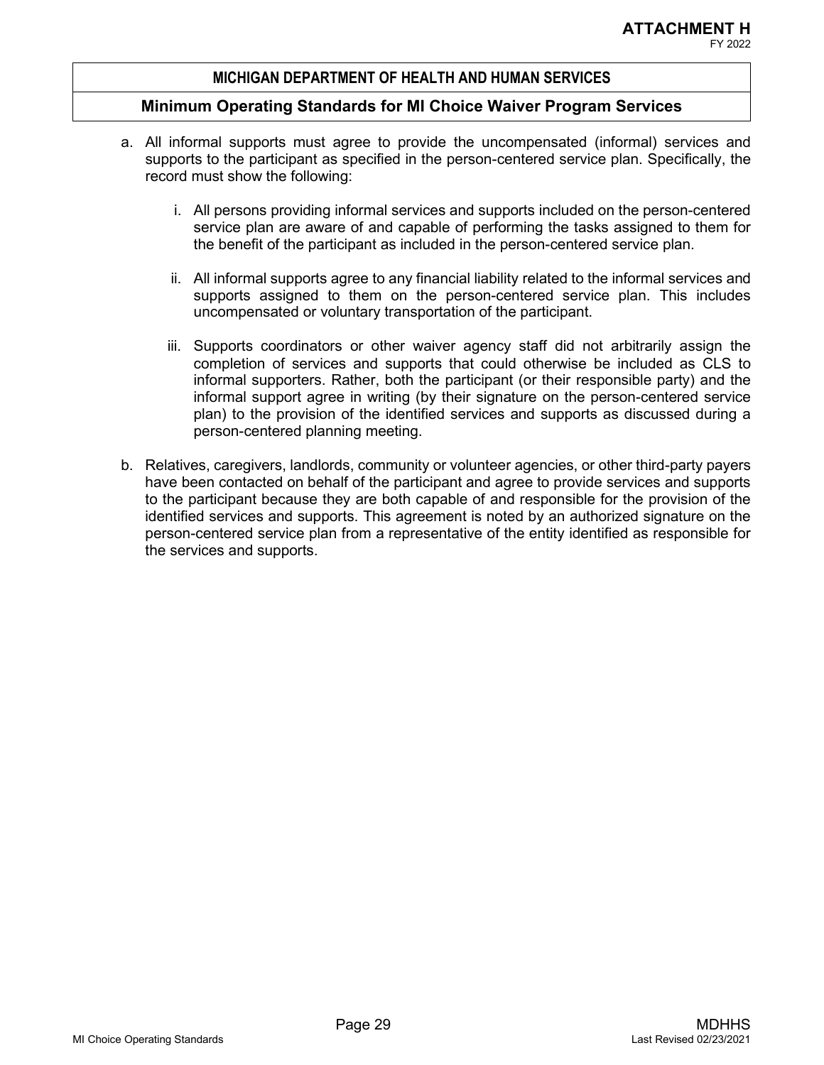a. All informal supports must agree to provide the uncompensated (informal) services and supports to the participant as specified in the person-centered service plan. Specifically, the record must show the following:

   i. All persons providing informal services and supports included on the person-centered service plan are aware of and capable of performing the tasks assigned to them for the benefit of the participant as included in the person-centered service plan.

   ii. All informal supports agree to any financial liability related to the informal services and supports assigned to them on the person-centered service plan. This includes uncompensated or voluntary transportation of the participant.

   iii. Supports coordinators or other waiver agency staff did not arbitrarily assign the completion of services and supports that could otherwise be included as CLS to informal supporters. Rather, both the participant (or their responsible party) and the informal support agree in writing (by their signature on the person-centered service plan) to the provision of the identified services and supports as discussed during a person-centered planning meeting.

b. Relatives, caregivers, landlords, community or volunteer agencies, or other third-party payers have been contacted on behalf of the participant and agree to provide services and supports to the participant because they are both capable of and responsible for the provision of the identified services and supports. This agreement is noted by an authorized signature on the person-centered service plan from a representative of the entity identified as responsible for the services and supports.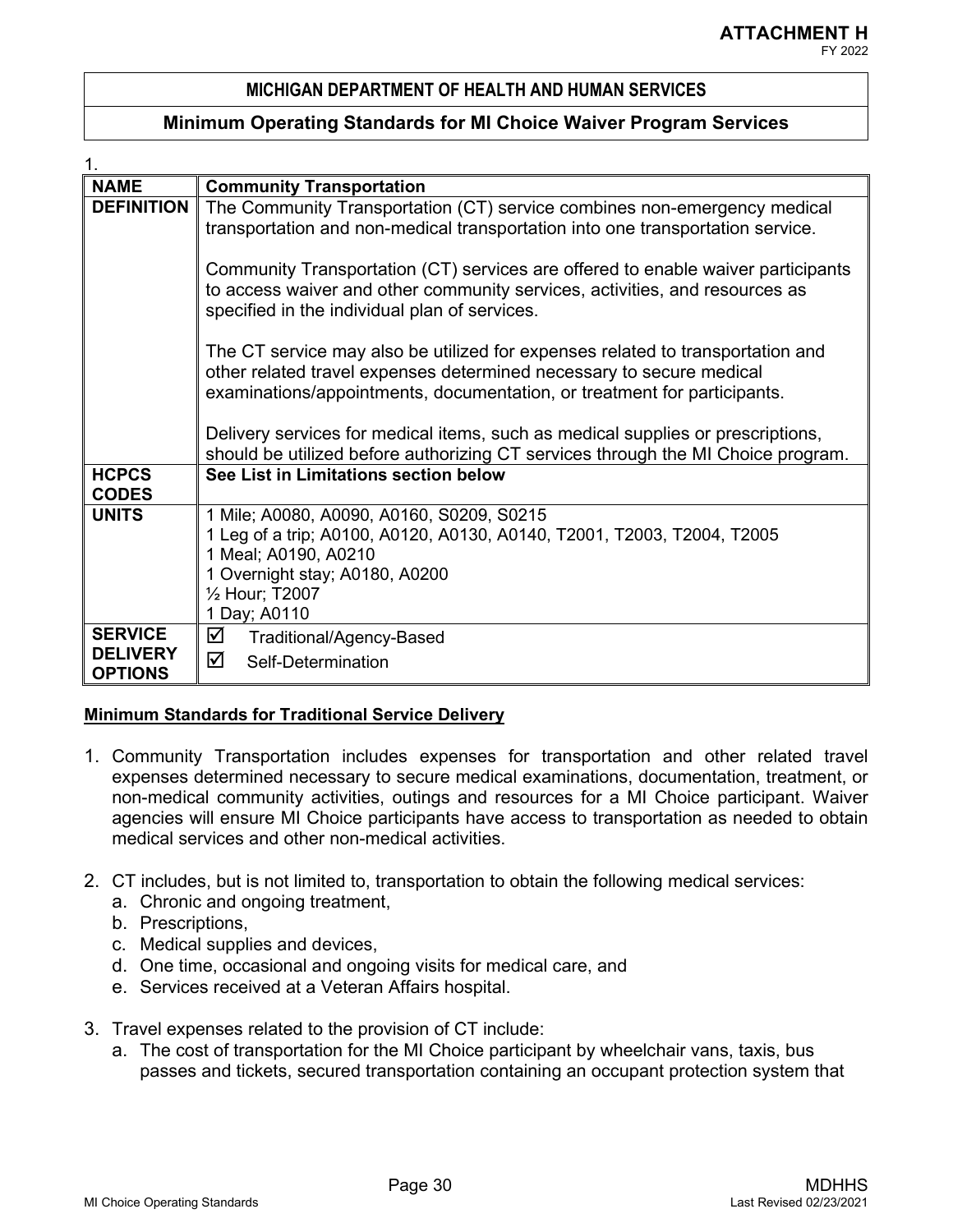**ATTACHMENT H**
FY 2022

## MICHIGAN DEPARTMENT OF HEALTH AND HUMAN SERVICES

## Minimum Operating Standards for MI Choice Waiver Program Services

1.

| NAME | Community Transportation |
|---|---|
| DEFINITION | The Community Transportation (CT) service combines non-emergency medical transportation and non-medical transportation into one transportation service.<br><br>Community Transportation (CT) services are offered to enable waiver participants to access waiver and other community services, activities, and resources as specified in the individual plan of services.<br><br>The CT service may also be utilized for expenses related to transportation and other related travel expenses determined necessary to secure medical examinations/appointments, documentation, or treatment for participants.<br><br>Delivery services for medical items, such as medical supplies or prescriptions, should be utilized before authorizing CT services through the MI Choice program. |
| HCPCS CODES | **See List in Limitations section below** |
| UNITS | 1 Mile; A0080, A0090, A0160, S0209, S0215<br>1 Leg of a trip; A0100, A0120, A0130, A0140, T2001, T2003, T2004, T2005<br>1 Meal; A0190, A0210<br>1 Overnight stay; A0180, A0200<br>½ Hour; T2007<br>1 Day; A0110 |
| SERVICE DELIVERY OPTIONS | ☑ Traditional/Agency-Based<br>☑ Self-Determination |

**Minimum Standards for Traditional Service Delivery**

1. Community Transportation includes expenses for transportation and other related travel expenses determined necessary to secure medical examinations, documentation, treatment, or non-medical community activities, outings and resources for a MI Choice participant. Waiver agencies will ensure MI Choice participants have access to transportation as needed to obtain medical services and other non-medical activities.

2. CT includes, but is not limited to, transportation to obtain the following medical services:
   a. Chronic and ongoing treatment,
   b. Prescriptions,
   c. Medical supplies and devices,
   d. One time, occasional and ongoing visits for medical care, and
   e. Services received at a Veteran Affairs hospital.

3. Travel expenses related to the provision of CT include:
   a. The cost of transportation for the MI Choice participant by wheelchair vans, taxis, bus passes and tickets, secured transportation containing an occupant protection system that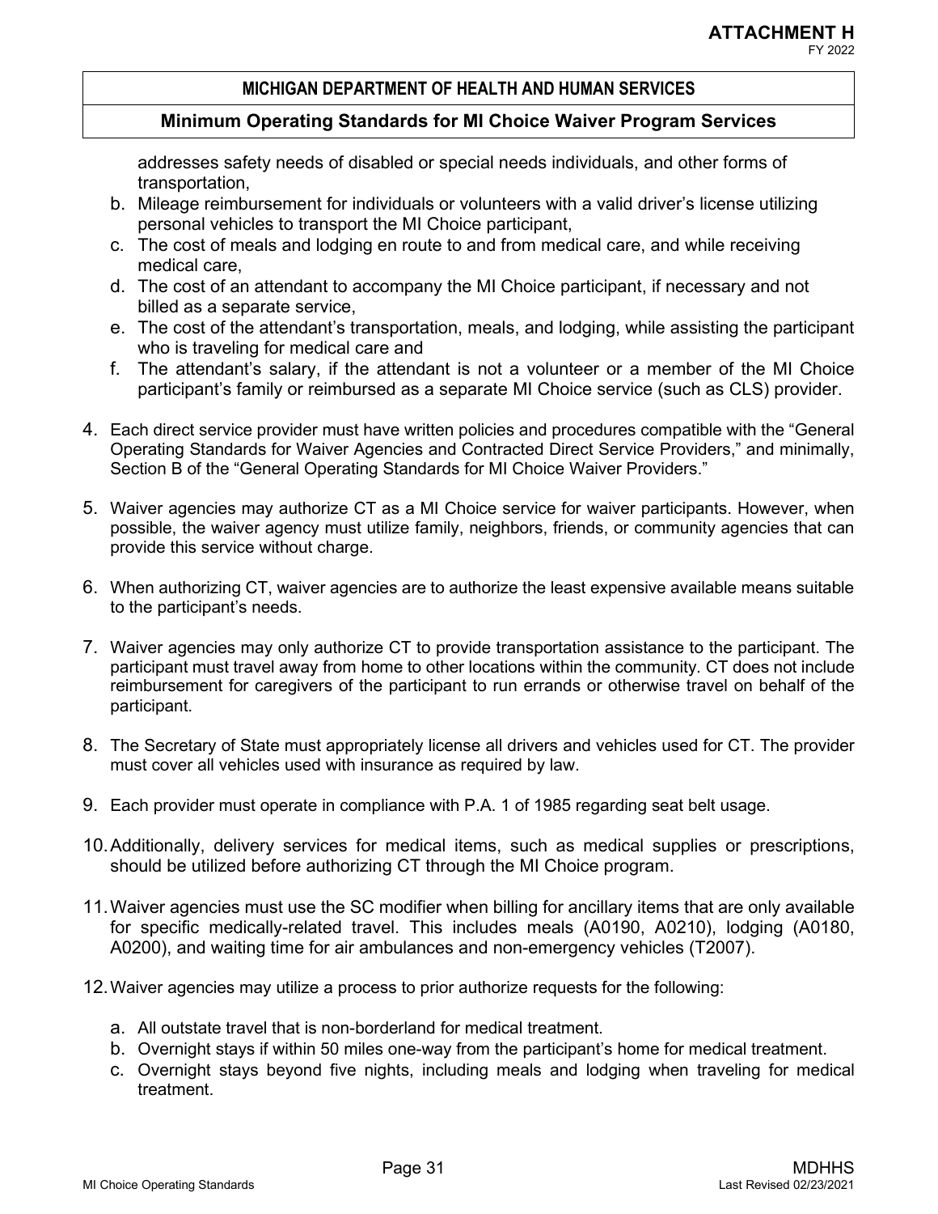addresses safety needs of disabled or special needs individuals, and other forms of transportation,

b. Mileage reimbursement for individuals or volunteers with a valid driver's license utilizing personal vehicles to transport the MI Choice participant,
c. The cost of meals and lodging en route to and from medical care, and while receiving medical care,
d. The cost of an attendant to accompany the MI Choice participant, if necessary and not billed as a separate service,
e. The cost of the attendant's transportation, meals, and lodging, while assisting the participant who is traveling for medical care and
f. The attendant's salary, if the attendant is not a volunteer or a member of the MI Choice participant's family or reimbursed as a separate MI Choice service (such as CLS) provider.

4. Each direct service provider must have written policies and procedures compatible with the "General Operating Standards for Waiver Agencies and Contracted Direct Service Providers," and minimally, Section B of the "General Operating Standards for MI Choice Waiver Providers."

5. Waiver agencies may authorize CT as a MI Choice service for waiver participants. However, when possible, the waiver agency must utilize family, neighbors, friends, or community agencies that can provide this service without charge.

6. When authorizing CT, waiver agencies are to authorize the least expensive available means suitable to the participant's needs.

7. Waiver agencies may only authorize CT to provide transportation assistance to the participant. The participant must travel away from home to other locations within the community. CT does not include reimbursement for caregivers of the participant to run errands or otherwise travel on behalf of the participant.

8. The Secretary of State must appropriately license all drivers and vehicles used for CT. The provider must cover all vehicles used with insurance as required by law.

9. Each provider must operate in compliance with P.A. 1 of 1985 regarding seat belt usage.

10. Additionally, delivery services for medical items, such as medical supplies or prescriptions, should be utilized before authorizing CT through the MI Choice program.

11. Waiver agencies must use the SC modifier when billing for ancillary items that are only available for specific medically-related travel. This includes meals (A0190, A0210), lodging (A0180, A0200), and waiting time for air ambulances and non-emergency vehicles (T2007).

12. Waiver agencies may utilize a process to prior authorize requests for the following:

    a. All outstate travel that is non-borderland for medical treatment.
    b. Overnight stays if within 50 miles one-way from the participant's home for medical treatment.
    c. Overnight stays beyond five nights, including meals and lodging when traveling for medical treatment.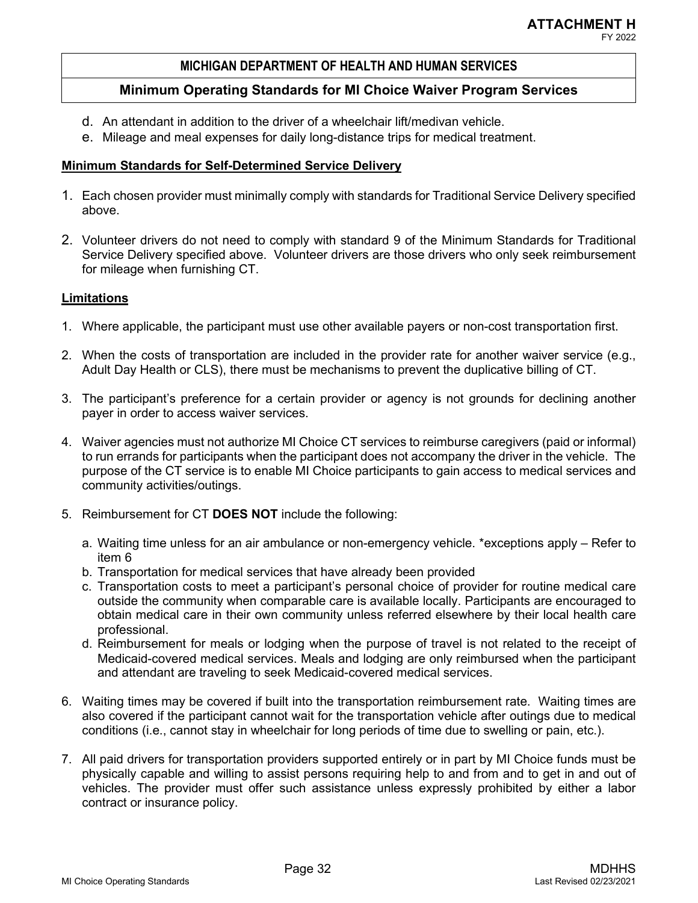d. An attendant in addition to the driver of a wheelchair lift/medivan vehicle.
e. Mileage and meal expenses for daily long-distance trips for medical treatment.

**Minimum Standards for Self-Determined Service Delivery**

1. Each chosen provider must minimally comply with standards for Traditional Service Delivery specified above.

2. Volunteer drivers do not need to comply with standard 9 of the Minimum Standards for Traditional Service Delivery specified above. Volunteer drivers are those drivers who only seek reimbursement for mileage when furnishing CT.

**Limitations**

1. Where applicable, the participant must use other available payers or non-cost transportation first.

2. When the costs of transportation are included in the provider rate for another waiver service (e.g., Adult Day Health or CLS), there must be mechanisms to prevent the duplicative billing of CT.

3. The participant's preference for a certain provider or agency is not grounds for declining another payer in order to access waiver services.

4. Waiver agencies must not authorize MI Choice CT services to reimburse caregivers (paid or informal) to run errands for participants when the participant does not accompany the driver in the vehicle. The purpose of the CT service is to enable MI Choice participants to gain access to medical services and community activities/outings.

5. Reimbursement for CT **DOES NOT** include the following:

   a. Waiting time unless for an air ambulance or non-emergency vehicle. *exceptions apply – Refer to item 6
   b. Transportation for medical services that have already been provided
   c. Transportation costs to meet a participant's personal choice of provider for routine medical care outside the community when comparable care is available locally. Participants are encouraged to obtain medical care in their own community unless referred elsewhere by their local health care professional.
   d. Reimbursement for meals or lodging when the purpose of travel is not related to the receipt of Medicaid-covered medical services. Meals and lodging are only reimbursed when the participant and attendant are traveling to seek Medicaid-covered medical services.

6. Waiting times may be covered if built into the transportation reimbursement rate. Waiting times are also covered if the participant cannot wait for the transportation vehicle after outings due to medical conditions (i.e., cannot stay in wheelchair for long periods of time due to swelling or pain, etc.).

7. All paid drivers for transportation providers supported entirely or in part by MI Choice funds must be physically capable and willing to assist persons requiring help to and from and to get in and out of vehicles. The provider must offer such assistance unless expressly prohibited by either a labor contract or insurance policy.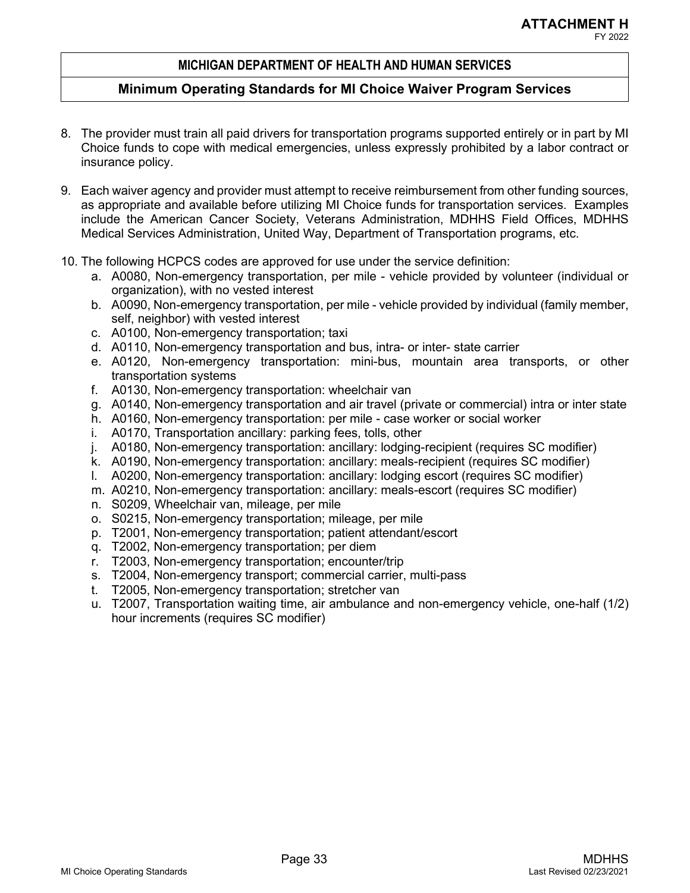8. The provider must train all paid drivers for transportation programs supported entirely or in part by MI Choice funds to cope with medical emergencies, unless expressly prohibited by a labor contract or insurance policy.

9. Each waiver agency and provider must attempt to receive reimbursement from other funding sources, as appropriate and available before utilizing MI Choice funds for transportation services. Examples include the American Cancer Society, Veterans Administration, MDHHS Field Offices, MDHHS Medical Services Administration, United Way, Department of Transportation programs, etc.

10. The following HCPCS codes are approved for use under the service definition:
    a. A0080, Non-emergency transportation, per mile - vehicle provided by volunteer (individual or organization), with no vested interest
    b. A0090, Non-emergency transportation, per mile - vehicle provided by individual (family member, self, neighbor) with vested interest
    c. A0100, Non-emergency transportation; taxi
    d. A0110, Non-emergency transportation and bus, intra- or inter- state carrier
    e. A0120, Non-emergency transportation: mini-bus, mountain area transports, or other transportation systems
    f. A0130, Non-emergency transportation: wheelchair van
    g. A0140, Non-emergency transportation and air travel (private or commercial) intra or inter state
    h. A0160, Non-emergency transportation: per mile - case worker or social worker
    i. A0170, Transportation ancillary: parking fees, tolls, other
    j. A0180, Non-emergency transportation: ancillary: lodging-recipient (requires SC modifier)
    k. A0190, Non-emergency transportation: ancillary: meals-recipient (requires SC modifier)
    l. A0200, Non-emergency transportation: ancillary: lodging escort (requires SC modifier)
    m. A0210, Non-emergency transportation: ancillary: meals-escort (requires SC modifier)
    n. S0209, Wheelchair van, mileage, per mile
    o. S0215, Non-emergency transportation; mileage, per mile
    p. T2001, Non-emergency transportation; patient attendant/escort
    q. T2002, Non-emergency transportation; per diem
    r. T2003, Non-emergency transportation; encounter/trip
    s. T2004, Non-emergency transport; commercial carrier, multi-pass
    t. T2005, Non-emergency transportation; stretcher van
    u. T2007, Transportation waiting time, air ambulance and non-emergency vehicle, one-half (1/2) hour increments (requires SC modifier)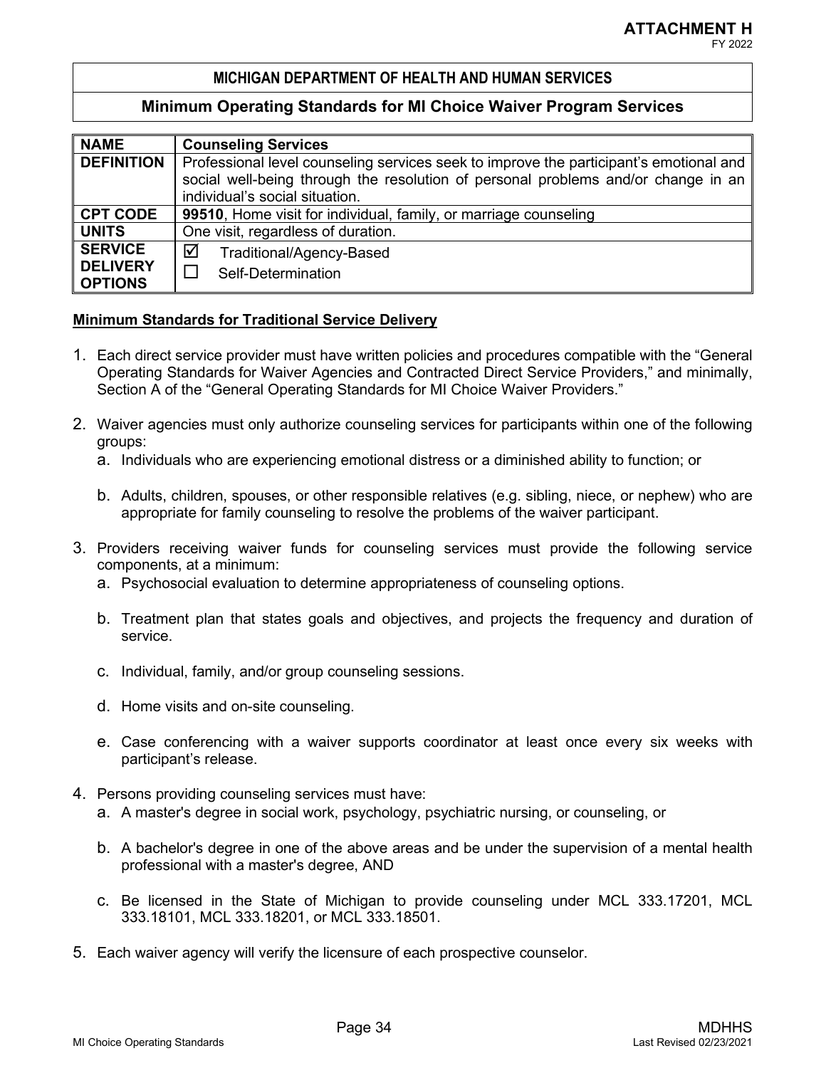**ATTACHMENT H**
FY 2022

## MICHIGAN DEPARTMENT OF HEALTH AND HUMAN SERVICES

## Minimum Operating Standards for MI Choice Waiver Program Services

| **NAME** | **Counseling Services** |
|---|---|
| **DEFINITION** | Professional level counseling services seek to improve the participant's emotional and social well-being through the resolution of personal problems and/or change in an individual's social situation. |
| **CPT CODE** | **99510**, Home visit for individual, family, or marriage counseling |
| **UNITS** | One visit, regardless of duration. |
| **SERVICE DELIVERY OPTIONS** | ☑ Traditional/Agency-Based<br>☐ Self-Determination |

**Minimum Standards for Traditional Service Delivery**

1. Each direct service provider must have written policies and procedures compatible with the "General Operating Standards for Waiver Agencies and Contracted Direct Service Providers," and minimally, Section A of the "General Operating Standards for MI Choice Waiver Providers."

2. Waiver agencies must only authorize counseling services for participants within one of the following groups:
   a. Individuals who are experiencing emotional distress or a diminished ability to function; or

   b. Adults, children, spouses, or other responsible relatives (e.g. sibling, niece, or nephew) who are appropriate for family counseling to resolve the problems of the waiver participant.

3. Providers receiving waiver funds for counseling services must provide the following service components, at a minimum:
   a. Psychosocial evaluation to determine appropriateness of counseling options.

   b. Treatment plan that states goals and objectives, and projects the frequency and duration of service.

   c. Individual, family, and/or group counseling sessions.

   d. Home visits and on-site counseling.

   e. Case conferencing with a waiver supports coordinator at least once every six weeks with participant's release.

4. Persons providing counseling services must have:
   a. A master's degree in social work, psychology, psychiatric nursing, or counseling, or

   b. A bachelor's degree in one of the above areas and be under the supervision of a mental health professional with a master's degree, AND

   c. Be licensed in the State of Michigan to provide counseling under MCL 333.17201, MCL 333.18101, MCL 333.18201, or MCL 333.18501.

5. Each waiver agency will verify the licensure of each prospective counselor.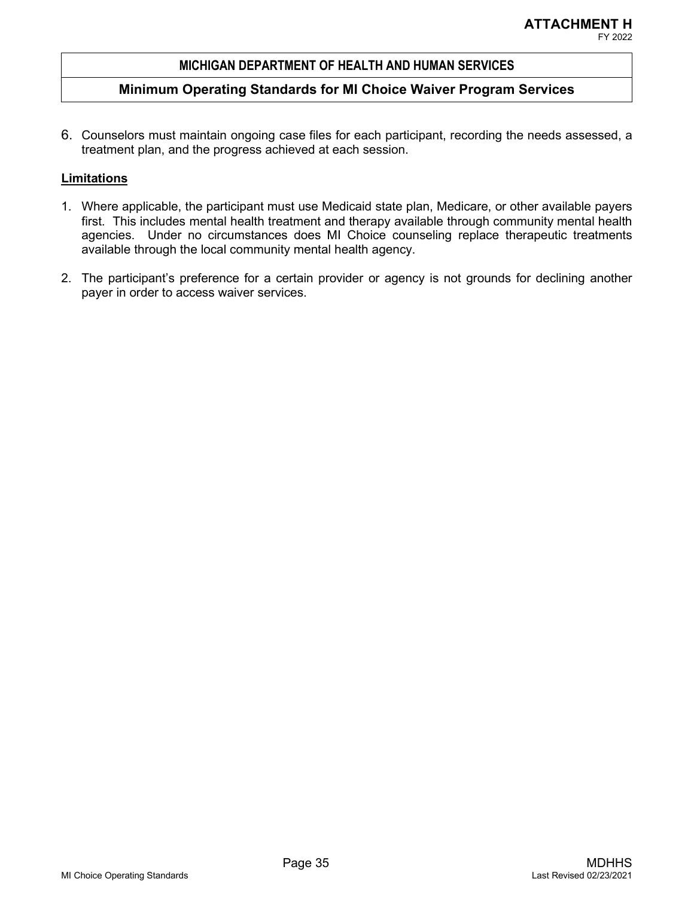6. Counselors must maintain ongoing case files for each participant, recording the needs assessed, a treatment plan, and the progress achieved at each session.

**Limitations**

1. Where applicable, the participant must use Medicaid state plan, Medicare, or other available payers first. This includes mental health treatment and therapy available through community mental health agencies. Under no circumstances does MI Choice counseling replace therapeutic treatments available through the local community mental health agency.

2. The participant's preference for a certain provider or agency is not grounds for declining another payer in order to access waiver services.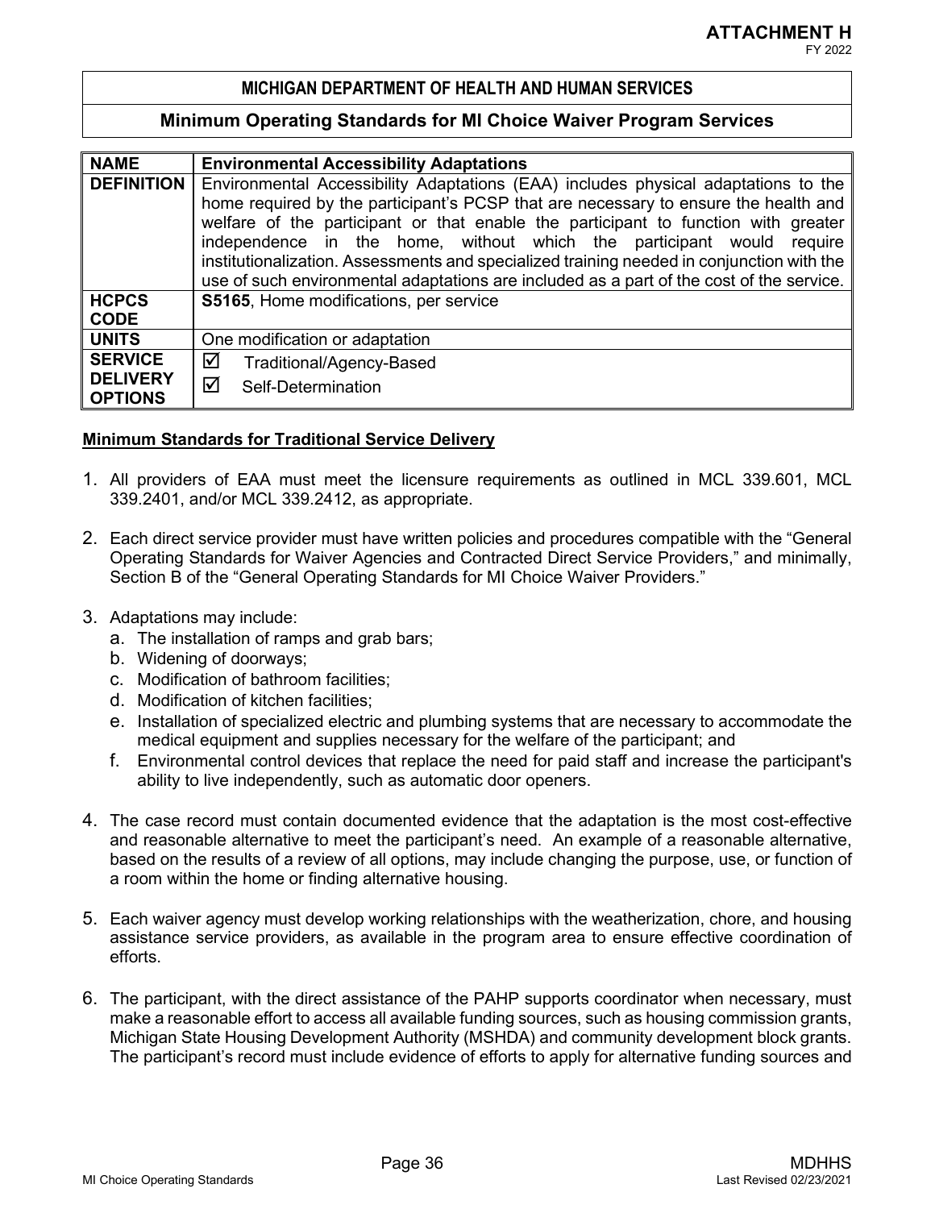**ATTACHMENT H**
FY 2022

## MICHIGAN DEPARTMENT OF HEALTH AND HUMAN SERVICES

## Minimum Operating Standards for MI Choice Waiver Program Services

| NAME | Environmental Accessibility Adaptations |
|---|---|
| DEFINITION | Environmental Accessibility Adaptations (EAA) includes physical adaptations to the home required by the participant's PCSP that are necessary to ensure the health and welfare of the participant or that enable the participant to function with greater independence in the home, without which the participant would require institutionalization. Assessments and specialized training needed in conjunction with the use of such environmental adaptations are included as a part of the cost of the service. |
| HCPCS CODE | **S5165**, Home modifications, per service |
| UNITS | One modification or adaptation |
| SERVICE DELIVERY OPTIONS | ☑ Traditional/Agency-Based<br>☑ Self-Determination |

**Minimum Standards for Traditional Service Delivery**

1. All providers of EAA must meet the licensure requirements as outlined in MCL 339.601, MCL 339.2401, and/or MCL 339.2412, as appropriate.

2. Each direct service provider must have written policies and procedures compatible with the "General Operating Standards for Waiver Agencies and Contracted Direct Service Providers," and minimally, Section B of the "General Operating Standards for MI Choice Waiver Providers."

3. Adaptations may include:
   a. The installation of ramps and grab bars;
   b. Widening of doorways;
   c. Modification of bathroom facilities;
   d. Modification of kitchen facilities;
   e. Installation of specialized electric and plumbing systems that are necessary to accommodate the medical equipment and supplies necessary for the welfare of the participant; and
   f. Environmental control devices that replace the need for paid staff and increase the participant's ability to live independently, such as automatic door openers.

4. The case record must contain documented evidence that the adaptation is the most cost-effective and reasonable alternative to meet the participant's need. An example of a reasonable alternative, based on the results of a review of all options, may include changing the purpose, use, or function of a room within the home or finding alternative housing.

5. Each waiver agency must develop working relationships with the weatherization, chore, and housing assistance service providers, as available in the program area to ensure effective coordination of efforts.

6. The participant, with the direct assistance of the PAHP supports coordinator when necessary, must make a reasonable effort to access all available funding sources, such as housing commission grants, Michigan State Housing Development Authority (MSHDA) and community development block grants. The participant's record must include evidence of efforts to apply for alternative funding sources and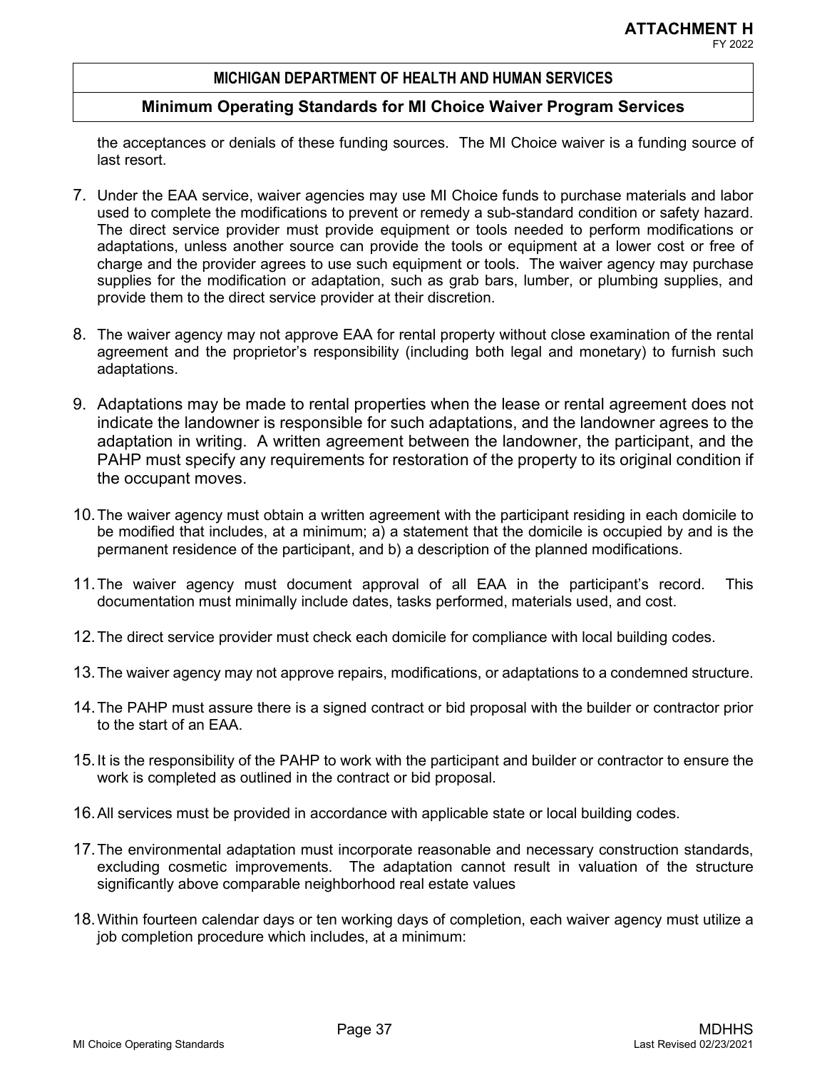the acceptances or denials of these funding sources. The MI Choice waiver is a funding source of last resort.

7. Under the EAA service, waiver agencies may use MI Choice funds to purchase materials and labor used to complete the modifications to prevent or remedy a sub-standard condition or safety hazard. The direct service provider must provide equipment or tools needed to perform modifications or adaptations, unless another source can provide the tools or equipment at a lower cost or free of charge and the provider agrees to use such equipment or tools. The waiver agency may purchase supplies for the modification or adaptation, such as grab bars, lumber, or plumbing supplies, and provide them to the direct service provider at their discretion.

8. The waiver agency may not approve EAA for rental property without close examination of the rental agreement and the proprietor's responsibility (including both legal and monetary) to furnish such adaptations.

9. Adaptations may be made to rental properties when the lease or rental agreement does not indicate the landowner is responsible for such adaptations, and the landowner agrees to the adaptation in writing. A written agreement between the landowner, the participant, and the PAHP must specify any requirements for restoration of the property to its original condition if the occupant moves.

10. The waiver agency must obtain a written agreement with the participant residing in each domicile to be modified that includes, at a minimum; a) a statement that the domicile is occupied by and is the permanent residence of the participant, and b) a description of the planned modifications.

11. The waiver agency must document approval of all EAA in the participant's record. This documentation must minimally include dates, tasks performed, materials used, and cost.

12. The direct service provider must check each domicile for compliance with local building codes.

13. The waiver agency may not approve repairs, modifications, or adaptations to a condemned structure.

14. The PAHP must assure there is a signed contract or bid proposal with the builder or contractor prior to the start of an EAA.

15. It is the responsibility of the PAHP to work with the participant and builder or contractor to ensure the work is completed as outlined in the contract or bid proposal.

16. All services must be provided in accordance with applicable state or local building codes.

17. The environmental adaptation must incorporate reasonable and necessary construction standards, excluding cosmetic improvements. The adaptation cannot result in valuation of the structure significantly above comparable neighborhood real estate values

18. Within fourteen calendar days or ten working days of completion, each waiver agency must utilize a job completion procedure which includes, at a minimum: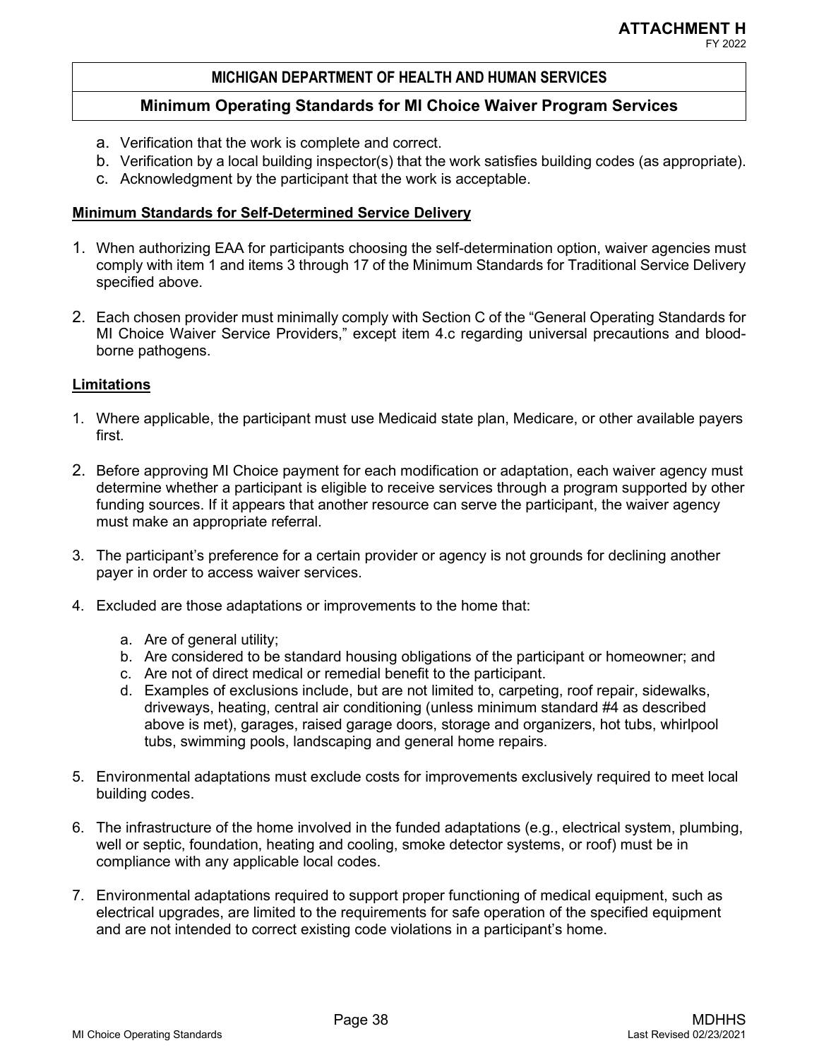a. Verification that the work is complete and correct.
b. Verification by a local building inspector(s) that the work satisfies building codes (as appropriate).
c. Acknowledgment by the participant that the work is acceptable.

**Minimum Standards for Self-Determined Service Delivery**

1. When authorizing EAA for participants choosing the self-determination option, waiver agencies must comply with item 1 and items 3 through 17 of the Minimum Standards for Traditional Service Delivery specified above.

2. Each chosen provider must minimally comply with Section C of the "General Operating Standards for MI Choice Waiver Service Providers," except item 4.c regarding universal precautions and blood-borne pathogens.

**Limitations**

1. Where applicable, the participant must use Medicaid state plan, Medicare, or other available payers first.

2. Before approving MI Choice payment for each modification or adaptation, each waiver agency must determine whether a participant is eligible to receive services through a program supported by other funding sources. If it appears that another resource can serve the participant, the waiver agency must make an appropriate referral.

3. The participant's preference for a certain provider or agency is not grounds for declining another payer in order to access waiver services.

4. Excluded are those adaptations or improvements to the home that:

   a. Are of general utility;
   b. Are considered to be standard housing obligations of the participant or homeowner; and
   c. Are not of direct medical or remedial benefit to the participant.
   d. Examples of exclusions include, but are not limited to, carpeting, roof repair, sidewalks, driveways, heating, central air conditioning (unless minimum standard #4 as described above is met), garages, raised garage doors, storage and organizers, hot tubs, whirlpool tubs, swimming pools, landscaping and general home repairs.

5. Environmental adaptations must exclude costs for improvements exclusively required to meet local building codes.

6. The infrastructure of the home involved in the funded adaptations (e.g., electrical system, plumbing, well or septic, foundation, heating and cooling, smoke detector systems, or roof) must be in compliance with any applicable local codes.

7. Environmental adaptations required to support proper functioning of medical equipment, such as electrical upgrades, are limited to the requirements for safe operation of the specified equipment and are not intended to correct existing code violations in a participant's home.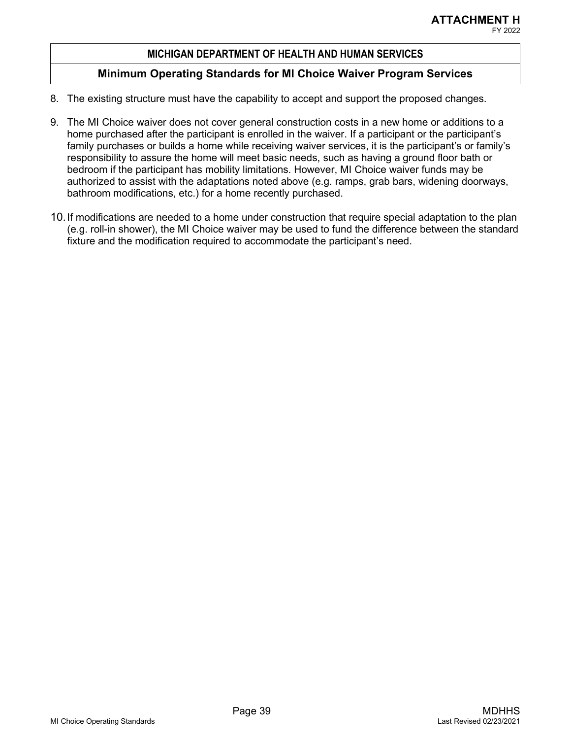8. The existing structure must have the capability to accept and support the proposed changes.

9. The MI Choice waiver does not cover general construction costs in a new home or additions to a home purchased after the participant is enrolled in the waiver. If a participant or the participant's family purchases or builds a home while receiving waiver services, it is the participant's or family's responsibility to assure the home will meet basic needs, such as having a ground floor bath or bedroom if the participant has mobility limitations. However, MI Choice waiver funds may be authorized to assist with the adaptations noted above (e.g. ramps, grab bars, widening doorways, bathroom modifications, etc.) for a home recently purchased.

10. If modifications are needed to a home under construction that require special adaptation to the plan (e.g. roll-in shower), the MI Choice waiver may be used to fund the difference between the standard fixture and the modification required to accommodate the participant's need.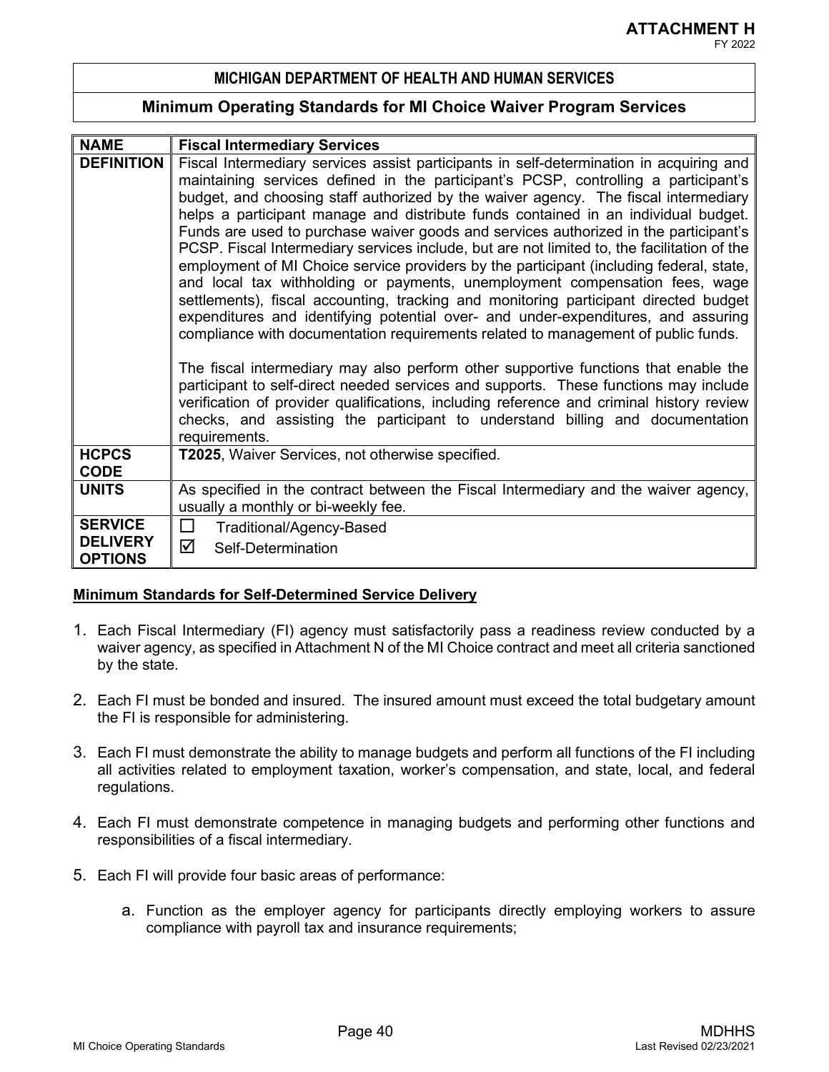**ATTACHMENT H**
FY 2022

## MICHIGAN DEPARTMENT OF HEALTH AND HUMAN SERVICES

## Minimum Operating Standards for MI Choice Waiver Program Services

| **NAME** | **Fiscal Intermediary Services** |
|---|---|
| **DEFINITION** | Fiscal Intermediary services assist participants in self-determination in acquiring and maintaining services defined in the participant's PCSP, controlling a participant's budget, and choosing staff authorized by the waiver agency. The fiscal intermediary helps a participant manage and distribute funds contained in an individual budget. Funds are used to purchase waiver goods and services authorized in the participant's PCSP. Fiscal Intermediary services include, but are not limited to, the facilitation of the employment of MI Choice service providers by the participant (including federal, state, and local tax withholding or payments, unemployment compensation fees, wage settlements), fiscal accounting, tracking and monitoring participant directed budget expenditures and identifying potential over- and under-expenditures, and assuring compliance with documentation requirements related to management of public funds.<br><br>The fiscal intermediary may also perform other supportive functions that enable the participant to self-direct needed services and supports. These functions may include verification of provider qualifications, including reference and criminal history review checks, and assisting the participant to understand billing and documentation requirements. |
| **HCPCS CODE** | **T2025**, Waiver Services, not otherwise specified. |
| **UNITS** | As specified in the contract between the Fiscal Intermediary and the waiver agency, usually a monthly or bi-weekly fee. |
| **SERVICE DELIVERY OPTIONS** | ☐ Traditional/Agency-Based<br>☑ Self-Determination |

**Minimum Standards for Self-Determined Service Delivery**

1. Each Fiscal Intermediary (FI) agency must satisfactorily pass a readiness review conducted by a waiver agency, as specified in Attachment N of the MI Choice contract and meet all criteria sanctioned by the state.

2. Each FI must be bonded and insured. The insured amount must exceed the total budgetary amount the FI is responsible for administering.

3. Each FI must demonstrate the ability to manage budgets and perform all functions of the FI including all activities related to employment taxation, worker's compensation, and state, local, and federal regulations.

4. Each FI must demonstrate competence in managing budgets and performing other functions and responsibilities of a fiscal intermediary.

5. Each FI will provide four basic areas of performance:

    a. Function as the employer agency for participants directly employing workers to assure compliance with payroll tax and insurance requirements;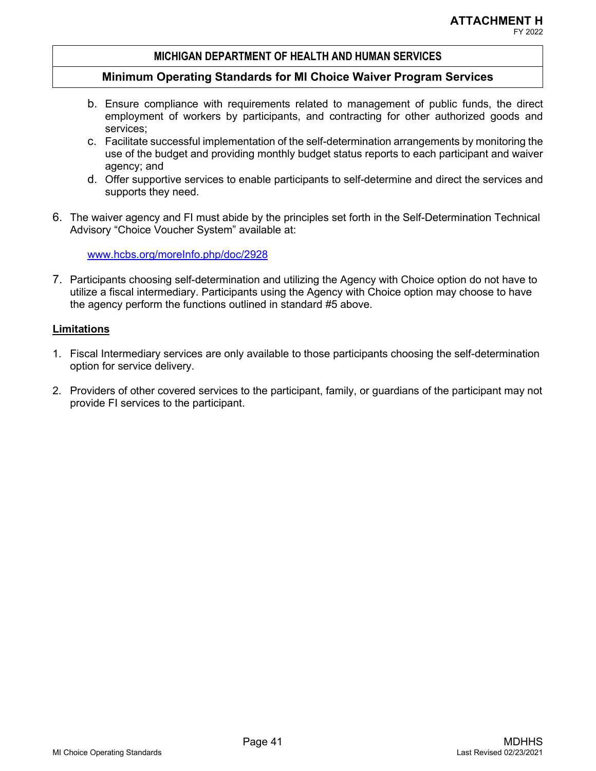b. Ensure compliance with requirements related to management of public funds, the direct employment of workers by participants, and contracting for other authorized goods and services;
c. Facilitate successful implementation of the self-determination arrangements by monitoring the use of the budget and providing monthly budget status reports to each participant and waiver agency; and
d. Offer supportive services to enable participants to self-determine and direct the services and supports they need.

6. The waiver agency and FI must abide by the principles set forth in the Self-Determination Technical Advisory "Choice Voucher System" available at:

   www.hcbs.org/moreInfo.php/doc/2928

7. Participants choosing self-determination and utilizing the Agency with Choice option do not have to utilize a fiscal intermediary. Participants using the Agency with Choice option may choose to have the agency perform the functions outlined in standard #5 above.

**Limitations**

1. Fiscal Intermediary services are only available to those participants choosing the self-determination option for service delivery.

2. Providers of other covered services to the participant, family, or guardians of the participant may not provide FI services to the participant.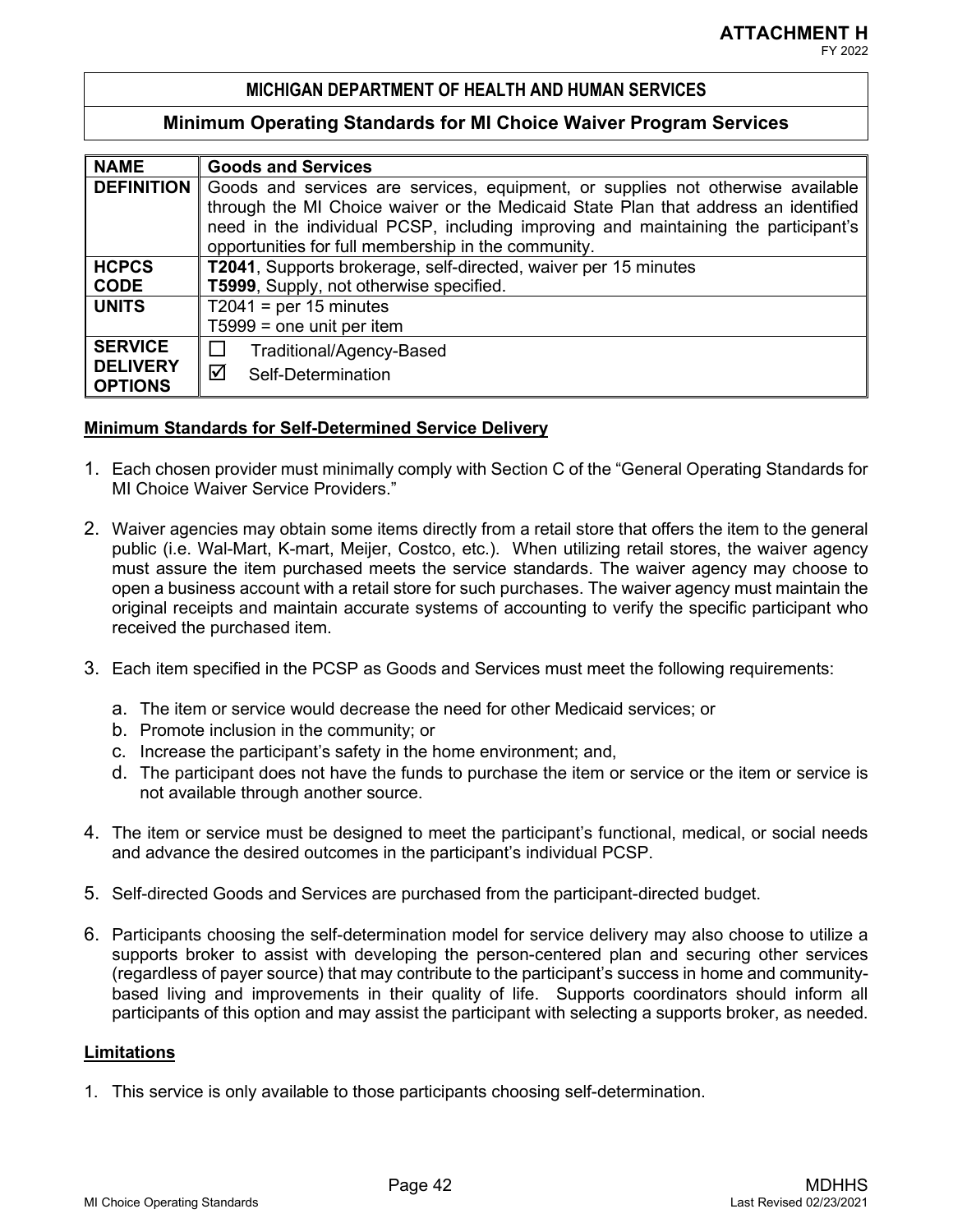**ATTACHMENT H**
FY 2022

## MICHIGAN DEPARTMENT OF HEALTH AND HUMAN SERVICES

## Minimum Operating Standards for MI Choice Waiver Program Services

| **NAME** | **Goods and Services** |
|---|---|
| **DEFINITION** | Goods and services are services, equipment, or supplies not otherwise available through the MI Choice waiver or the Medicaid State Plan that address an identified need in the individual PCSP, including improving and maintaining the participant's opportunities for full membership in the community. |
| **HCPCS CODE** | **T2041**, Supports brokerage, self-directed, waiver per 15 minutes<br>**T5999**, Supply, not otherwise specified. |
| **UNITS** | T2041 = per 15 minutes<br>T5999 = one unit per item |
| **SERVICE DELIVERY OPTIONS** | ☐ Traditional/Agency-Based<br>☑ Self-Determination |

**Minimum Standards for Self-Determined Service Delivery**

1. Each chosen provider must minimally comply with Section C of the "General Operating Standards for MI Choice Waiver Service Providers."

2. Waiver agencies may obtain some items directly from a retail store that offers the item to the general public (i.e. Wal-Mart, K-mart, Meijer, Costco, etc.). When utilizing retail stores, the waiver agency must assure the item purchased meets the service standards. The waiver agency may choose to open a business account with a retail store for such purchases. The waiver agency must maintain the original receipts and maintain accurate systems of accounting to verify the specific participant who received the purchased item.

3. Each item specified in the PCSP as Goods and Services must meet the following requirements:
   a. The item or service would decrease the need for other Medicaid services; or
   b. Promote inclusion in the community; or
   c. Increase the participant's safety in the home environment; and,
   d. The participant does not have the funds to purchase the item or service or the item or service is not available through another source.

4. The item or service must be designed to meet the participant's functional, medical, or social needs and advance the desired outcomes in the participant's individual PCSP.

5. Self-directed Goods and Services are purchased from the participant-directed budget.

6. Participants choosing the self-determination model for service delivery may also choose to utilize a supports broker to assist with developing the person-centered plan and securing other services (regardless of payer source) that may contribute to the participant's success in home and community-based living and improvements in their quality of life. Supports coordinators should inform all participants of this option and may assist the participant with selecting a supports broker, as needed.

**Limitations**

1. This service is only available to those participants choosing self-determination.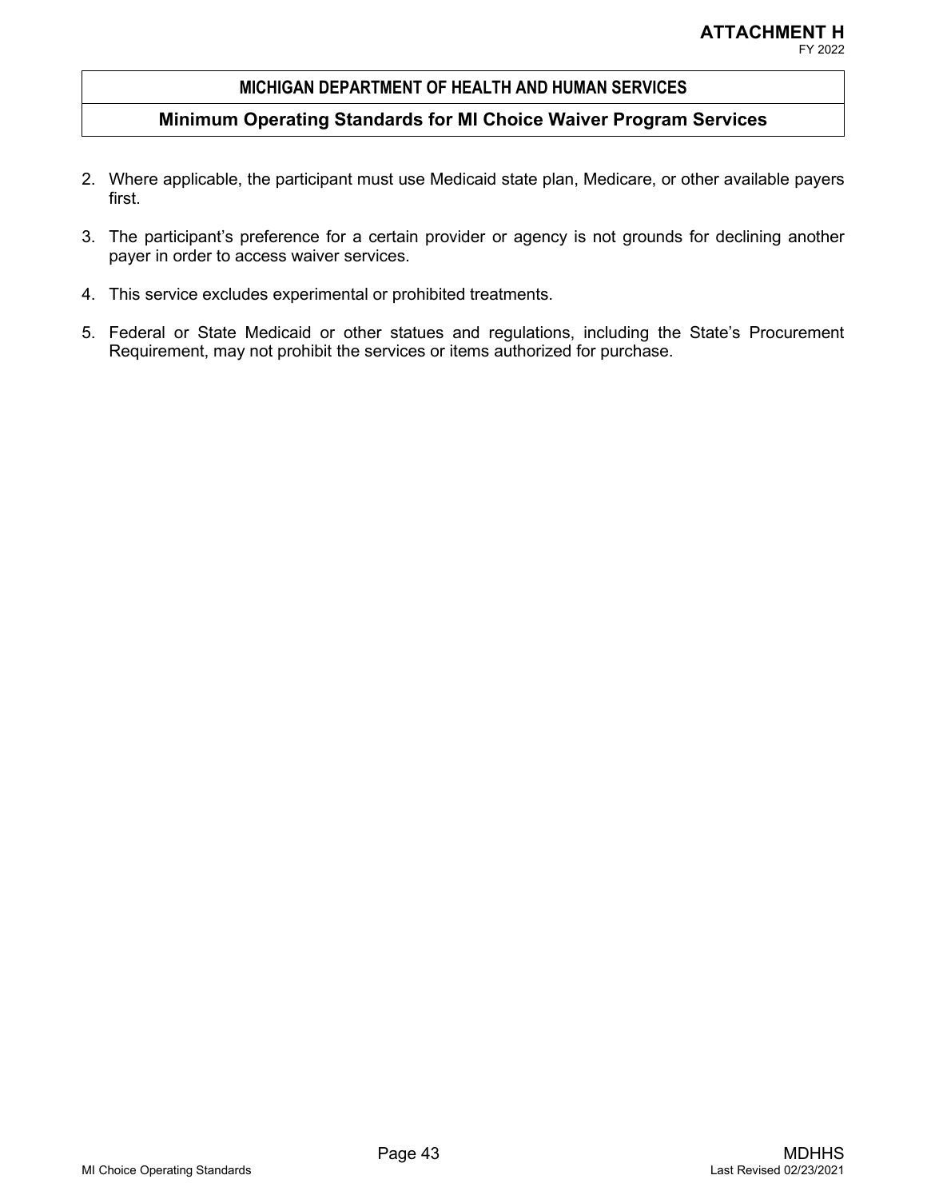2. Where applicable, the participant must use Medicaid state plan, Medicare, or other available payers first.

3. The participant's preference for a certain provider or agency is not grounds for declining another payer in order to access waiver services.

4. This service excludes experimental or prohibited treatments.

5. Federal or State Medicaid or other statues and regulations, including the State's Procurement Requirement, may not prohibit the services or items authorized for purchase.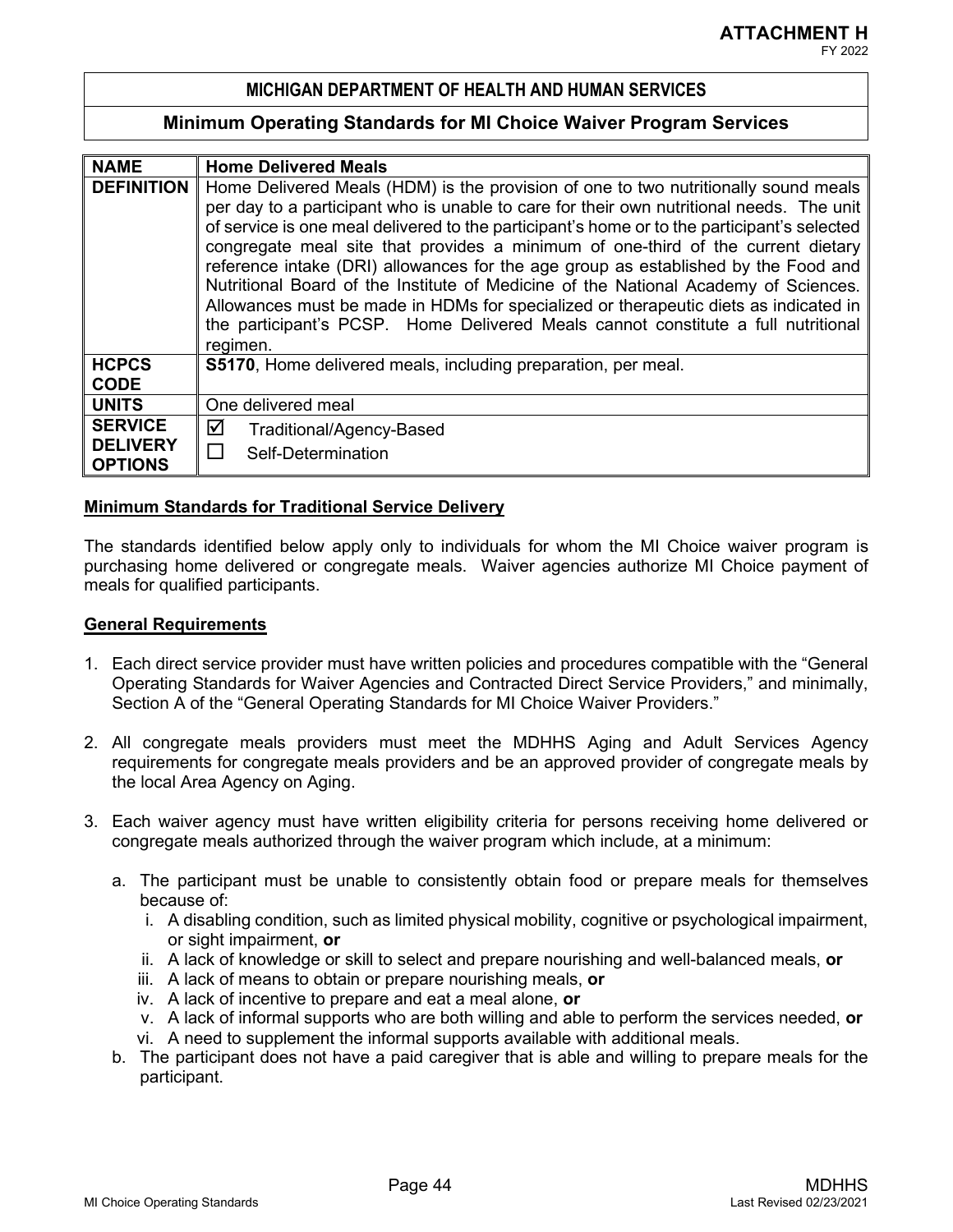**ATTACHMENT H**
FY 2022

## MICHIGAN DEPARTMENT OF HEALTH AND HUMAN SERVICES

## Minimum Operating Standards for MI Choice Waiver Program Services

| **NAME** | **Home Delivered Meals** |
|---|---|
| **DEFINITION** | Home Delivered Meals (HDM) is the provision of one to two nutritionally sound meals per day to a participant who is unable to care for their own nutritional needs. The unit of service is one meal delivered to the participant's home or to the participant's selected congregate meal site that provides a minimum of one-third of the current dietary reference intake (DRI) allowances for the age group as established by the Food and Nutritional Board of the Institute of Medicine of the National Academy of Sciences. Allowances must be made in HDMs for specialized or therapeutic diets as indicated in the participant's PCSP. Home Delivered Meals cannot constitute a full nutritional regimen. |
| **HCPCS CODE** | **S5170**, Home delivered meals, including preparation, per meal. |
| **UNITS** | One delivered meal |
| **SERVICE DELIVERY OPTIONS** | ☑ Traditional/Agency-Based<br>☐ Self-Determination |

**Minimum Standards for Traditional Service Delivery**

The standards identified below apply only to individuals for whom the MI Choice waiver program is purchasing home delivered or congregate meals. Waiver agencies authorize MI Choice payment of meals for qualified participants.

**General Requirements**

1. Each direct service provider must have written policies and procedures compatible with the "General Operating Standards for Waiver Agencies and Contracted Direct Service Providers," and minimally, Section A of the "General Operating Standards for MI Choice Waiver Providers."

2. All congregate meals providers must meet the MDHHS Aging and Adult Services Agency requirements for congregate meals providers and be an approved provider of congregate meals by the local Area Agency on Aging.

3. Each waiver agency must have written eligibility criteria for persons receiving home delivered or congregate meals authorized through the waiver program which include, at a minimum:

   a. The participant must be unable to consistently obtain food or prepare meals for themselves because of:
      i. A disabling condition, such as limited physical mobility, cognitive or psychological impairment, or sight impairment, **or**
      ii. A lack of knowledge or skill to select and prepare nourishing and well-balanced meals, **or**
      iii. A lack of means to obtain or prepare nourishing meals, **or**
      iv. A lack of incentive to prepare and eat a meal alone, **or**
      v. A lack of informal supports who are both willing and able to perform the services needed, **or**
      vi. A need to supplement the informal supports available with additional meals.

   b. The participant does not have a paid caregiver that is able and willing to prepare meals for the participant.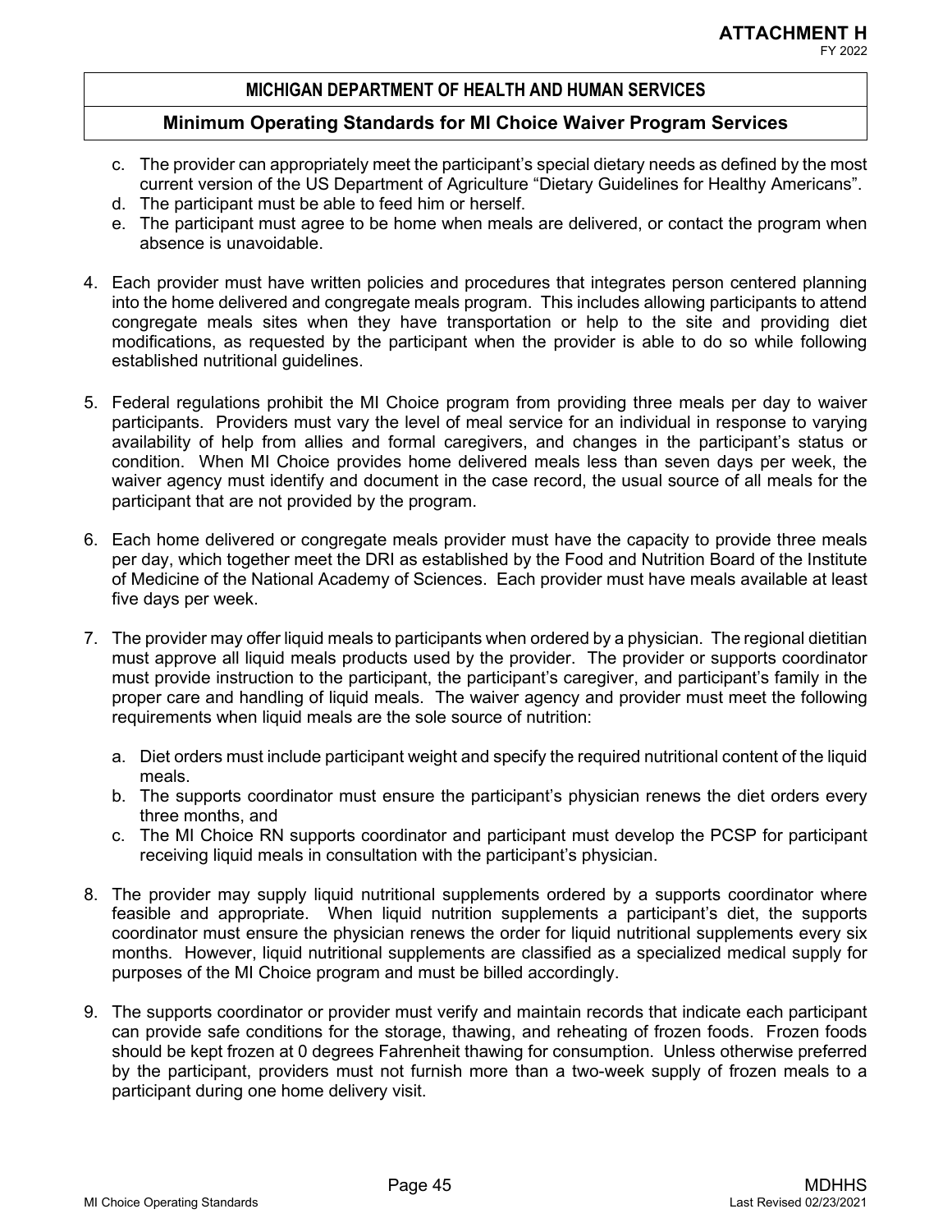c. The provider can appropriately meet the participant's special dietary needs as defined by the most current version of the US Department of Agriculture "Dietary Guidelines for Healthy Americans".
d. The participant must be able to feed him or herself.
e. The participant must agree to be home when meals are delivered, or contact the program when absence is unavoidable.

4. Each provider must have written policies and procedures that integrates person centered planning into the home delivered and congregate meals program. This includes allowing participants to attend congregate meals sites when they have transportation or help to the site and providing diet modifications, as requested by the participant when the provider is able to do so while following established nutritional guidelines.

5. Federal regulations prohibit the MI Choice program from providing three meals per day to waiver participants. Providers must vary the level of meal service for an individual in response to varying availability of help from allies and formal caregivers, and changes in the participant's status or condition. When MI Choice provides home delivered meals less than seven days per week, the waiver agency must identify and document in the case record, the usual source of all meals for the participant that are not provided by the program.

6. Each home delivered or congregate meals provider must have the capacity to provide three meals per day, which together meet the DRI as established by the Food and Nutrition Board of the Institute of Medicine of the National Academy of Sciences. Each provider must have meals available at least five days per week.

7. The provider may offer liquid meals to participants when ordered by a physician. The regional dietitian must approve all liquid meals products used by the provider. The provider or supports coordinator must provide instruction to the participant, the participant's caregiver, and participant's family in the proper care and handling of liquid meals. The waiver agency and provider must meet the following requirements when liquid meals are the sole source of nutrition:

   a. Diet orders must include participant weight and specify the required nutritional content of the liquid meals.
   b. The supports coordinator must ensure the participant's physician renews the diet orders every three months, and
   c. The MI Choice RN supports coordinator and participant must develop the PCSP for participant receiving liquid meals in consultation with the participant's physician.

8. The provider may supply liquid nutritional supplements ordered by a supports coordinator where feasible and appropriate. When liquid nutrition supplements a participant's diet, the supports coordinator must ensure the physician renews the order for liquid nutritional supplements every six months. However, liquid nutritional supplements are classified as a specialized medical supply for purposes of the MI Choice program and must be billed accordingly.

9. The supports coordinator or provider must verify and maintain records that indicate each participant can provide safe conditions for the storage, thawing, and reheating of frozen foods. Frozen foods should be kept frozen at 0 degrees Fahrenheit thawing for consumption. Unless otherwise preferred by the participant, providers must not furnish more than a two-week supply of frozen meals to a participant during one home delivery visit.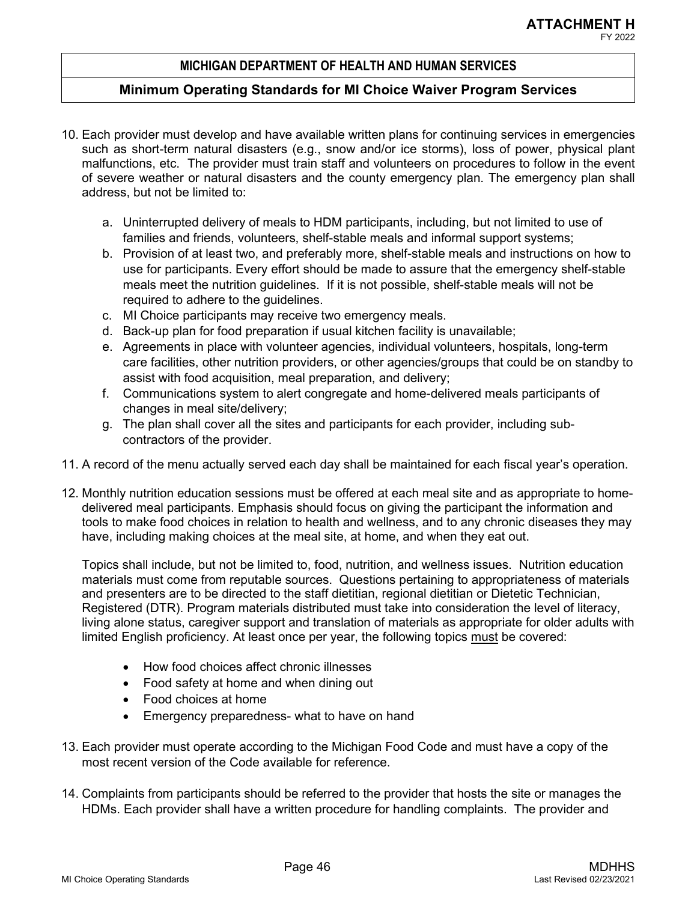10. Each provider must develop and have available written plans for continuing services in emergencies such as short-term natural disasters (e.g., snow and/or ice storms), loss of power, physical plant malfunctions, etc. The provider must train staff and volunteers on procedures to follow in the event of severe weather or natural disasters and the county emergency plan. The emergency plan shall address, but not be limited to:

    a. Uninterrupted delivery of meals to HDM participants, including, but not limited to use of families and friends, volunteers, shelf-stable meals and informal support systems;
    b. Provision of at least two, and preferably more, shelf-stable meals and instructions on how to use for participants. Every effort should be made to assure that the emergency shelf-stable meals meet the nutrition guidelines. If it is not possible, shelf-stable meals will not be required to adhere to the guidelines.
    c. MI Choice participants may receive two emergency meals.
    d. Back-up plan for food preparation if usual kitchen facility is unavailable;
    e. Agreements in place with volunteer agencies, individual volunteers, hospitals, long-term care facilities, other nutrition providers, or other agencies/groups that could be on standby to assist with food acquisition, meal preparation, and delivery;
    f. Communications system to alert congregate and home-delivered meals participants of changes in meal site/delivery;
    g. The plan shall cover all the sites and participants for each provider, including sub-contractors of the provider.

11. A record of the menu actually served each day shall be maintained for each fiscal year's operation.

12. Monthly nutrition education sessions must be offered at each meal site and as appropriate to home-delivered meal participants. Emphasis should focus on giving the participant the information and tools to make food choices in relation to health and wellness, and to any chronic diseases they may have, including making choices at the meal site, at home, and when they eat out.

    Topics shall include, but not be limited to, food, nutrition, and wellness issues. Nutrition education materials must come from reputable sources. Questions pertaining to appropriateness of materials and presenters are to be directed to the staff dietitian, regional dietitian or Dietetic Technician, Registered (DTR). Program materials distributed must take into consideration the level of literacy, living alone status, caregiver support and translation of materials as appropriate for older adults with limited English proficiency. At least once per year, the following topics must be covered:

    - How food choices affect chronic illnesses
    - Food safety at home and when dining out
    - Food choices at home
    - Emergency preparedness- what to have on hand

13. Each provider must operate according to the Michigan Food Code and must have a copy of the most recent version of the Code available for reference.

14. Complaints from participants should be referred to the provider that hosts the site or manages the HDMs. Each provider shall have a written procedure for handling complaints. The provider and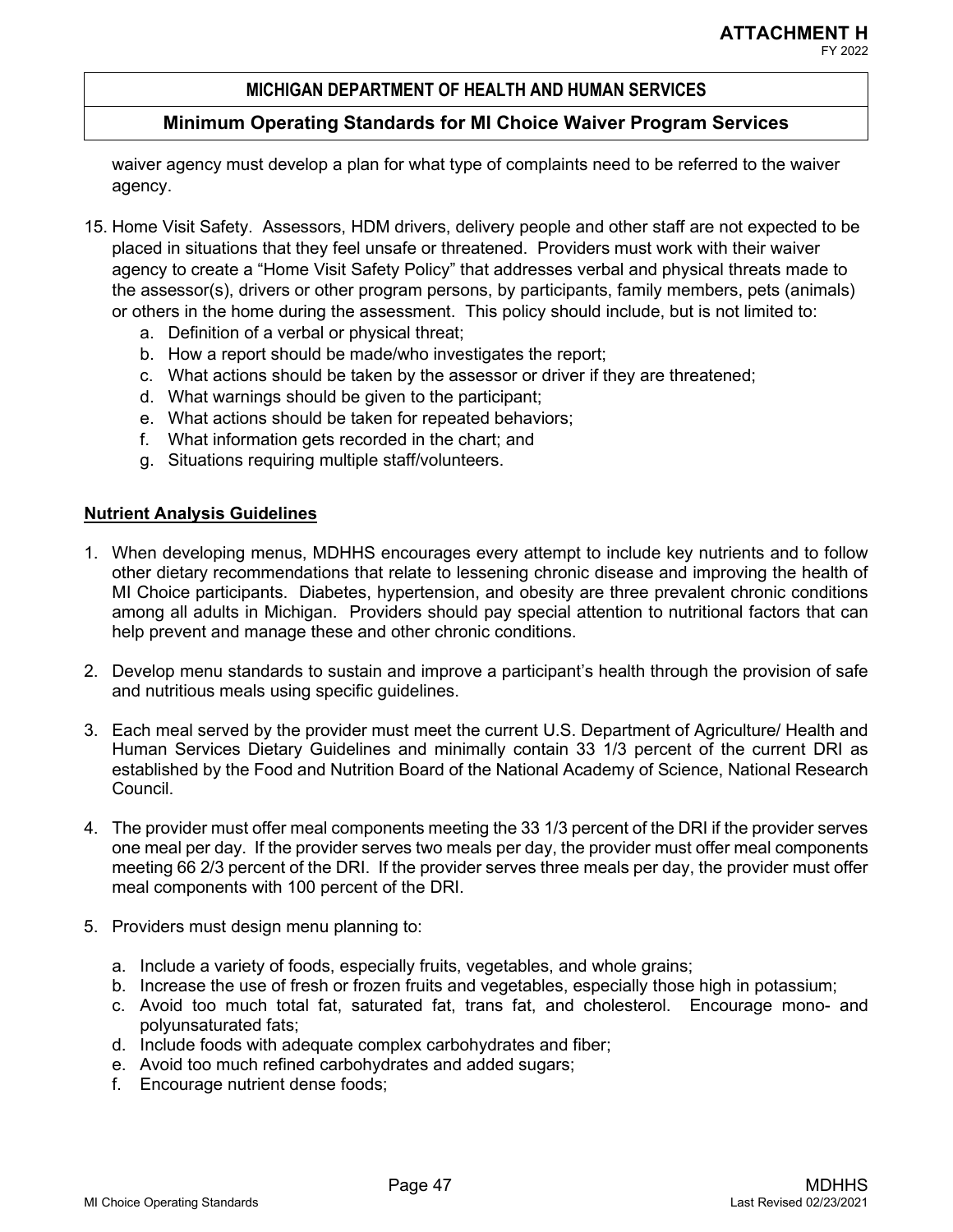waiver agency must develop a plan for what type of complaints need to be referred to the waiver agency.

15. Home Visit Safety. Assessors, HDM drivers, delivery people and other staff are not expected to be placed in situations that they feel unsafe or threatened. Providers must work with their waiver agency to create a "Home Visit Safety Policy" that addresses verbal and physical threats made to the assessor(s), drivers or other program persons, by participants, family members, pets (animals) or others in the home during the assessment. This policy should include, but is not limited to:
    a. Definition of a verbal or physical threat;
    b. How a report should be made/who investigates the report;
    c. What actions should be taken by the assessor or driver if they are threatened;
    d. What warnings should be given to the participant;
    e. What actions should be taken for repeated behaviors;
    f. What information gets recorded in the chart; and
    g. Situations requiring multiple staff/volunteers.

**<u>Nutrient Analysis Guidelines</u>**

1. When developing menus, MDHHS encourages every attempt to include key nutrients and to follow other dietary recommendations that relate to lessening chronic disease and improving the health of MI Choice participants. Diabetes, hypertension, and obesity are three prevalent chronic conditions among all adults in Michigan. Providers should pay special attention to nutritional factors that can help prevent and manage these and other chronic conditions.

2. Develop menu standards to sustain and improve a participant's health through the provision of safe and nutritious meals using specific guidelines.

3. Each meal served by the provider must meet the current U.S. Department of Agriculture/ Health and Human Services Dietary Guidelines and minimally contain 33 1/3 percent of the current DRI as established by the Food and Nutrition Board of the National Academy of Science, National Research Council.

4. The provider must offer meal components meeting the 33 1/3 percent of the DRI if the provider serves one meal per day. If the provider serves two meals per day, the provider must offer meal components meeting 66 2/3 percent of the DRI. If the provider serves three meals per day, the provider must offer meal components with 100 percent of the DRI.

5. Providers must design menu planning to:

    a. Include a variety of foods, especially fruits, vegetables, and whole grains;
    b. Increase the use of fresh or frozen fruits and vegetables, especially those high in potassium;
    c. Avoid too much total fat, saturated fat, trans fat, and cholesterol. Encourage mono- and polyunsaturated fats;
    d. Include foods with adequate complex carbohydrates and fiber;
    e. Avoid too much refined carbohydrates and added sugars;
    f. Encourage nutrient dense foods;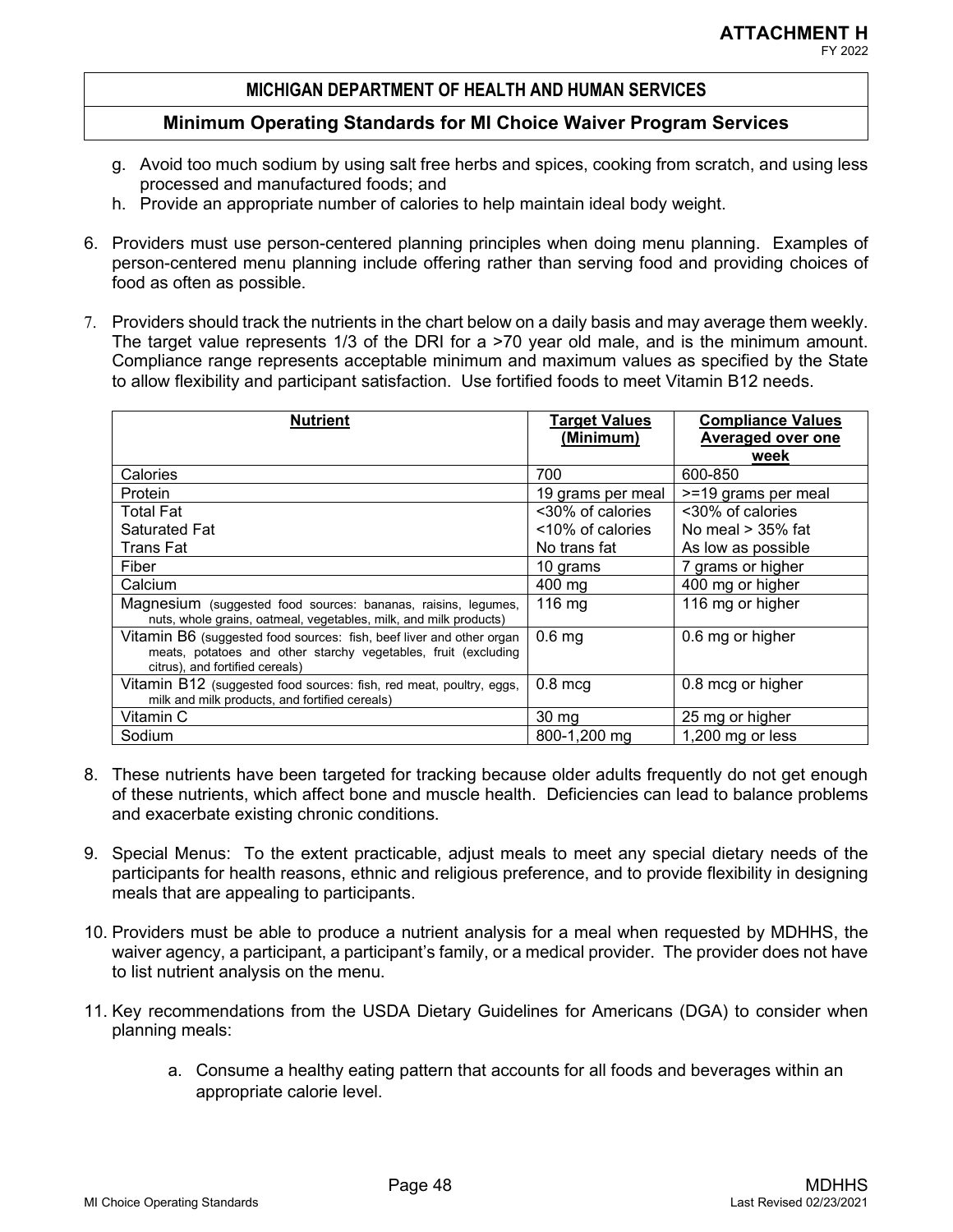g. Avoid too much sodium by using salt free herbs and spices, cooking from scratch, and using less processed and manufactured foods; and
h. Provide an appropriate number of calories to help maintain ideal body weight.

6. Providers must use person-centered planning principles when doing menu planning. Examples of person-centered menu planning include offering rather than serving food and providing choices of food as often as possible.

7. Providers should track the nutrients in the chart below on a daily basis and may average them weekly. The target value represents 1/3 of the DRI for a >70 year old male, and is the minimum amount. Compliance range represents acceptable minimum and maximum values as specified by the State to allow flexibility and participant satisfaction. Use fortified foods to meet Vitamin B12 needs.

| **Nutrient** | **Target Values (Minimum)** | **Compliance Values Averaged over one week** |
|---|---|---|
| Calories | 700 | 600-850 |
| Protein | 19 grams per meal | >=19 grams per meal |
| Total Fat<br>Saturated Fat<br>Trans Fat | <30% of calories<br><10% of calories<br>No trans fat | <30% of calories<br>No meal > 35% fat<br>As low as possible |
| Fiber | 10 grams | 7 grams or higher |
| Calcium | 400 mg | 400 mg or higher |
| Magnesium (suggested food sources: bananas, raisins, legumes, nuts, whole grains, oatmeal, vegetables, milk, and milk products) | 116 mg | 116 mg or higher |
| Vitamin B6 (suggested food sources: fish, beef liver and other organ meats, potatoes and other starchy vegetables, fruit (excluding citrus), and fortified cereals) | 0.6 mg | 0.6 mg or higher |
| Vitamin B12 (suggested food sources: fish, red meat, poultry, eggs, milk and milk products, and fortified cereals) | 0.8 mcg | 0.8 mcg or higher |
| Vitamin C | 30 mg | 25 mg or higher |
| Sodium | 800-1,200 mg | 1,200 mg or less |

8. These nutrients have been targeted for tracking because older adults frequently do not get enough of these nutrients, which affect bone and muscle health. Deficiencies can lead to balance problems and exacerbate existing chronic conditions.

9. Special Menus: To the extent practicable, adjust meals to meet any special dietary needs of the participants for health reasons, ethnic and religious preference, and to provide flexibility in designing meals that are appealing to participants.

10. Providers must be able to produce a nutrient analysis for a meal when requested by MDHHS, the waiver agency, a participant, a participant's family, or a medical provider. The provider does not have to list nutrient analysis on the menu.

11. Key recommendations from the USDA Dietary Guidelines for Americans (DGA) to consider when planning meals:

    a. Consume a healthy eating pattern that accounts for all foods and beverages within an appropriate calorie level.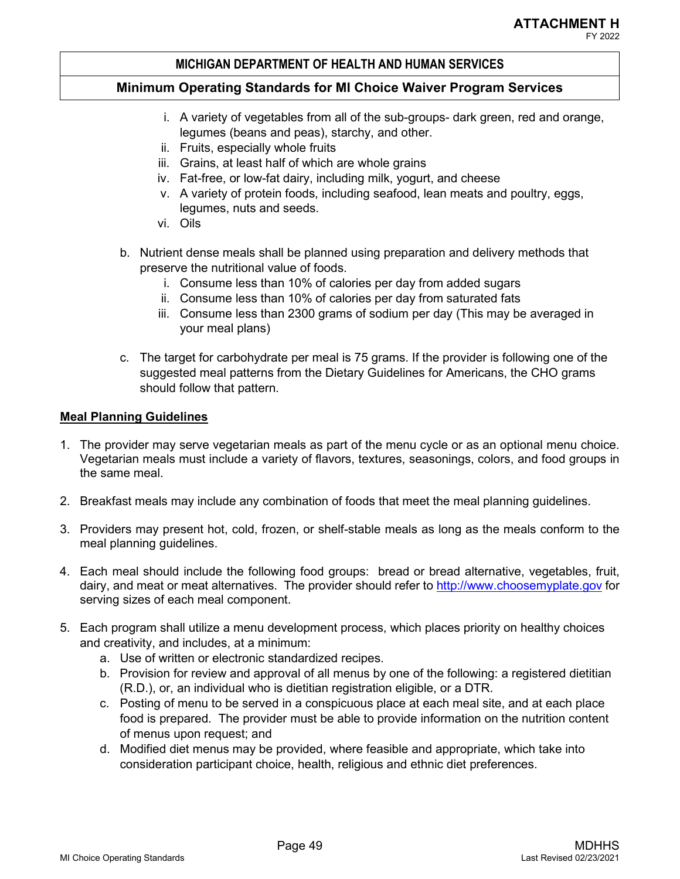i. A variety of vegetables from all of the sub-groups- dark green, red and orange, legumes (beans and peas), starchy, and other.
ii. Fruits, especially whole fruits
iii. Grains, at least half of which are whole grains
iv. Fat-free, or low-fat dairy, including milk, yogurt, and cheese
v. A variety of protein foods, including seafood, lean meats and poultry, eggs, legumes, nuts and seeds.
vi. Oils

b. Nutrient dense meals shall be planned using preparation and delivery methods that preserve the nutritional value of foods.
   i. Consume less than 10% of calories per day from added sugars
   ii. Consume less than 10% of calories per day from saturated fats
   iii. Consume less than 2300 grams of sodium per day (This may be averaged in your meal plans)

c. The target for carbohydrate per meal is 75 grams. If the provider is following one of the suggested meal patterns from the Dietary Guidelines for Americans, the CHO grams should follow that pattern.

**Meal Planning Guidelines**

1. The provider may serve vegetarian meals as part of the menu cycle or as an optional menu choice. Vegetarian meals must include a variety of flavors, textures, seasonings, colors, and food groups in the same meal.

2. Breakfast meals may include any combination of foods that meet the meal planning guidelines.

3. Providers may present hot, cold, frozen, or shelf-stable meals as long as the meals conform to the meal planning guidelines.

4. Each meal should include the following food groups: bread or bread alternative, vegetables, fruit, dairy, and meat or meat alternatives. The provider should refer to http://www.choosemyplate.gov for serving sizes of each meal component.

5. Each program shall utilize a menu development process, which places priority on healthy choices and creativity, and includes, at a minimum:
   a. Use of written or electronic standardized recipes.
   b. Provision for review and approval of all menus by one of the following: a registered dietitian (R.D.), or, an individual who is dietitian registration eligible, or a DTR.
   c. Posting of menu to be served in a conspicuous place at each meal site, and at each place food is prepared. The provider must be able to provide information on the nutrition content of menus upon request; and
   d. Modified diet menus may be provided, where feasible and appropriate, which take into consideration participant choice, health, religious and ethnic diet preferences.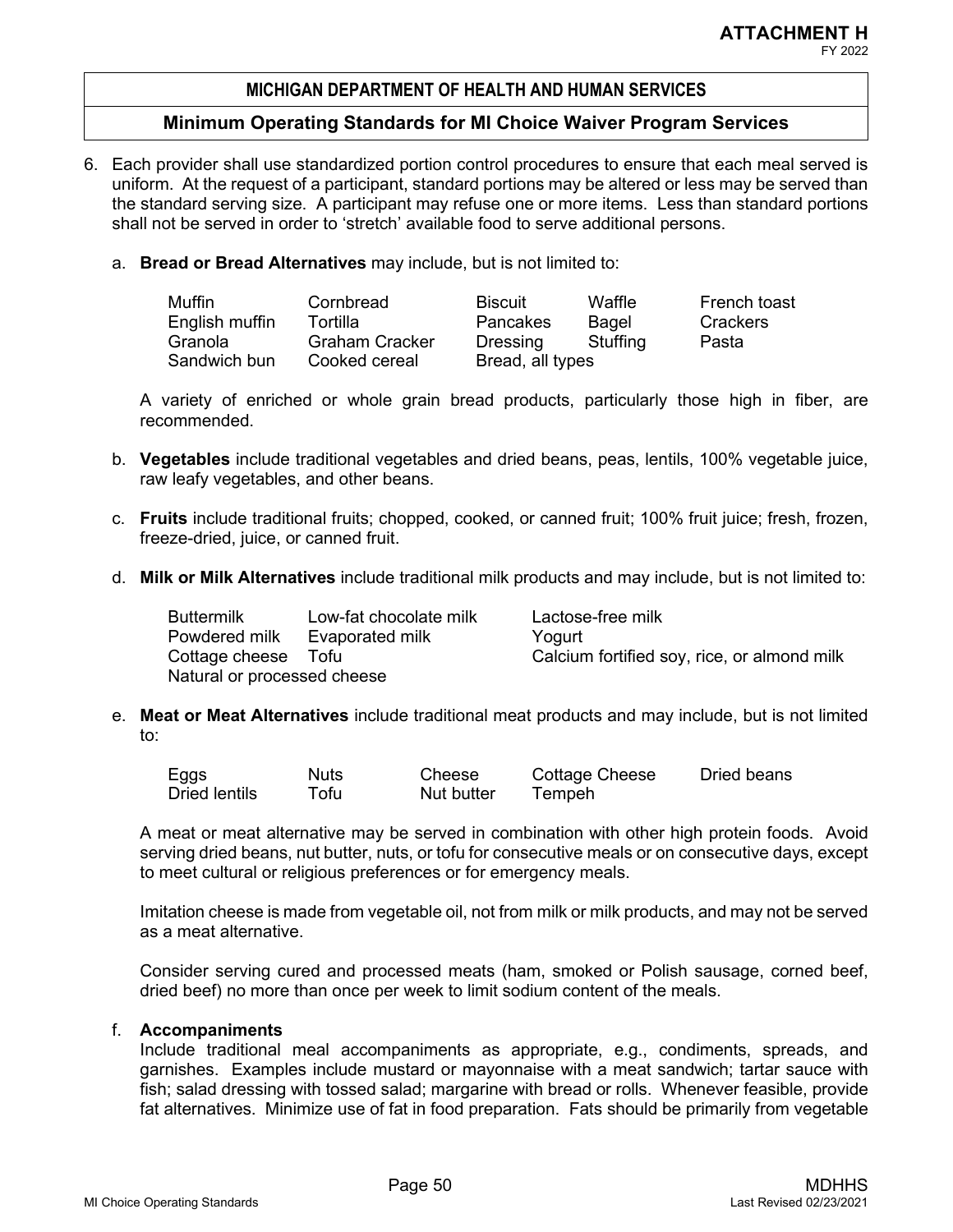6. Each provider shall use standardized portion control procedures to ensure that each meal served is uniform. At the request of a participant, standard portions may be altered or less may be served than the standard serving size. A participant may refuse one or more items. Less than standard portions shall not be served in order to 'stretch' available food to serve additional persons.

   a. **Bread or Bread Alternatives** may include, but is not limited to:

   | | | | | |
   |---|---|---|---|---|
   | Muffin | Cornbread | Biscuit | Waffle | French toast |
   | English muffin | Tortilla | Pancakes | Bagel | Crackers |
   | Granola | Graham Cracker | Dressing | Stuffing | Pasta |
   | Sandwich bun | Cooked cereal | Bread, all types | | |

   A variety of enriched or whole grain bread products, particularly those high in fiber, are recommended.

   b. **Vegetables** include traditional vegetables and dried beans, peas, lentils, 100% vegetable juice, raw leafy vegetables, and other beans.

   c. **Fruits** include traditional fruits; chopped, cooked, or canned fruit; 100% fruit juice; fresh, frozen, freeze-dried, juice, or canned fruit.

   d. **Milk or Milk Alternatives** include traditional milk products and may include, but is not limited to:

   | | | |
   |---|---|---|
   | Buttermilk | Low-fat chocolate milk | Lactose-free milk |
   | Powdered milk | Evaporated milk | Yogurt |
   | Cottage cheese | Tofu | Calcium fortified soy, rice, or almond milk |
   | Natural or processed cheese | | |

   e. **Meat or Meat Alternatives** include traditional meat products and may include, but is not limited to:

   | | | | | |
   |---|---|---|---|---|
   | Eggs | Nuts | Cheese | Cottage Cheese | Dried beans |
   | Dried lentils | Tofu | Nut butter | Tempeh | |

   A meat or meat alternative may be served in combination with other high protein foods. Avoid serving dried beans, nut butter, nuts, or tofu for consecutive meals or on consecutive days, except to meet cultural or religious preferences or for emergency meals.

   Imitation cheese is made from vegetable oil, not from milk or milk products, and may not be served as a meat alternative.

   Consider serving cured and processed meats (ham, smoked or Polish sausage, corned beef, dried beef) no more than once per week to limit sodium content of the meals.

   f. **Accompaniments**
   Include traditional meal accompaniments as appropriate, e.g., condiments, spreads, and garnishes. Examples include mustard or mayonnaise with a meat sandwich; tartar sauce with fish; salad dressing with tossed salad; margarine with bread or rolls. Whenever feasible, provide fat alternatives. Minimize use of fat in food preparation. Fats should be primarily from vegetable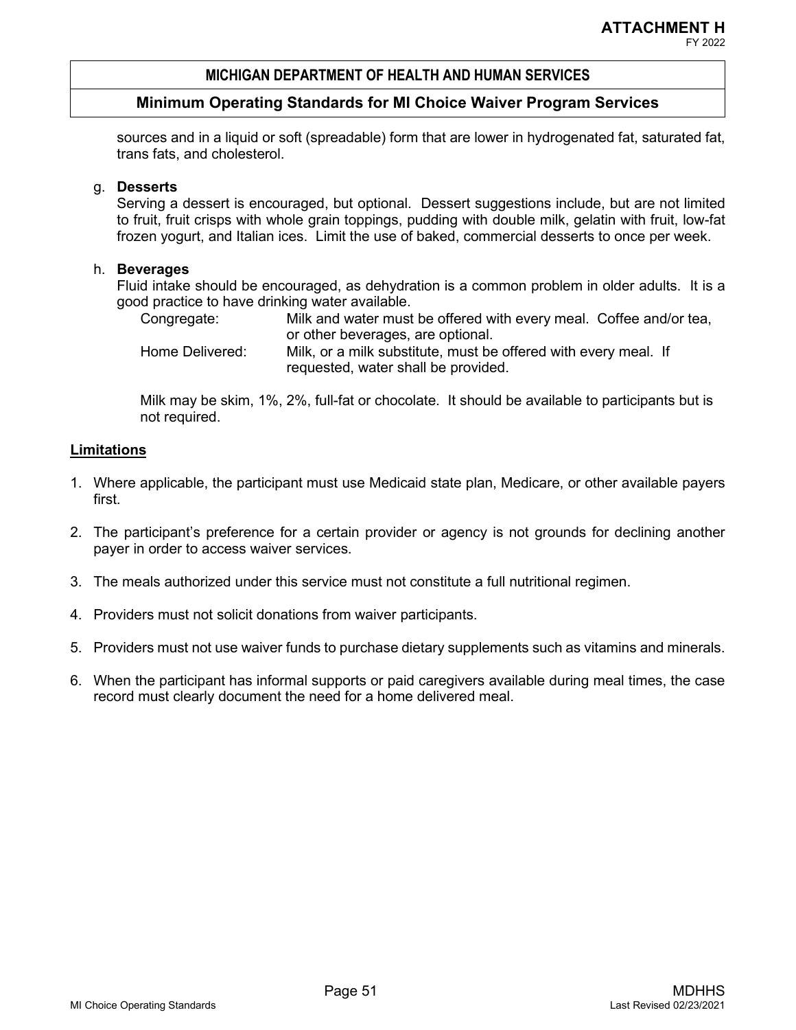sources and in a liquid or soft (spreadable) form that are lower in hydrogenated fat, saturated fat, trans fats, and cholesterol.

g. **Desserts**
Serving a dessert is encouraged, but optional. Dessert suggestions include, but are not limited to fruit, fruit crisps with whole grain toppings, pudding with double milk, gelatin with fruit, low-fat frozen yogurt, and Italian ices. Limit the use of baked, commercial desserts to once per week.

h. **Beverages**
Fluid intake should be encouraged, as dehydration is a common problem in older adults. It is a good practice to have drinking water available.

| | |
|---|---|
| Congregate: | Milk and water must be offered with every meal. Coffee and/or tea, or other beverages, are optional. |
| Home Delivered: | Milk, or a milk substitute, must be offered with every meal. If requested, water shall be provided. |

Milk may be skim, 1%, 2%, full-fat or chocolate. It should be available to participants but is not required.

**Limitations**

1. Where applicable, the participant must use Medicaid state plan, Medicare, or other available payers first.
2. The participant's preference for a certain provider or agency is not grounds for declining another payer in order to access waiver services.
3. The meals authorized under this service must not constitute a full nutritional regimen.
4. Providers must not solicit donations from waiver participants.
5. Providers must not use waiver funds to purchase dietary supplements such as vitamins and minerals.
6. When the participant has informal supports or paid caregivers available during meal times, the case record must clearly document the need for a home delivered meal.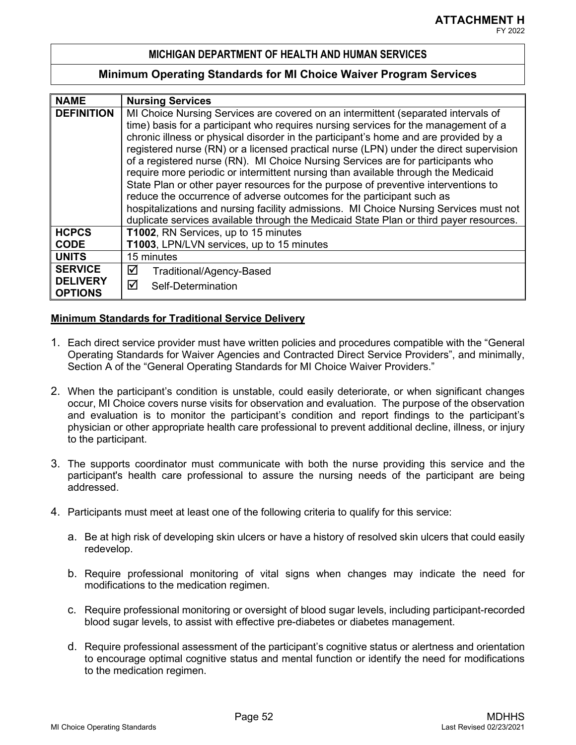**ATTACHMENT H**
FY 2022

**MICHIGAN DEPARTMENT OF HEALTH AND HUMAN SERVICES**

**Minimum Operating Standards for MI Choice Waiver Program Services**

| NAME | Nursing Services |
|---|---|
| DEFINITION | MI Choice Nursing Services are covered on an intermittent (separated intervals of time) basis for a participant who requires nursing services for the management of a chronic illness or physical disorder in the participant's home and are provided by a registered nurse (RN) or a licensed practical nurse (LPN) under the direct supervision of a registered nurse (RN). MI Choice Nursing Services are for participants who require more periodic or intermittent nursing than available through the Medicaid State Plan or other payer resources for the purpose of preventive interventions to reduce the occurrence of adverse outcomes for the participant such as hospitalizations and nursing facility admissions. MI Choice Nursing Services must not duplicate services available through the Medicaid State Plan or third payer resources. |
| HCPCS CODE | **T1002**, RN Services, up to 15 minutes<br>**T1003**, LPN/LVN services, up to 15 minutes |
| UNITS | 15 minutes |
| SERVICE DELIVERY OPTIONS | ☑ Traditional/Agency-Based<br>☑ Self-Determination |

**Minimum Standards for Traditional Service Delivery**

1. Each direct service provider must have written policies and procedures compatible with the "General Operating Standards for Waiver Agencies and Contracted Direct Service Providers", and minimally, Section A of the "General Operating Standards for MI Choice Waiver Providers."

2. When the participant's condition is unstable, could easily deteriorate, or when significant changes occur, MI Choice covers nurse visits for observation and evaluation. The purpose of the observation and evaluation is to monitor the participant's condition and report findings to the participant's physician or other appropriate health care professional to prevent additional decline, illness, or injury to the participant.

3. The supports coordinator must communicate with both the nurse providing this service and the participant's health care professional to assure the nursing needs of the participant are being addressed.

4. Participants must meet at least one of the following criteria to qualify for this service:

    a. Be at high risk of developing skin ulcers or have a history of resolved skin ulcers that could easily redevelop.

    b. Require professional monitoring of vital signs when changes may indicate the need for modifications to the medication regimen.

    c. Require professional monitoring or oversight of blood sugar levels, including participant-recorded blood sugar levels, to assist with effective pre-diabetes or diabetes management.

    d. Require professional assessment of the participant's cognitive status or alertness and orientation to encourage optimal cognitive status and mental function or identify the need for modifications to the medication regimen.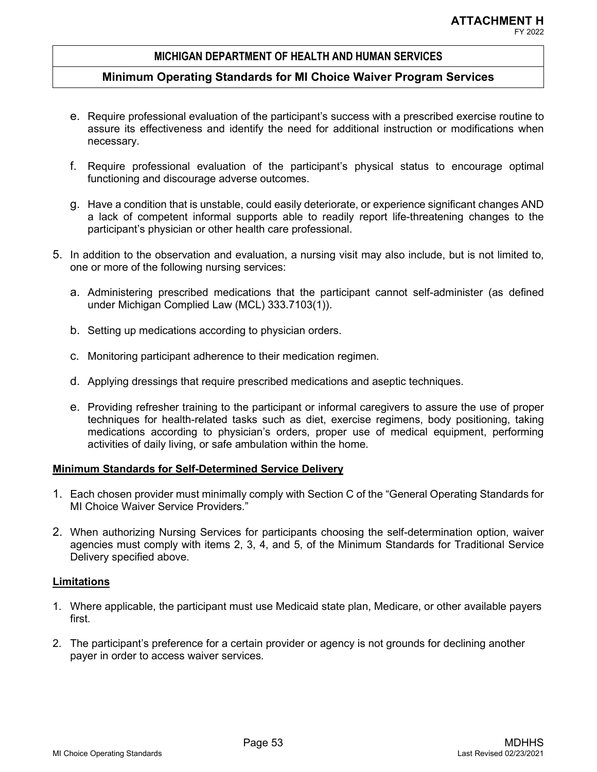e. Require professional evaluation of the participant's success with a prescribed exercise routine to assure its effectiveness and identify the need for additional instruction or modifications when necessary.

f. Require professional evaluation of the participant's physical status to encourage optimal functioning and discourage adverse outcomes.

g. Have a condition that is unstable, could easily deteriorate, or experience significant changes AND a lack of competent informal supports able to readily report life-threatening changes to the participant's physician or other health care professional.

5. In addition to the observation and evaluation, a nursing visit may also include, but is not limited to, one or more of the following nursing services:

   a. Administering prescribed medications that the participant cannot self-administer (as defined under Michigan Complied Law (MCL) 333.7103(1)).

   b. Setting up medications according to physician orders.

   c. Monitoring participant adherence to their medication regimen.

   d. Applying dressings that require prescribed medications and aseptic techniques.

   e. Providing refresher training to the participant or informal caregivers to assure the use of proper techniques for health-related tasks such as diet, exercise regimens, body positioning, taking medications according to physician's orders, proper use of medical equipment, performing activities of daily living, or safe ambulation within the home.

**Minimum Standards for Self-Determined Service Delivery**

1. Each chosen provider must minimally comply with Section C of the "General Operating Standards for MI Choice Waiver Service Providers."

2. When authorizing Nursing Services for participants choosing the self-determination option, waiver agencies must comply with items 2, 3, 4, and 5, of the Minimum Standards for Traditional Service Delivery specified above.

**Limitations**

1. Where applicable, the participant must use Medicaid state plan, Medicare, or other available payers first.

2. The participant's preference for a certain provider or agency is not grounds for declining another payer in order to access waiver services.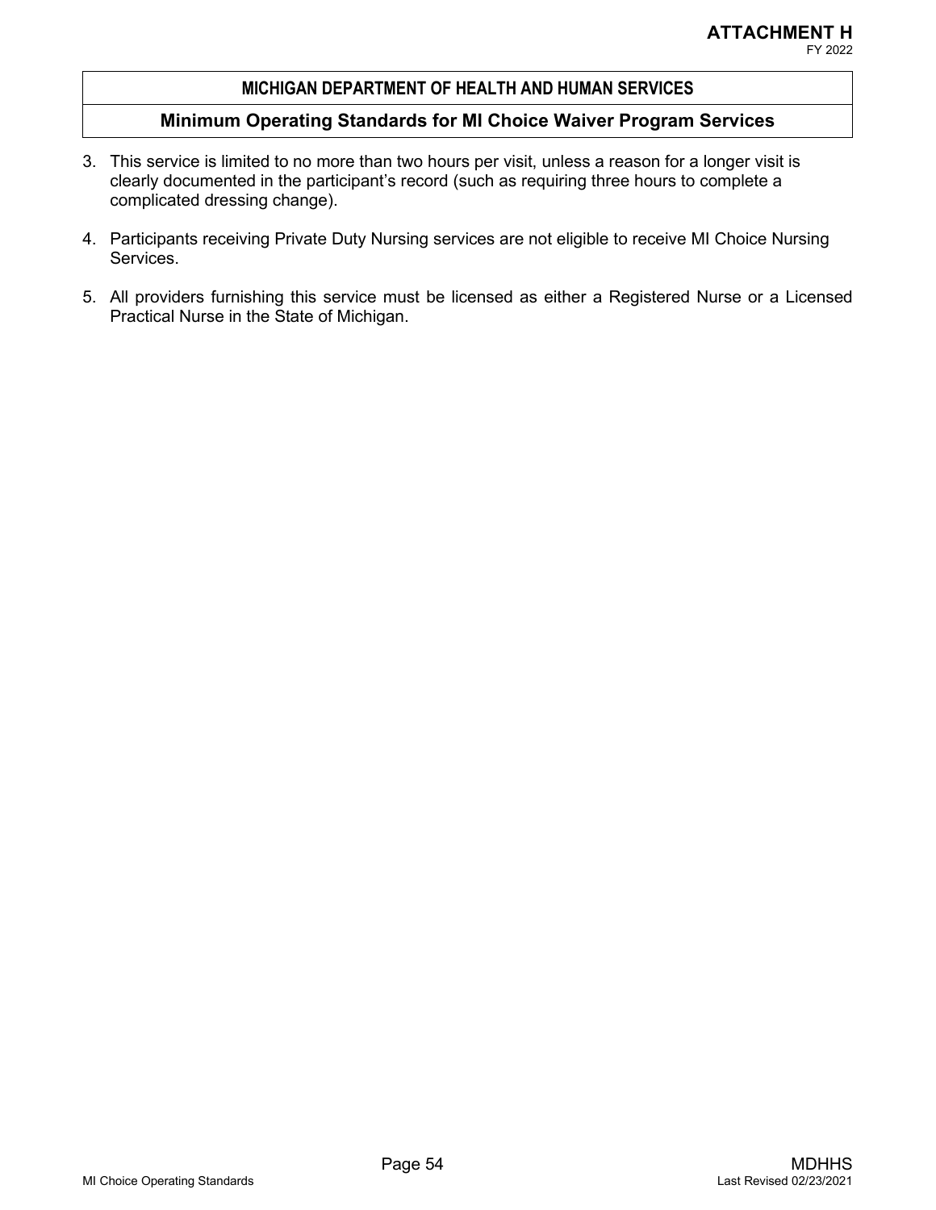3. This service is limited to no more than two hours per visit, unless a reason for a longer visit is clearly documented in the participant's record (such as requiring three hours to complete a complicated dressing change).

4. Participants receiving Private Duty Nursing services are not eligible to receive MI Choice Nursing Services.

5. All providers furnishing this service must be licensed as either a Registered Nurse or a Licensed Practical Nurse in the State of Michigan.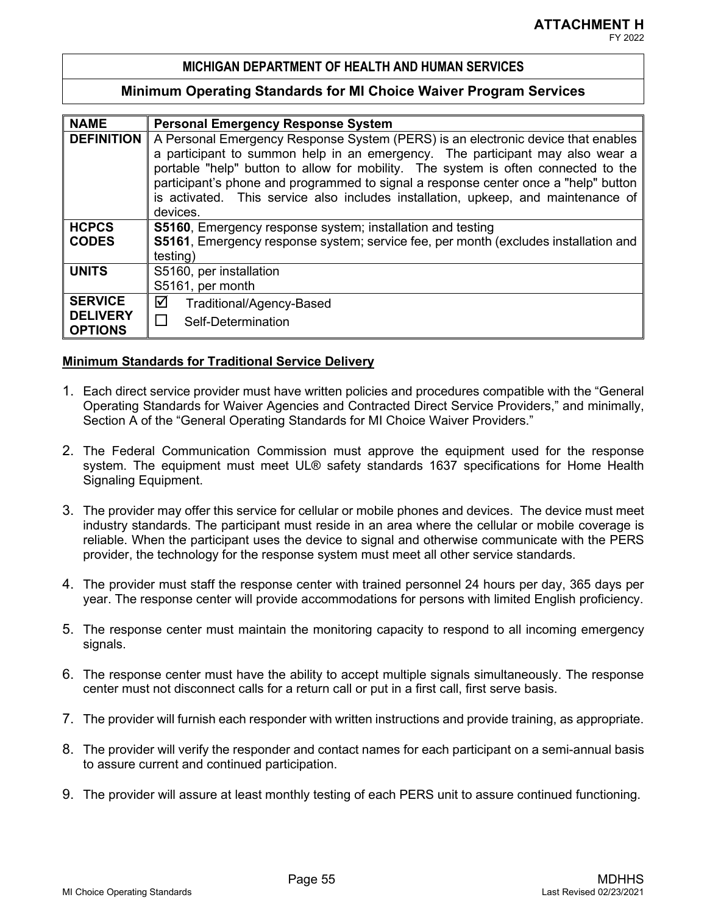**ATTACHMENT H**
FY 2022

## MICHIGAN DEPARTMENT OF HEALTH AND HUMAN SERVICES

## Minimum Operating Standards for MI Choice Waiver Program Services

| **NAME** | **Personal Emergency Response System** |
|---|---|
| **DEFINITION** | A Personal Emergency Response System (PERS) is an electronic device that enables a participant to summon help in an emergency. The participant may also wear a portable "help" button to allow for mobility. The system is often connected to the participant's phone and programmed to signal a response center once a "help" button is activated. This service also includes installation, upkeep, and maintenance of devices. |
| **HCPCS CODES** | **S5160**, Emergency response system; installation and testing<br>**S5161**, Emergency response system; service fee, per month (excludes installation and testing) |
| **UNITS** | S5160, per installation<br>S5161, per month |
| **SERVICE DELIVERY OPTIONS** | ☑ Traditional/Agency-Based<br>☐ Self-Determination |

**Minimum Standards for Traditional Service Delivery**

1. Each direct service provider must have written policies and procedures compatible with the "General Operating Standards for Waiver Agencies and Contracted Direct Service Providers," and minimally, Section A of the "General Operating Standards for MI Choice Waiver Providers."

2. The Federal Communication Commission must approve the equipment used for the response system. The equipment must meet UL® safety standards 1637 specifications for Home Health Signaling Equipment.

3. The provider may offer this service for cellular or mobile phones and devices. The device must meet industry standards. The participant must reside in an area where the cellular or mobile coverage is reliable. When the participant uses the device to signal and otherwise communicate with the PERS provider, the technology for the response system must meet all other service standards.

4. The provider must staff the response center with trained personnel 24 hours per day, 365 days per year. The response center will provide accommodations for persons with limited English proficiency.

5. The response center must maintain the monitoring capacity to respond to all incoming emergency signals.

6. The response center must have the ability to accept multiple signals simultaneously. The response center must not disconnect calls for a return call or put in a first call, first serve basis.

7. The provider will furnish each responder with written instructions and provide training, as appropriate.

8. The provider will verify the responder and contact names for each participant on a semi-annual basis to assure current and continued participation.

9. The provider will assure at least monthly testing of each PERS unit to assure continued functioning.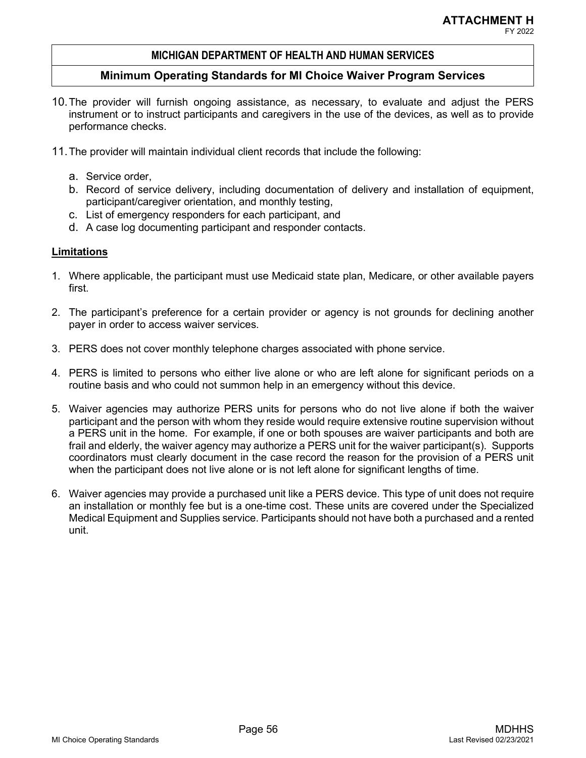10. The provider will furnish ongoing assistance, as necessary, to evaluate and adjust the PERS instrument or to instruct participants and caregivers in the use of the devices, as well as to provide performance checks.

11. The provider will maintain individual client records that include the following:

    a. Service order,
    b. Record of service delivery, including documentation of delivery and installation of equipment, participant/caregiver orientation, and monthly testing,
    c. List of emergency responders for each participant, and
    d. A case log documenting participant and responder contacts.

**<u>Limitations</u>**

1. Where applicable, the participant must use Medicaid state plan, Medicare, or other available payers first.

2. The participant's preference for a certain provider or agency is not grounds for declining another payer in order to access waiver services.

3. PERS does not cover monthly telephone charges associated with phone service.

4. PERS is limited to persons who either live alone or who are left alone for significant periods on a routine basis and who could not summon help in an emergency without this device.

5. Waiver agencies may authorize PERS units for persons who do not live alone if both the waiver participant and the person with whom they reside would require extensive routine supervision without a PERS unit in the home. For example, if one or both spouses are waiver participants and both are frail and elderly, the waiver agency may authorize a PERS unit for the waiver participant(s). Supports coordinators must clearly document in the case record the reason for the provision of a PERS unit when the participant does not live alone or is not left alone for significant lengths of time.

6. Waiver agencies may provide a purchased unit like a PERS device. This type of unit does not require an installation or monthly fee but is a one-time cost. These units are covered under the Specialized Medical Equipment and Supplies service. Participants should not have both a purchased and a rented unit.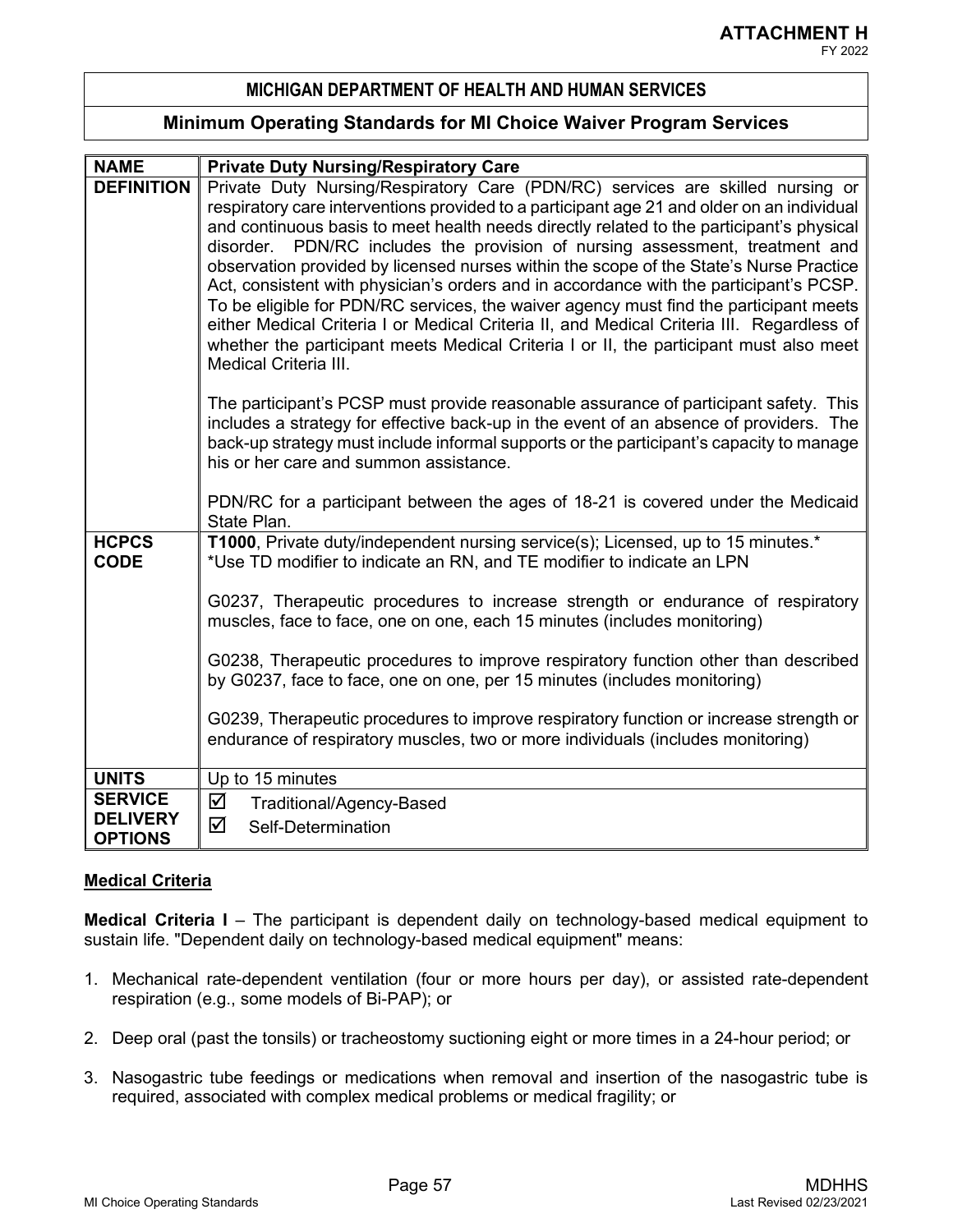**ATTACHMENT H**
FY 2022

## MICHIGAN DEPARTMENT OF HEALTH AND HUMAN SERVICES

## Minimum Operating Standards for MI Choice Waiver Program Services

| NAME | Private Duty Nursing/Respiratory Care |
|---|---|
| DEFINITION | Private Duty Nursing/Respiratory Care (PDN/RC) services are skilled nursing or respiratory care interventions provided to a participant age 21 and older on an individual and continuous basis to meet health needs directly related to the participant's physical disorder. PDN/RC includes the provision of nursing assessment, treatment and observation provided by licensed nurses within the scope of the State's Nurse Practice Act, consistent with physician's orders and in accordance with the participant's PCSP. To be eligible for PDN/RC services, the waiver agency must find the participant meets either Medical Criteria I or Medical Criteria II, and Medical Criteria III. Regardless of whether the participant meets Medical Criteria I or II, the participant must also meet Medical Criteria III.<br><br>The participant's PCSP must provide reasonable assurance of participant safety. This includes a strategy for effective back-up in the event of an absence of providers. The back-up strategy must include informal supports or the participant's capacity to manage his or her care and summon assistance.<br><br>PDN/RC for a participant between the ages of 18-21 is covered under the Medicaid State Plan. |
| HCPCS CODE | **T1000**, Private duty/independent nursing service(s); Licensed, up to 15 minutes.*<br>*Use TD modifier to indicate an RN, and TE modifier to indicate an LPN<br><br>G0237, Therapeutic procedures to increase strength or endurance of respiratory muscles, face to face, one on one, each 15 minutes (includes monitoring)<br><br>G0238, Therapeutic procedures to improve respiratory function other than described by G0237, face to face, one on one, per 15 minutes (includes monitoring)<br><br>G0239, Therapeutic procedures to improve respiratory function or increase strength or endurance of respiratory muscles, two or more individuals (includes monitoring) |
| UNITS | Up to 15 minutes |
| SERVICE DELIVERY OPTIONS | ☑ Traditional/Agency-Based<br>☑ Self-Determination |

### Medical Criteria

**Medical Criteria I** – The participant is dependent daily on technology-based medical equipment to sustain life. "Dependent daily on technology-based medical equipment" means:

1. Mechanical rate-dependent ventilation (four or more hours per day), or assisted rate-dependent respiration (e.g., some models of Bi-PAP); or

2. Deep oral (past the tonsils) or tracheostomy suctioning eight or more times in a 24-hour period; or

3. Nasogastric tube feedings or medications when removal and insertion of the nasogastric tube is required, associated with complex medical problems or medical fragility; or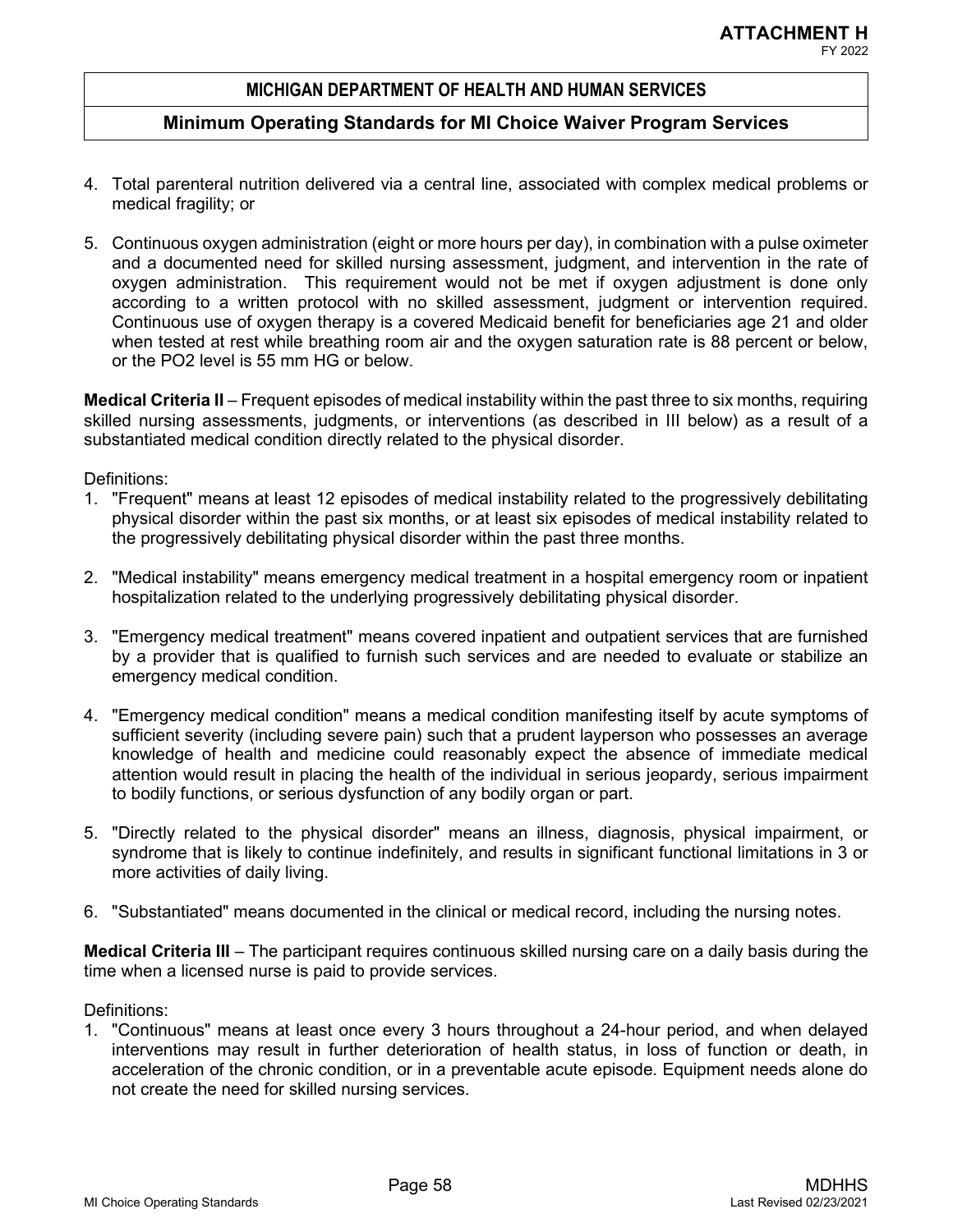4. Total parenteral nutrition delivered via a central line, associated with complex medical problems or medical fragility; or

5. Continuous oxygen administration (eight or more hours per day), in combination with a pulse oximeter and a documented need for skilled nursing assessment, judgment, and intervention in the rate of oxygen administration. This requirement would not be met if oxygen adjustment is done only according to a written protocol with no skilled assessment, judgment or intervention required. Continuous use of oxygen therapy is a covered Medicaid benefit for beneficiaries age 21 and older when tested at rest while breathing room air and the oxygen saturation rate is 88 percent or below, or the PO2 level is 55 mm HG or below.

**Medical Criteria II** – Frequent episodes of medical instability within the past three to six months, requiring skilled nursing assessments, judgments, or interventions (as described in III below) as a result of a substantiated medical condition directly related to the physical disorder.

Definitions:

1. "Frequent" means at least 12 episodes of medical instability related to the progressively debilitating physical disorder within the past six months, or at least six episodes of medical instability related to the progressively debilitating physical disorder within the past three months.

2. "Medical instability" means emergency medical treatment in a hospital emergency room or inpatient hospitalization related to the underlying progressively debilitating physical disorder.

3. "Emergency medical treatment" means covered inpatient and outpatient services that are furnished by a provider that is qualified to furnish such services and are needed to evaluate or stabilize an emergency medical condition.

4. "Emergency medical condition" means a medical condition manifesting itself by acute symptoms of sufficient severity (including severe pain) such that a prudent layperson who possesses an average knowledge of health and medicine could reasonably expect the absence of immediate medical attention would result in placing the health of the individual in serious jeopardy, serious impairment to bodily functions, or serious dysfunction of any bodily organ or part.

5. "Directly related to the physical disorder" means an illness, diagnosis, physical impairment, or syndrome that is likely to continue indefinitely, and results in significant functional limitations in 3 or more activities of daily living.

6. "Substantiated" means documented in the clinical or medical record, including the nursing notes.

**Medical Criteria III** – The participant requires continuous skilled nursing care on a daily basis during the time when a licensed nurse is paid to provide services.

Definitions:

1. "Continuous" means at least once every 3 hours throughout a 24-hour period, and when delayed interventions may result in further deterioration of health status, in loss of function or death, in acceleration of the chronic condition, or in a preventable acute episode. Equipment needs alone do not create the need for skilled nursing services.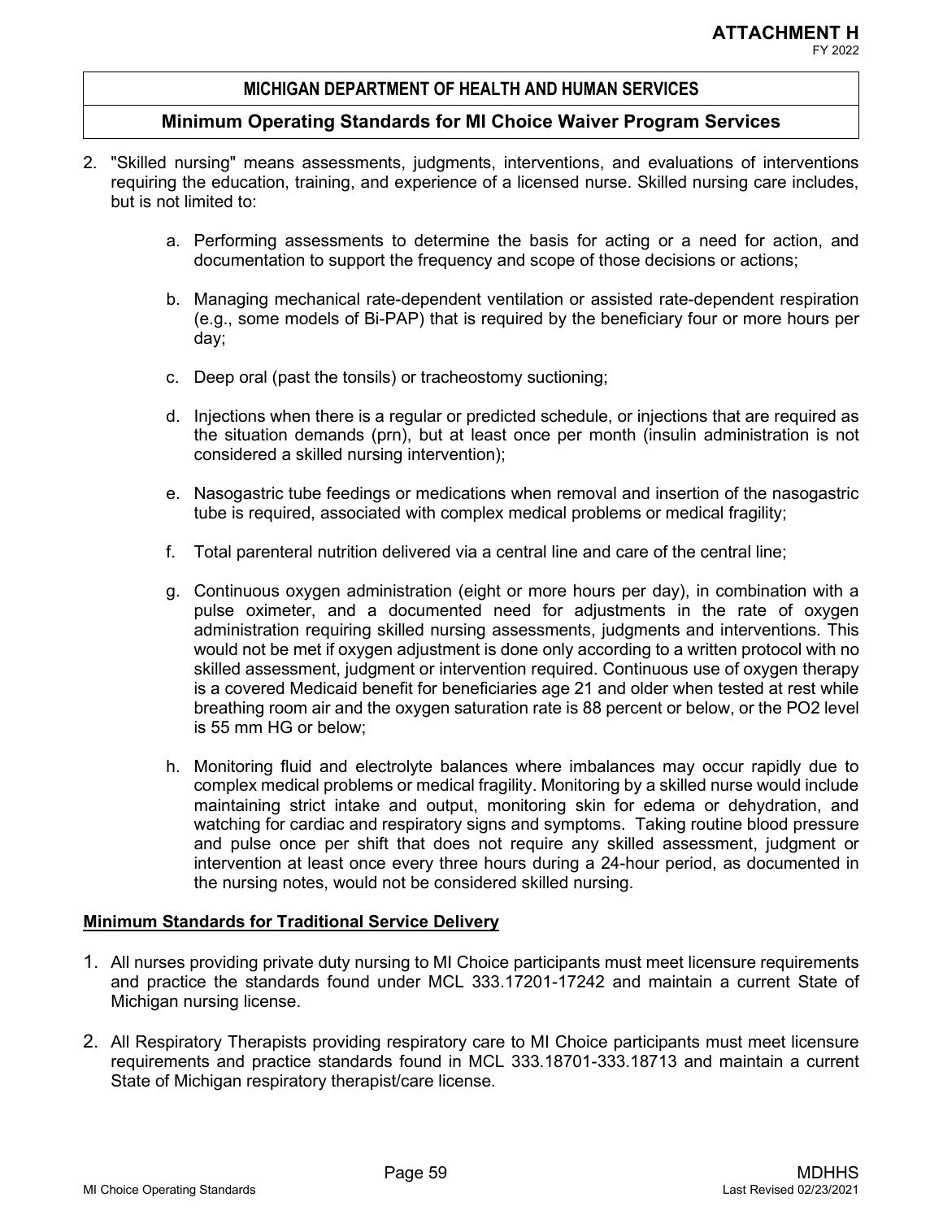2. "Skilled nursing" means assessments, judgments, interventions, and evaluations of interventions requiring the education, training, and experience of a licensed nurse. Skilled nursing care includes, but is not limited to:

    a. Performing assessments to determine the basis for acting or a need for action, and documentation to support the frequency and scope of those decisions or actions;

    b. Managing mechanical rate-dependent ventilation or assisted rate-dependent respiration (e.g., some models of Bi-PAP) that is required by the beneficiary four or more hours per day;

    c. Deep oral (past the tonsils) or tracheostomy suctioning;

    d. Injections when there is a regular or predicted schedule, or injections that are required as the situation demands (prn), but at least once per month (insulin administration is not considered a skilled nursing intervention);

    e. Nasogastric tube feedings or medications when removal and insertion of the nasogastric tube is required, associated with complex medical problems or medical fragility;

    f. Total parenteral nutrition delivered via a central line and care of the central line;

    g. Continuous oxygen administration (eight or more hours per day), in combination with a pulse oximeter, and a documented need for adjustments in the rate of oxygen administration requiring skilled nursing assessments, judgments and interventions. This would not be met if oxygen adjustment is done only according to a written protocol with no skilled assessment, judgment or intervention required. Continuous use of oxygen therapy is a covered Medicaid benefit for beneficiaries age 21 and older when tested at rest while breathing room air and the oxygen saturation rate is 88 percent or below, or the PO2 level is 55 mm HG or below;

    h. Monitoring fluid and electrolyte balances where imbalances may occur rapidly due to complex medical problems or medical fragility. Monitoring by a skilled nurse would include maintaining strict intake and output, monitoring skin for edema or dehydration, and watching for cardiac and respiratory signs and symptoms. Taking routine blood pressure and pulse once per shift that does not require any skilled assessment, judgment or intervention at least once every three hours during a 24-hour period, as documented in the nursing notes, would not be considered skilled nursing.

**Minimum Standards for Traditional Service Delivery**

1. All nurses providing private duty nursing to MI Choice participants must meet licensure requirements and practice the standards found under MCL 333.17201-17242 and maintain a current State of Michigan nursing license.

2. All Respiratory Therapists providing respiratory care to MI Choice participants must meet licensure requirements and practice standards found in MCL 333.18701-333.18713 and maintain a current State of Michigan respiratory therapist/care license.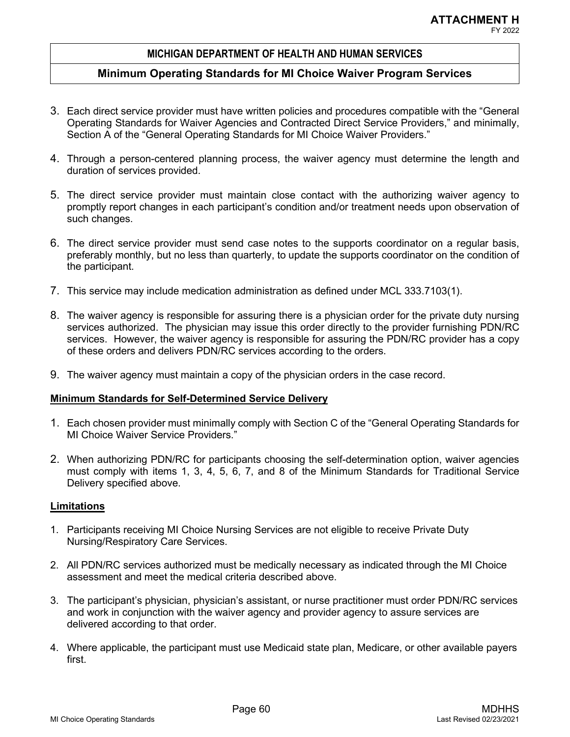3. Each direct service provider must have written policies and procedures compatible with the "General Operating Standards for Waiver Agencies and Contracted Direct Service Providers," and minimally, Section A of the "General Operating Standards for MI Choice Waiver Providers."

4. Through a person-centered planning process, the waiver agency must determine the length and duration of services provided.

5. The direct service provider must maintain close contact with the authorizing waiver agency to promptly report changes in each participant's condition and/or treatment needs upon observation of such changes.

6. The direct service provider must send case notes to the supports coordinator on a regular basis, preferably monthly, but no less than quarterly, to update the supports coordinator on the condition of the participant.

7. This service may include medication administration as defined under MCL 333.7103(1).

8. The waiver agency is responsible for assuring there is a physician order for the private duty nursing services authorized. The physician may issue this order directly to the provider furnishing PDN/RC services. However, the waiver agency is responsible for assuring the PDN/RC provider has a copy of these orders and delivers PDN/RC services according to the orders.

9. The waiver agency must maintain a copy of the physician orders in the case record.

**Minimum Standards for Self-Determined Service Delivery**

1. Each chosen provider must minimally comply with Section C of the "General Operating Standards for MI Choice Waiver Service Providers."

2. When authorizing PDN/RC for participants choosing the self-determination option, waiver agencies must comply with items 1, 3, 4, 5, 6, 7, and 8 of the Minimum Standards for Traditional Service Delivery specified above.

**Limitations**

1. Participants receiving MI Choice Nursing Services are not eligible to receive Private Duty Nursing/Respiratory Care Services.

2. All PDN/RC services authorized must be medically necessary as indicated through the MI Choice assessment and meet the medical criteria described above.

3. The participant's physician, physician's assistant, or nurse practitioner must order PDN/RC services and work in conjunction with the waiver agency and provider agency to assure services are delivered according to that order.

4. Where applicable, the participant must use Medicaid state plan, Medicare, or other available payers first.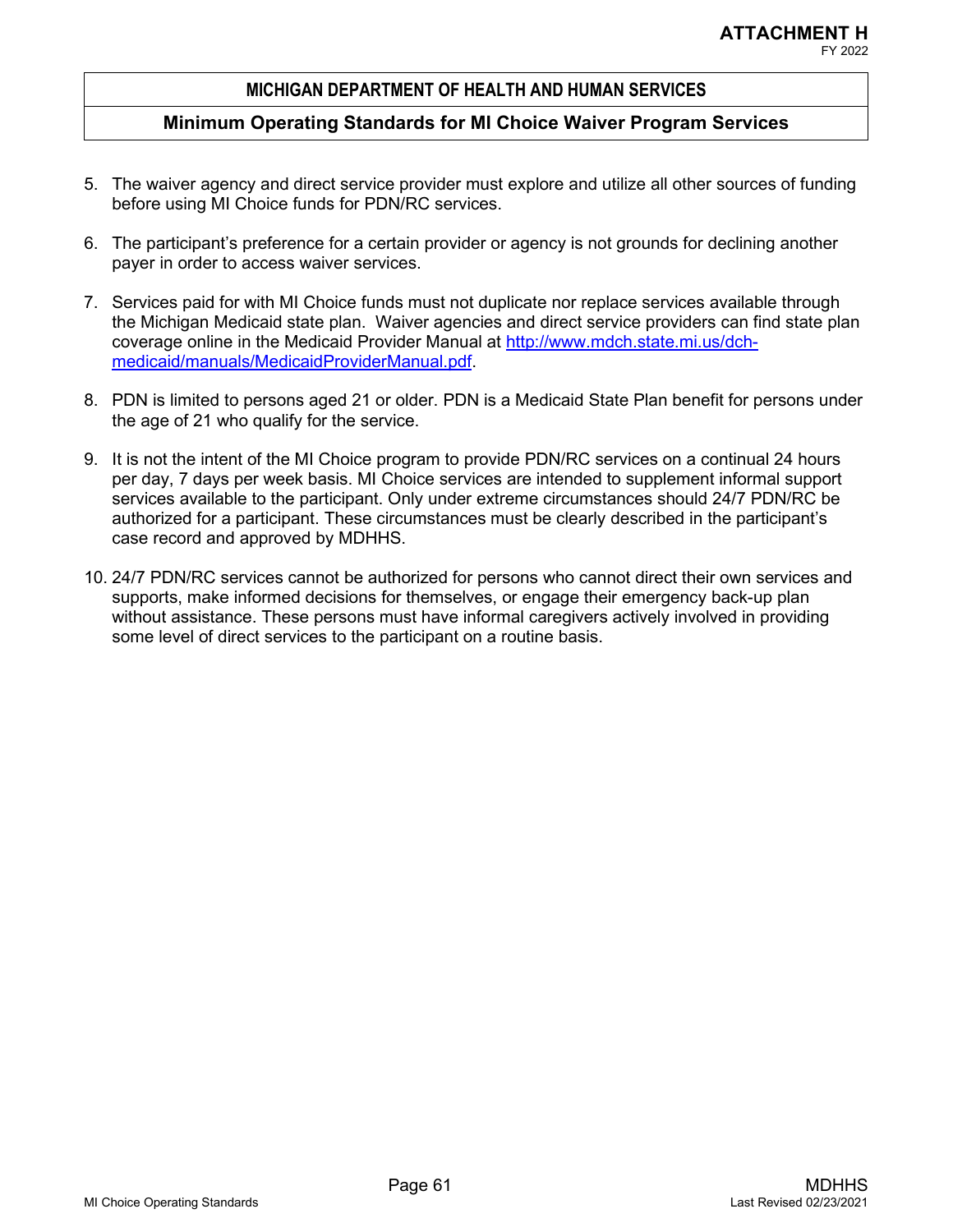5. The waiver agency and direct service provider must explore and utilize all other sources of funding before using MI Choice funds for PDN/RC services.

6. The participant's preference for a certain provider or agency is not grounds for declining another payer in order to access waiver services.

7. Services paid for with MI Choice funds must not duplicate nor replace services available through the Michigan Medicaid state plan. Waiver agencies and direct service providers can find state plan coverage online in the Medicaid Provider Manual at [http://www.mdch.state.mi.us/dch-medicaid/manuals/MedicaidProviderManual.pdf](http://www.mdch.state.mi.us/dch-medicaid/manuals/MedicaidProviderManual.pdf).

8. PDN is limited to persons aged 21 or older. PDN is a Medicaid State Plan benefit for persons under the age of 21 who qualify for the service.

9. It is not the intent of the MI Choice program to provide PDN/RC services on a continual 24 hours per day, 7 days per week basis. MI Choice services are intended to supplement informal support services available to the participant. Only under extreme circumstances should 24/7 PDN/RC be authorized for a participant. These circumstances must be clearly described in the participant's case record and approved by MDHHS.

10. 24/7 PDN/RC services cannot be authorized for persons who cannot direct their own services and supports, make informed decisions for themselves, or engage their emergency back-up plan without assistance. These persons must have informal caregivers actively involved in providing some level of direct services to the participant on a routine basis.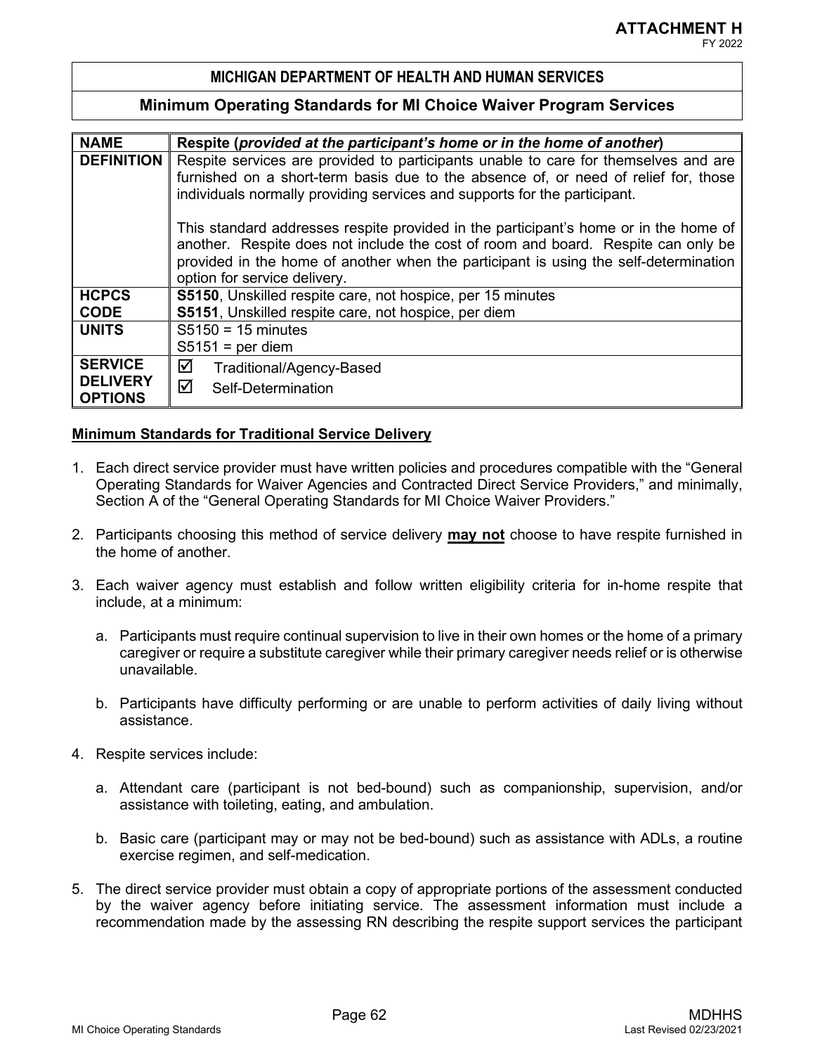| NAME | Respite (*provided at the participant's home or in the home of another*) |
|---|---|
| DEFINITION | Respite services are provided to participants unable to care for themselves and are furnished on a short-term basis due to the absence of, or need of relief for, those individuals normally providing services and supports for the participant.<br><br>This standard addresses respite provided in the participant's home or in the home of another. Respite does not include the cost of room and board. Respite can only be provided in the home of another when the participant is using the self-determination option for service delivery. |
| HCPCS CODE | **S5150**, Unskilled respite care, not hospice, per 15 minutes<br>**S5151**, Unskilled respite care, not hospice, per diem |
| UNITS | S5150 = 15 minutes<br>S5151 = per diem |
| SERVICE DELIVERY OPTIONS | ☑ Traditional/Agency-Based<br>☑ Self-Determination |

**Minimum Standards for Traditional Service Delivery**

1. Each direct service provider must have written policies and procedures compatible with the "General Operating Standards for Waiver Agencies and Contracted Direct Service Providers," and minimally, Section A of the "General Operating Standards for MI Choice Waiver Providers."

2. Participants choosing this method of service delivery **may not** choose to have respite furnished in the home of another.

3. Each waiver agency must establish and follow written eligibility criteria for in-home respite that include, at a minimum:

   a. Participants must require continual supervision to live in their own homes or the home of a primary caregiver or require a substitute caregiver while their primary caregiver needs relief or is otherwise unavailable.

   b. Participants have difficulty performing or are unable to perform activities of daily living without assistance.

4. Respite services include:

   a. Attendant care (participant is not bed-bound) such as companionship, supervision, and/or assistance with toileting, eating, and ambulation.

   b. Basic care (participant may or may not be bed-bound) such as assistance with ADLs, a routine exercise regimen, and self-medication.

5. The direct service provider must obtain a copy of appropriate portions of the assessment conducted by the waiver agency before initiating service. The assessment information must include a recommendation made by the assessing RN describing the respite support services the participant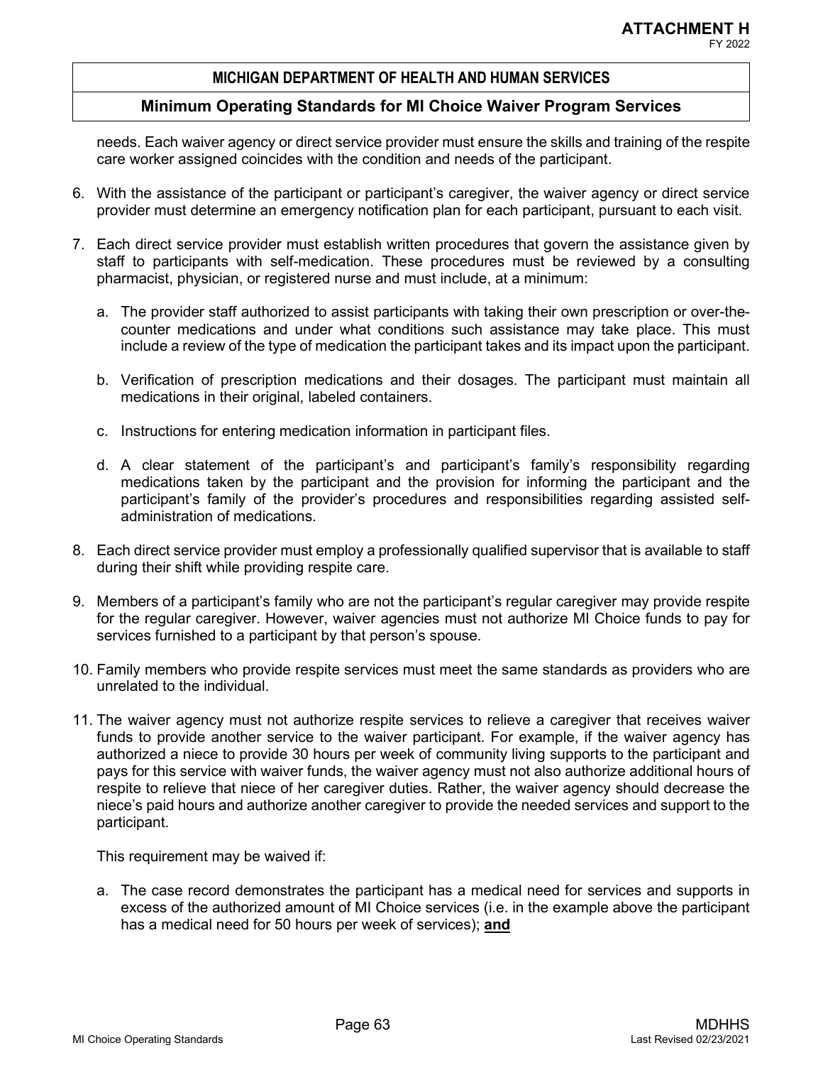needs. Each waiver agency or direct service provider must ensure the skills and training of the respite care worker assigned coincides with the condition and needs of the participant.

6. With the assistance of the participant or participant's caregiver, the waiver agency or direct service provider must determine an emergency notification plan for each participant, pursuant to each visit.

7. Each direct service provider must establish written procedures that govern the assistance given by staff to participants with self-medication. These procedures must be reviewed by a consulting pharmacist, physician, or registered nurse and must include, at a minimum:

   a. The provider staff authorized to assist participants with taking their own prescription or over-the-counter medications and under what conditions such assistance may take place. This must include a review of the type of medication the participant takes and its impact upon the participant.

   b. Verification of prescription medications and their dosages. The participant must maintain all medications in their original, labeled containers.

   c. Instructions for entering medication information in participant files.

   d. A clear statement of the participant's and participant's family's responsibility regarding medications taken by the participant and the provision for informing the participant and the participant's family of the provider's procedures and responsibilities regarding assisted self-administration of medications.

8. Each direct service provider must employ a professionally qualified supervisor that is available to staff during their shift while providing respite care.

9. Members of a participant's family who are not the participant's regular caregiver may provide respite for the regular caregiver. However, waiver agencies must not authorize MI Choice funds to pay for services furnished to a participant by that person's spouse.

10. Family members who provide respite services must meet the same standards as providers who are unrelated to the individual.

11. The waiver agency must not authorize respite services to relieve a caregiver that receives waiver funds to provide another service to the waiver participant. For example, if the waiver agency has authorized a niece to provide 30 hours per week of community living supports to the participant and pays for this service with waiver funds, the waiver agency must not also authorize additional hours of respite to relieve that niece of her caregiver duties. Rather, the waiver agency should decrease the niece's paid hours and authorize another caregiver to provide the needed services and support to the participant.

    This requirement may be waived if:

    a. The case record demonstrates the participant has a medical need for services and supports in excess of the authorized amount of MI Choice services (i.e. in the example above the participant has a medical need for 50 hours per week of services); **and**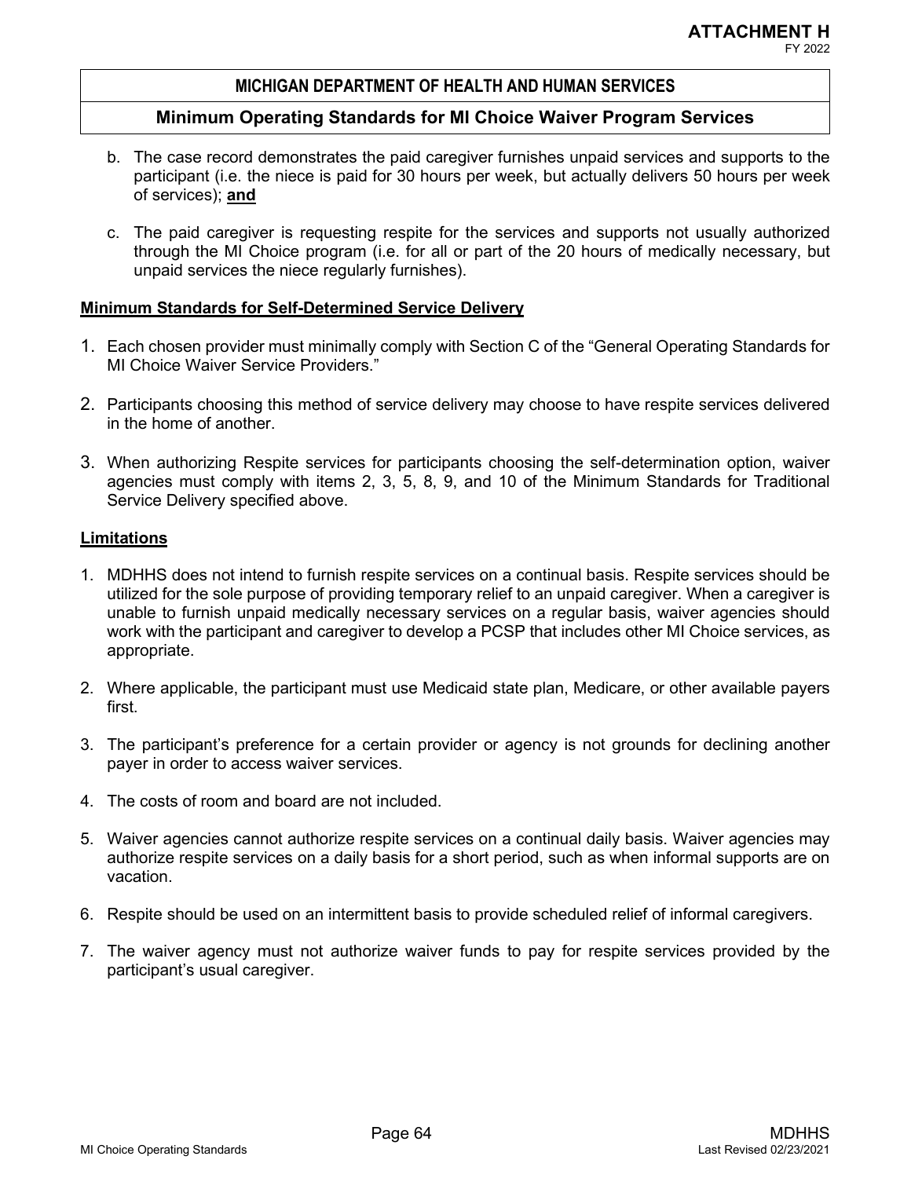b. The case record demonstrates the paid caregiver furnishes unpaid services and supports to the participant (i.e. the niece is paid for 30 hours per week, but actually delivers 50 hours per week of services); **and**

c. The paid caregiver is requesting respite for the services and supports not usually authorized through the MI Choice program (i.e. for all or part of the 20 hours of medically necessary, but unpaid services the niece regularly furnishes).

**Minimum Standards for Self-Determined Service Delivery**

1. Each chosen provider must minimally comply with Section C of the "General Operating Standards for MI Choice Waiver Service Providers."

2. Participants choosing this method of service delivery may choose to have respite services delivered in the home of another.

3. When authorizing Respite services for participants choosing the self-determination option, waiver agencies must comply with items 2, 3, 5, 8, 9, and 10 of the Minimum Standards for Traditional Service Delivery specified above.

**Limitations**

1. MDHHS does not intend to furnish respite services on a continual basis. Respite services should be utilized for the sole purpose of providing temporary relief to an unpaid caregiver. When a caregiver is unable to furnish unpaid medically necessary services on a regular basis, waiver agencies should work with the participant and caregiver to develop a PCSP that includes other MI Choice services, as appropriate.

2. Where applicable, the participant must use Medicaid state plan, Medicare, or other available payers first.

3. The participant's preference for a certain provider or agency is not grounds for declining another payer in order to access waiver services.

4. The costs of room and board are not included.

5. Waiver agencies cannot authorize respite services on a continual daily basis. Waiver agencies may authorize respite services on a daily basis for a short period, such as when informal supports are on vacation.

6. Respite should be used on an intermittent basis to provide scheduled relief of informal caregivers.

7. The waiver agency must not authorize waiver funds to pay for respite services provided by the participant's usual caregiver.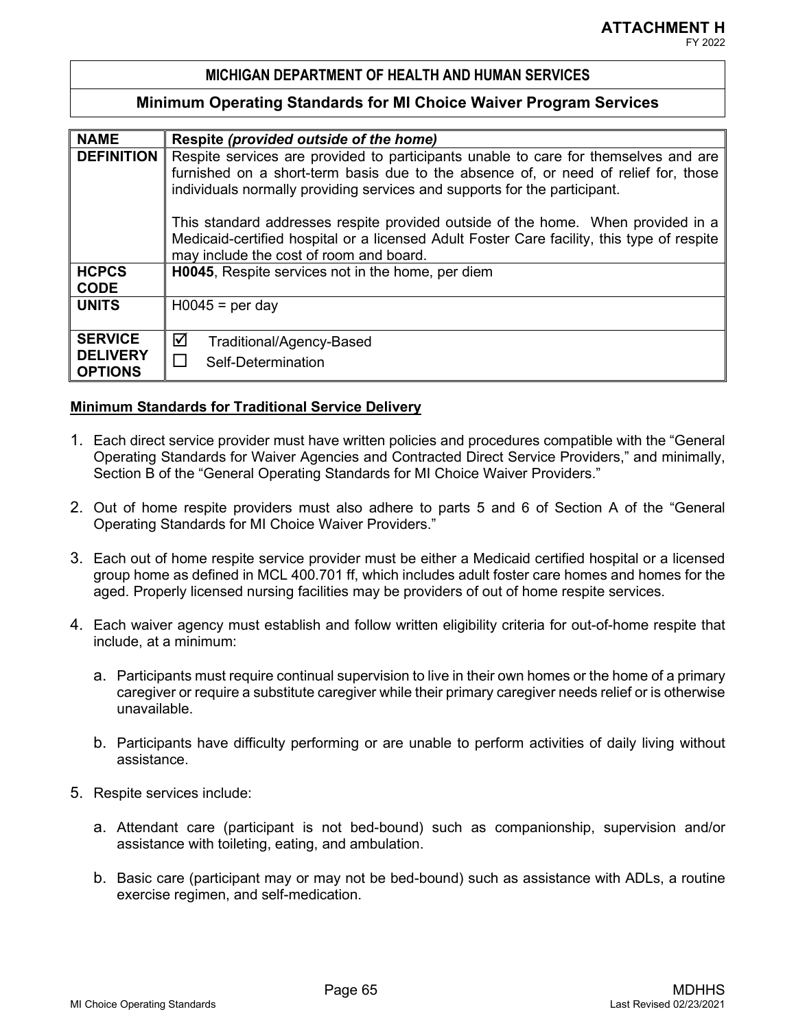**ATTACHMENT H**
FY 2022

## MICHIGAN DEPARTMENT OF HEALTH AND HUMAN SERVICES

## Minimum Operating Standards for MI Choice Waiver Program Services

| **NAME** | **Respite *(provided outside of the home)*** |
|---|---|
| **DEFINITION** | Respite services are provided to participants unable to care for themselves and are furnished on a short-term basis due to the absence of, or need of relief for, those individuals normally providing services and supports for the participant.<br><br>This standard addresses respite provided outside of the home. When provided in a Medicaid-certified hospital or a licensed Adult Foster Care facility, this type of respite may include the cost of room and board. |
| **HCPCS CODE** | **H0045**, Respite services not in the home, per diem |
| **UNITS** | H0045 = per day |
| **SERVICE DELIVERY OPTIONS** | ☑ Traditional/Agency-Based<br>☐ Self-Determination |

**Minimum Standards for Traditional Service Delivery**

1. Each direct service provider must have written policies and procedures compatible with the "General Operating Standards for Waiver Agencies and Contracted Direct Service Providers," and minimally, Section B of the "General Operating Standards for MI Choice Waiver Providers."

2. Out of home respite providers must also adhere to parts 5 and 6 of Section A of the "General Operating Standards for MI Choice Waiver Providers."

3. Each out of home respite service provider must be either a Medicaid certified hospital or a licensed group home as defined in MCL 400.701 ff, which includes adult foster care homes and homes for the aged. Properly licensed nursing facilities may be providers of out of home respite services.

4. Each waiver agency must establish and follow written eligibility criteria for out-of-home respite that include, at a minimum:

   a. Participants must require continual supervision to live in their own homes or the home of a primary caregiver or require a substitute caregiver while their primary caregiver needs relief or is otherwise unavailable.

   b. Participants have difficulty performing or are unable to perform activities of daily living without assistance.

5. Respite services include:

   a. Attendant care (participant is not bed-bound) such as companionship, supervision and/or assistance with toileting, eating, and ambulation.

   b. Basic care (participant may or may not be bed-bound) such as assistance with ADLs, a routine exercise regimen, and self-medication.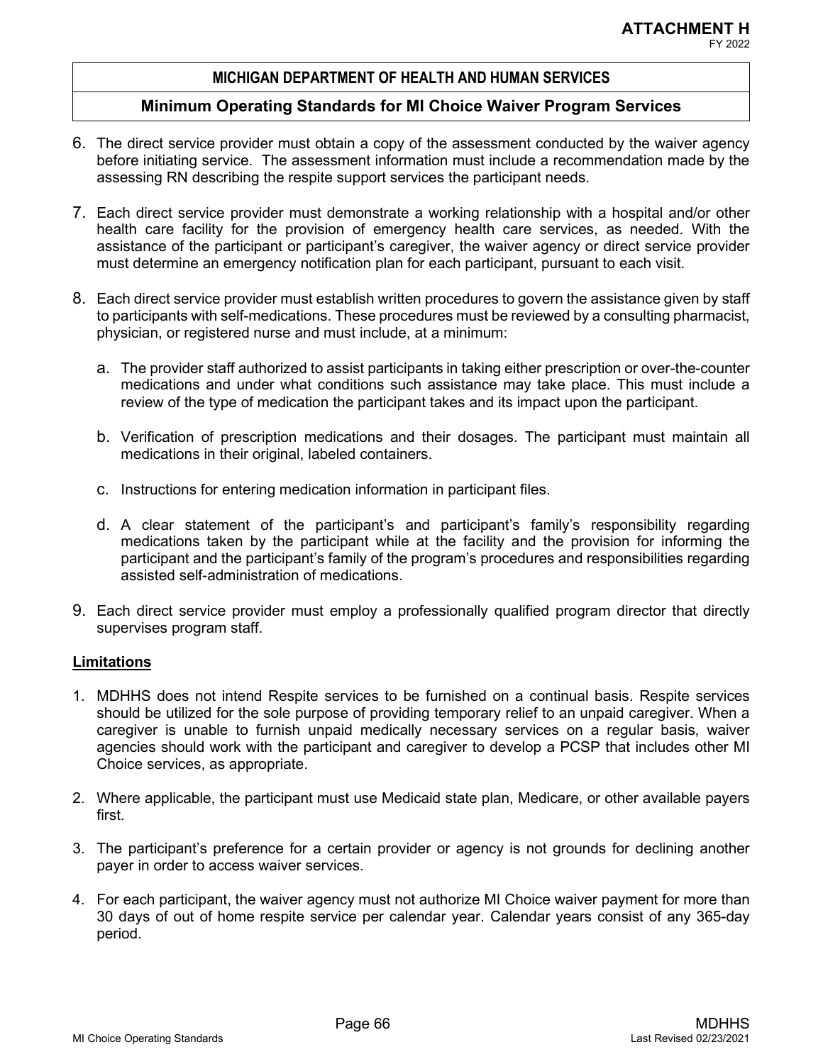6. The direct service provider must obtain a copy of the assessment conducted by the waiver agency before initiating service. The assessment information must include a recommendation made by the assessing RN describing the respite support services the participant needs.

7. Each direct service provider must demonstrate a working relationship with a hospital and/or other health care facility for the provision of emergency health care services, as needed. With the assistance of the participant or participant's caregiver, the waiver agency or direct service provider must determine an emergency notification plan for each participant, pursuant to each visit.

8. Each direct service provider must establish written procedures to govern the assistance given by staff to participants with self-medications. These procedures must be reviewed by a consulting pharmacist, physician, or registered nurse and must include, at a minimum:

   a. The provider staff authorized to assist participants in taking either prescription or over-the-counter medications and under what conditions such assistance may take place. This must include a review of the type of medication the participant takes and its impact upon the participant.

   b. Verification of prescription medications and their dosages. The participant must maintain all medications in their original, labeled containers.

   c. Instructions for entering medication information in participant files.

   d. A clear statement of the participant's and participant's family's responsibility regarding medications taken by the participant while at the facility and the provision for informing the participant and the participant's family of the program's procedures and responsibilities regarding assisted self-administration of medications.

9. Each direct service provider must employ a professionally qualified program director that directly supervises program staff.

**Limitations**

1. MDHHS does not intend Respite services to be furnished on a continual basis. Respite services should be utilized for the sole purpose of providing temporary relief to an unpaid caregiver. When a caregiver is unable to furnish unpaid medically necessary services on a regular basis, waiver agencies should work with the participant and caregiver to develop a PCSP that includes other MI Choice services, as appropriate.

2. Where applicable, the participant must use Medicaid state plan, Medicare, or other available payers first.

3. The participant's preference for a certain provider or agency is not grounds for declining another payer in order to access waiver services.

4. For each participant, the waiver agency must not authorize MI Choice waiver payment for more than 30 days of out of home respite service per calendar year. Calendar years consist of any 365-day period.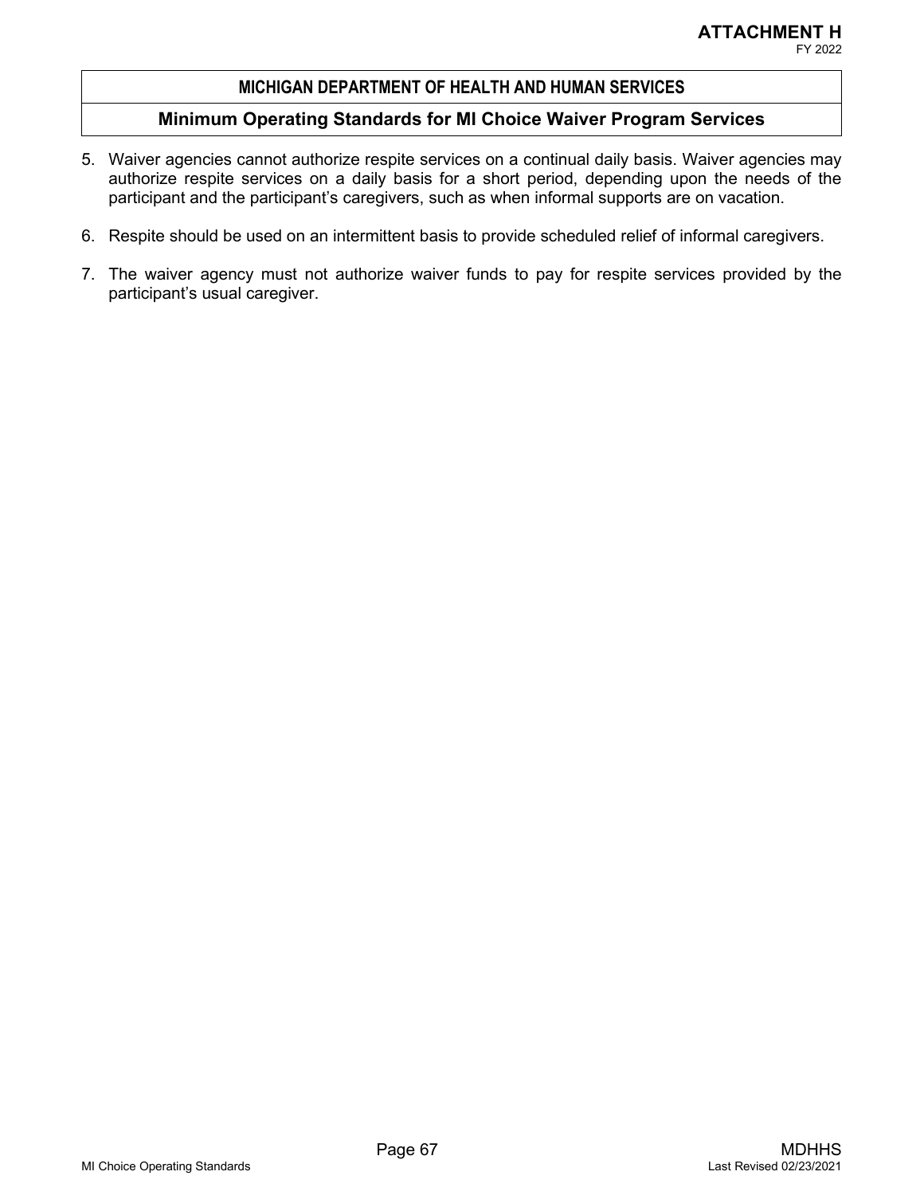5. Waiver agencies cannot authorize respite services on a continual daily basis. Waiver agencies may authorize respite services on a daily basis for a short period, depending upon the needs of the participant and the participant's caregivers, such as when informal supports are on vacation.

6. Respite should be used on an intermittent basis to provide scheduled relief of informal caregivers.

7. The waiver agency must not authorize waiver funds to pay for respite services provided by the participant's usual caregiver.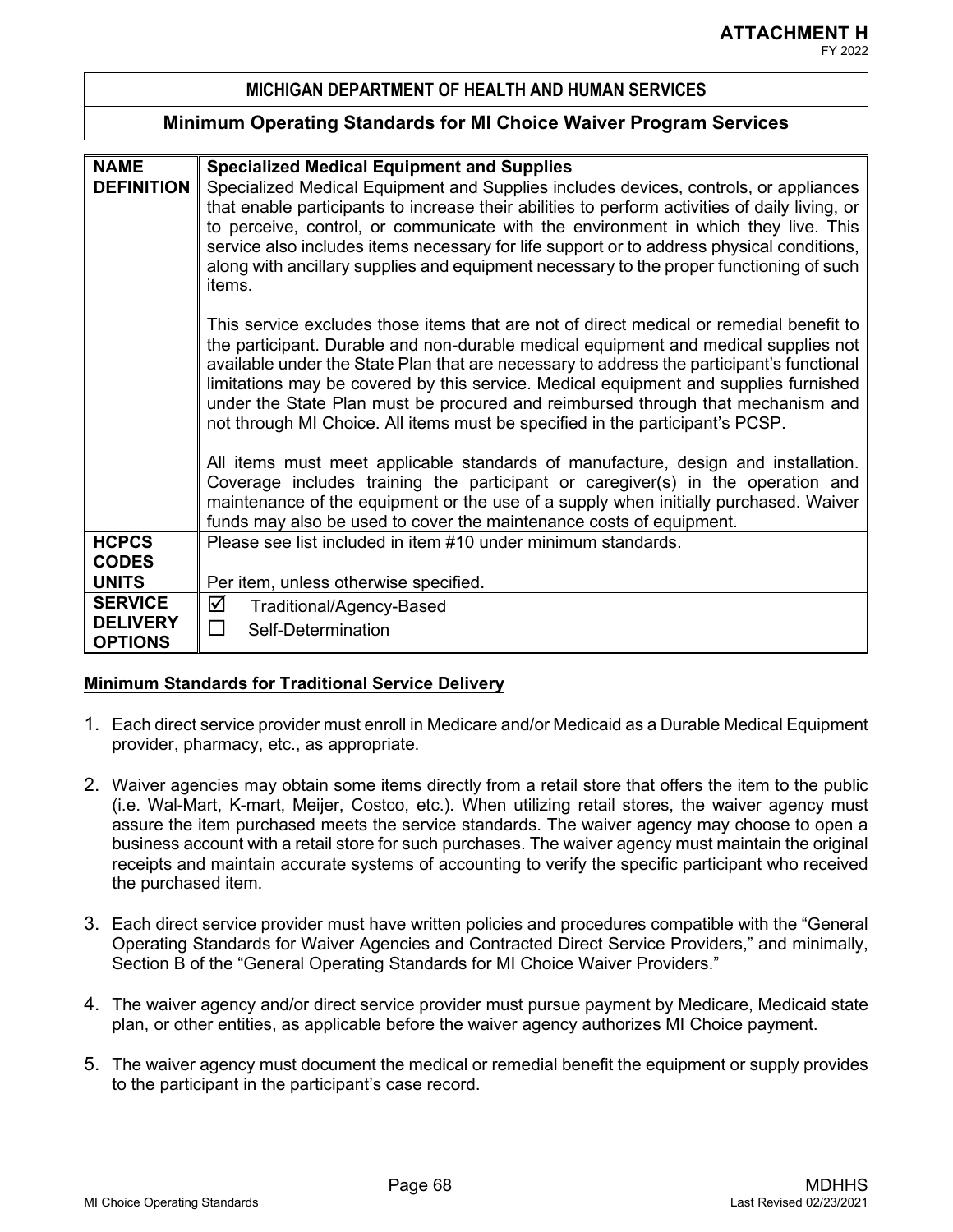**ATTACHMENT H**
FY 2022

**MICHIGAN DEPARTMENT OF HEALTH AND HUMAN SERVICES**

**Minimum Operating Standards for MI Choice Waiver Program Services**

| **NAME** | **Specialized Medical Equipment and Supplies** |
|---|---|
| **DEFINITION** | Specialized Medical Equipment and Supplies includes devices, controls, or appliances that enable participants to increase their abilities to perform activities of daily living, or to perceive, control, or communicate with the environment in which they live. This service also includes items necessary for life support or to address physical conditions, along with ancillary supplies and equipment necessary to the proper functioning of such items.<br><br>This service excludes those items that are not of direct medical or remedial benefit to the participant. Durable and non-durable medical equipment and medical supplies not available under the State Plan that are necessary to address the participant's functional limitations may be covered by this service. Medical equipment and supplies furnished under the State Plan must be procured and reimbursed through that mechanism and not through MI Choice. All items must be specified in the participant's PCSP.<br><br>All items must meet applicable standards of manufacture, design and installation. Coverage includes training the participant or caregiver(s) in the operation and maintenance of the equipment or the use of a supply when initially purchased. Waiver funds may also be used to cover the maintenance costs of equipment. |
| **HCPCS CODES** | Please see list included in item #10 under minimum standards. |
| **UNITS** | Per item, unless otherwise specified. |
| **SERVICE DELIVERY OPTIONS** | ☑ Traditional/Agency-Based<br>☐ Self-Determination |

**Minimum Standards for Traditional Service Delivery**

1. Each direct service provider must enroll in Medicare and/or Medicaid as a Durable Medical Equipment provider, pharmacy, etc., as appropriate.

2. Waiver agencies may obtain some items directly from a retail store that offers the item to the public (i.e. Wal-Mart, K-mart, Meijer, Costco, etc.). When utilizing retail stores, the waiver agency must assure the item purchased meets the service standards. The waiver agency may choose to open a business account with a retail store for such purchases. The waiver agency must maintain the original receipts and maintain accurate systems of accounting to verify the specific participant who received the purchased item.

3. Each direct service provider must have written policies and procedures compatible with the "General Operating Standards for Waiver Agencies and Contracted Direct Service Providers," and minimally, Section B of the "General Operating Standards for MI Choice Waiver Providers."

4. The waiver agency and/or direct service provider must pursue payment by Medicare, Medicaid state plan, or other entities, as applicable before the waiver agency authorizes MI Choice payment.

5. The waiver agency must document the medical or remedial benefit the equipment or supply provides to the participant in the participant's case record.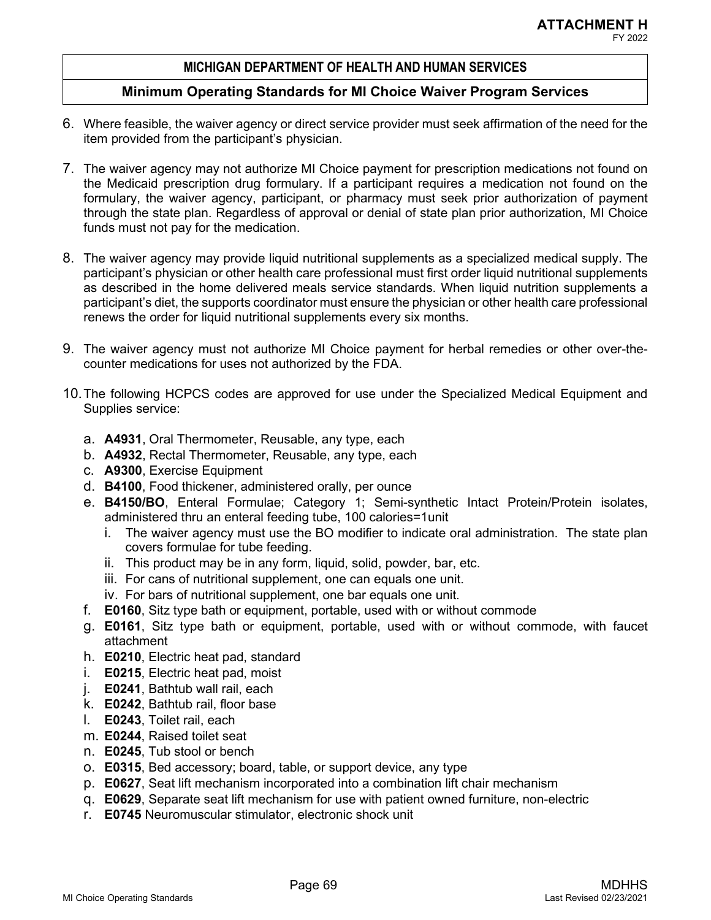6. Where feasible, the waiver agency or direct service provider must seek affirmation of the need for the item provided from the participant's physician.

7. The waiver agency may not authorize MI Choice payment for prescription medications not found on the Medicaid prescription drug formulary. If a participant requires a medication not found on the formulary, the waiver agency, participant, or pharmacy must seek prior authorization of payment through the state plan. Regardless of approval or denial of state plan prior authorization, MI Choice funds must not pay for the medication.

8. The waiver agency may provide liquid nutritional supplements as a specialized medical supply. The participant's physician or other health care professional must first order liquid nutritional supplements as described in the home delivered meals service standards. When liquid nutrition supplements a participant's diet, the supports coordinator must ensure the physician or other health care professional renews the order for liquid nutritional supplements every six months.

9. The waiver agency must not authorize MI Choice payment for herbal remedies or other over-the-counter medications for uses not authorized by the FDA.

10. The following HCPCS codes are approved for use under the Specialized Medical Equipment and Supplies service:

    a. **A4931**, Oral Thermometer, Reusable, any type, each
    b. **A4932**, Rectal Thermometer, Reusable, any type, each
    c. **A9300**, Exercise Equipment
    d. **B4100**, Food thickener, administered orally, per ounce
    e. **B4150/BO**, Enteral Formulae; Category 1; Semi-synthetic Intact Protein/Protein isolates, administered thru an enteral feeding tube, 100 calories=1unit
        i. The waiver agency must use the BO modifier to indicate oral administration. The state plan covers formulae for tube feeding.
        ii. This product may be in any form, liquid, solid, powder, bar, etc.
        iii. For cans of nutritional supplement, one can equals one unit.
        iv. For bars of nutritional supplement, one bar equals one unit.
    f. **E0160**, Sitz type bath or equipment, portable, used with or without commode
    g. **E0161**, Sitz type bath or equipment, portable, used with or without commode, with faucet attachment
    h. **E0210**, Electric heat pad, standard
    i. **E0215**, Electric heat pad, moist
    j. **E0241**, Bathtub wall rail, each
    k. **E0242**, Bathtub rail, floor base
    l. **E0243**, Toilet rail, each
    m. **E0244**, Raised toilet seat
    n. **E0245**, Tub stool or bench
    o. **E0315**, Bed accessory; board, table, or support device, any type
    p. **E0627**, Seat lift mechanism incorporated into a combination lift chair mechanism
    q. **E0629**, Separate seat lift mechanism for use with patient owned furniture, non-electric
    r. **E0745** Neuromuscular stimulator, electronic shock unit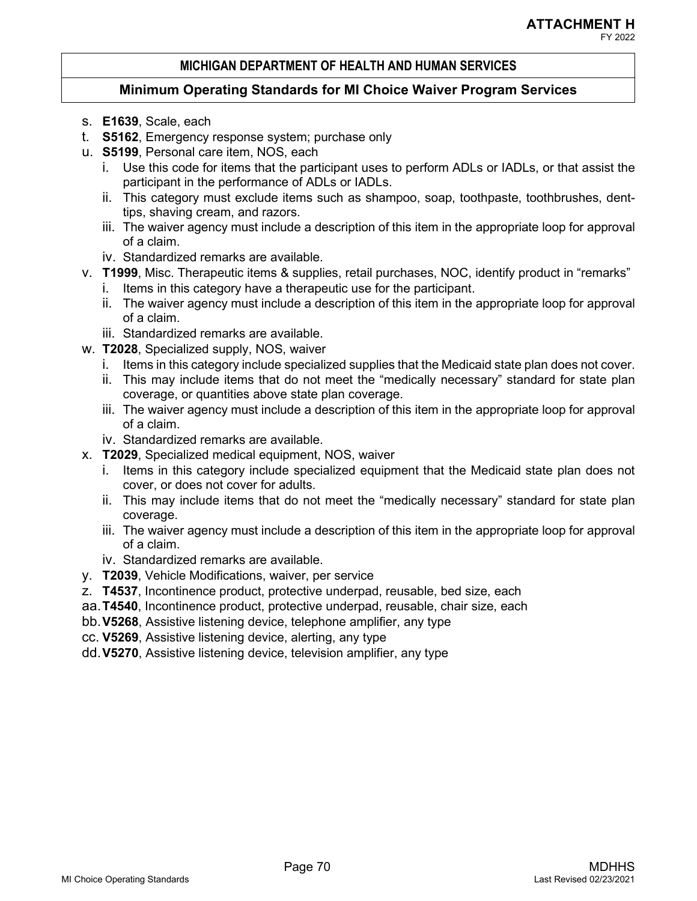s. **E1639**, Scale, each
t. **S5162**, Emergency response system; purchase only
u. **S5199**, Personal care item, NOS, each
   i. Use this code for items that the participant uses to perform ADLs or IADLs, or that assist the participant in the performance of ADLs or IADLs.
   ii. This category must exclude items such as shampoo, soap, toothpaste, toothbrushes, dent-tips, shaving cream, and razors.
   iii. The waiver agency must include a description of this item in the appropriate loop for approval of a claim.
   iv. Standardized remarks are available.
v. **T1999**, Misc. Therapeutic items & supplies, retail purchases, NOC, identify product in "remarks"
   i. Items in this category have a therapeutic use for the participant.
   ii. The waiver agency must include a description of this item in the appropriate loop for approval of a claim.
   iii. Standardized remarks are available.
w. **T2028**, Specialized supply, NOS, waiver
   i. Items in this category include specialized supplies that the Medicaid state plan does not cover.
   ii. This may include items that do not meet the "medically necessary" standard for state plan coverage, or quantities above state plan coverage.
   iii. The waiver agency must include a description of this item in the appropriate loop for approval of a claim.
   iv. Standardized remarks are available.
x. **T2029**, Specialized medical equipment, NOS, waiver
   i. Items in this category include specialized equipment that the Medicaid state plan does not cover, or does not cover for adults.
   ii. This may include items that do not meet the "medically necessary" standard for state plan coverage.
   iii. The waiver agency must include a description of this item in the appropriate loop for approval of a claim.
   iv. Standardized remarks are available.
y. **T2039**, Vehicle Modifications, waiver, per service
z. **T4537**, Incontinence product, protective underpad, reusable, bed size, each
aa. **T4540**, Incontinence product, protective underpad, reusable, chair size, each
bb. **V5268**, Assistive listening device, telephone amplifier, any type
cc. **V5269**, Assistive listening device, alerting, any type
dd. **V5270**, Assistive listening device, television amplifier, any type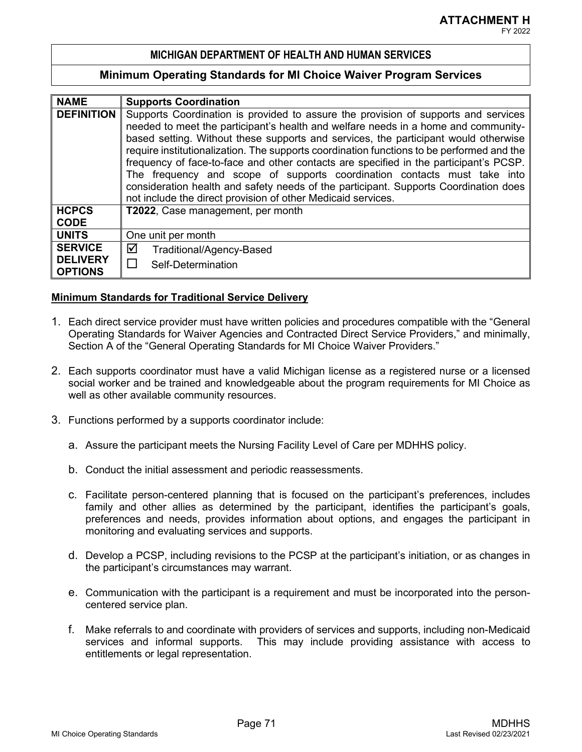**ATTACHMENT H**
FY 2022

## MICHIGAN DEPARTMENT OF HEALTH AND HUMAN SERVICES

## Minimum Operating Standards for MI Choice Waiver Program Services

| NAME | Supports Coordination |
|---|---|
| DEFINITION | Supports Coordination is provided to assure the provision of supports and services needed to meet the participant's health and welfare needs in a home and community-based setting. Without these supports and services, the participant would otherwise require institutionalization. The supports coordination functions to be performed and the frequency of face-to-face and other contacts are specified in the participant's PCSP. The frequency and scope of supports coordination contacts must take into consideration health and safety needs of the participant. Supports Coordination does not include the direct provision of other Medicaid services. |
| HCPCS CODE | **T2022**, Case management, per month |
| UNITS | One unit per month |
| SERVICE DELIVERY OPTIONS | ☑ Traditional/Agency-Based<br>☐ Self-Determination |

**Minimum Standards for Traditional Service Delivery**

1. Each direct service provider must have written policies and procedures compatible with the "General Operating Standards for Waiver Agencies and Contracted Direct Service Providers," and minimally, Section A of the "General Operating Standards for MI Choice Waiver Providers."

2. Each supports coordinator must have a valid Michigan license as a registered nurse or a licensed social worker and be trained and knowledgeable about the program requirements for MI Choice as well as other available community resources.

3. Functions performed by a supports coordinator include:

   a. Assure the participant meets the Nursing Facility Level of Care per MDHHS policy.

   b. Conduct the initial assessment and periodic reassessments.

   c. Facilitate person-centered planning that is focused on the participant's preferences, includes family and other allies as determined by the participant, identifies the participant's goals, preferences and needs, provides information about options, and engages the participant in monitoring and evaluating services and supports.

   d. Develop a PCSP, including revisions to the PCSP at the participant's initiation, or as changes in the participant's circumstances may warrant.

   e. Communication with the participant is a requirement and must be incorporated into the person-centered service plan.

   f. Make referrals to and coordinate with providers of services and supports, including non-Medicaid services and informal supports. This may include providing assistance with access to entitlements or legal representation.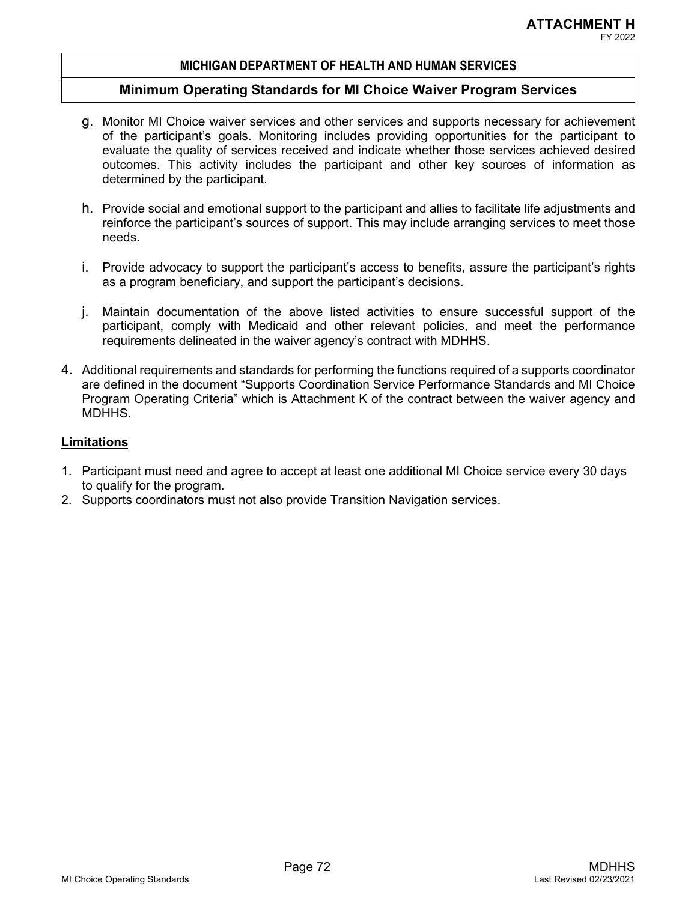g. Monitor MI Choice waiver services and other services and supports necessary for achievement of the participant's goals. Monitoring includes providing opportunities for the participant to evaluate the quality of services received and indicate whether those services achieved desired outcomes. This activity includes the participant and other key sources of information as determined by the participant.

h. Provide social and emotional support to the participant and allies to facilitate life adjustments and reinforce the participant's sources of support. This may include arranging services to meet those needs.

i. Provide advocacy to support the participant's access to benefits, assure the participant's rights as a program beneficiary, and support the participant's decisions.

j. Maintain documentation of the above listed activities to ensure successful support of the participant, comply with Medicaid and other relevant policies, and meet the performance requirements delineated in the waiver agency's contract with MDHHS.

4. Additional requirements and standards for performing the functions required of a supports coordinator are defined in the document "Supports Coordination Service Performance Standards and MI Choice Program Operating Criteria" which is Attachment K of the contract between the waiver agency and MDHHS.

**Limitations**

1. Participant must need and agree to accept at least one additional MI Choice service every 30 days to qualify for the program.
2. Supports coordinators must not also provide Transition Navigation services.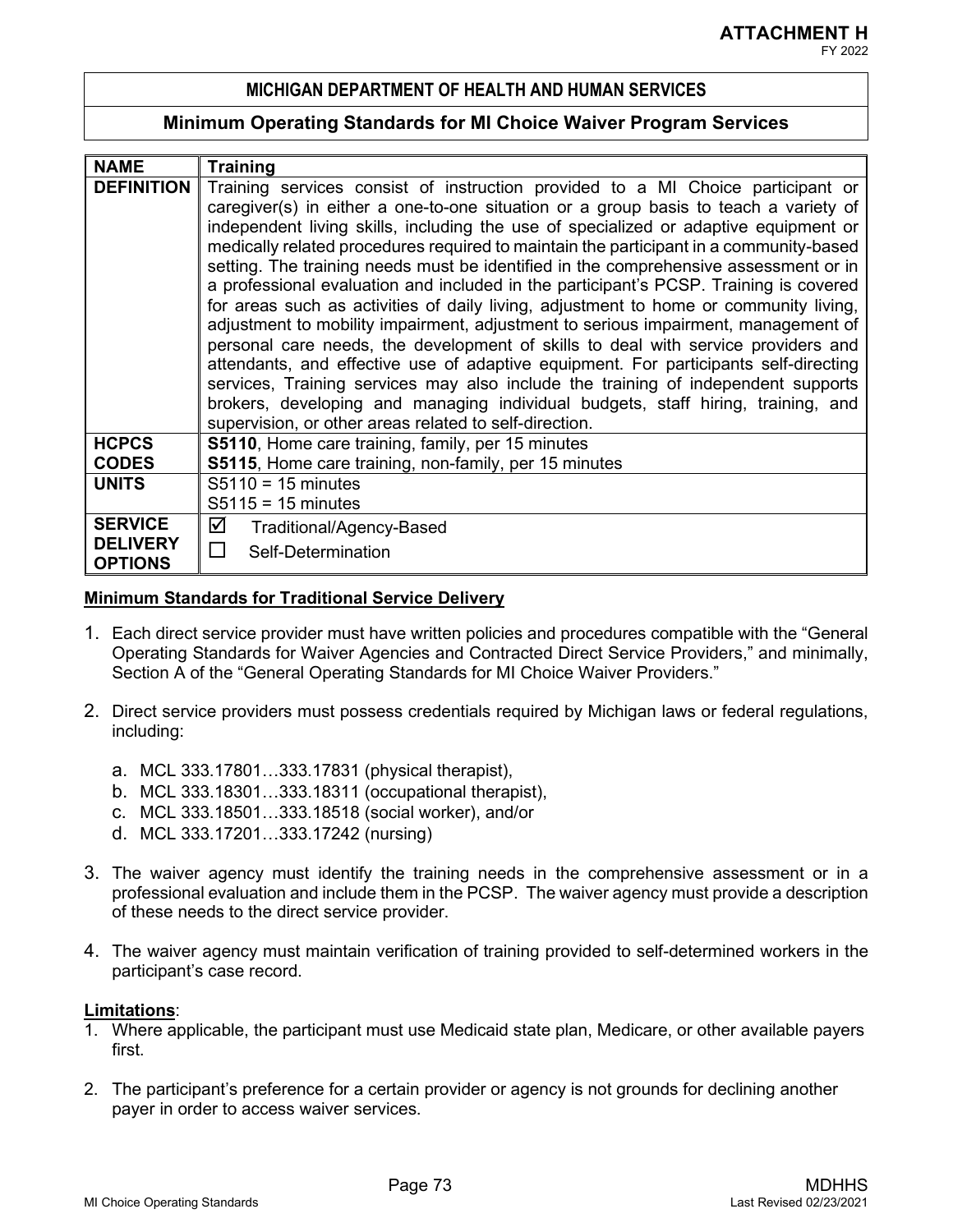**ATTACHMENT H**
FY 2022

## MICHIGAN DEPARTMENT OF HEALTH AND HUMAN SERVICES

## Minimum Operating Standards for MI Choice Waiver Program Services

| NAME | Training |
|---|---|
| DEFINITION | Training services consist of instruction provided to a MI Choice participant or caregiver(s) in either a one-to-one situation or a group basis to teach a variety of independent living skills, including the use of specialized or adaptive equipment or medically related procedures required to maintain the participant in a community-based setting. The training needs must be identified in the comprehensive assessment or in a professional evaluation and included in the participant's PCSP. Training is covered for areas such as activities of daily living, adjustment to home or community living, adjustment to mobility impairment, adjustment to serious impairment, management of personal care needs, the development of skills to deal with service providers and attendants, and effective use of adaptive equipment. For participants self-directing services, Training services may also include the training of independent supports brokers, developing and managing individual budgets, staff hiring, training, and supervision, or other areas related to self-direction. |
| HCPCS CODES | **S5110**, Home care training, family, per 15 minutes<br>**S5115**, Home care training, non-family, per 15 minutes |
| UNITS | S5110 = 15 minutes<br>S5115 = 15 minutes |
| SERVICE DELIVERY OPTIONS | ☑ Traditional/Agency-Based<br>☐ Self-Determination |

**Minimum Standards for Traditional Service Delivery**

1. Each direct service provider must have written policies and procedures compatible with the "General Operating Standards for Waiver Agencies and Contracted Direct Service Providers," and minimally, Section A of the "General Operating Standards for MI Choice Waiver Providers."

2. Direct service providers must possess credentials required by Michigan laws or federal regulations, including:

   a. MCL 333.17801…333.17831 (physical therapist),
   b. MCL 333.18301…333.18311 (occupational therapist),
   c. MCL 333.18501…333.18518 (social worker), and/or
   d. MCL 333.17201…333.17242 (nursing)

3. The waiver agency must identify the training needs in the comprehensive assessment or in a professional evaluation and include them in the PCSP. The waiver agency must provide a description of these needs to the direct service provider.

4. The waiver agency must maintain verification of training provided to self-determined workers in the participant's case record.

**Limitations**:

1. Where applicable, the participant must use Medicaid state plan, Medicare, or other available payers first.

2. The participant's preference for a certain provider or agency is not grounds for declining another payer in order to access waiver services.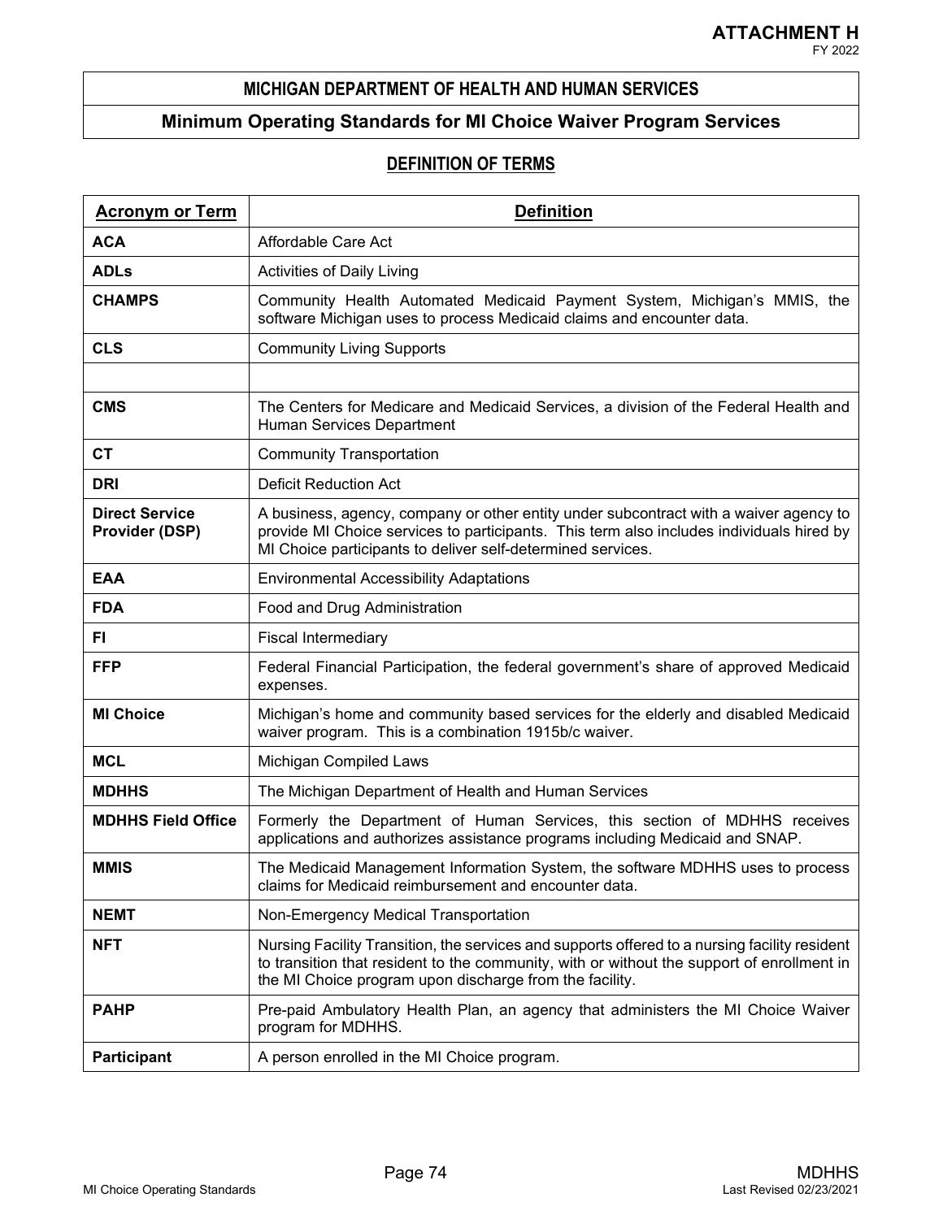**ATTACHMENT H**
FY 2022

## MICHIGAN DEPARTMENT OF HEALTH AND HUMAN SERVICES

## Minimum Operating Standards for MI Choice Waiver Program Services

### DEFINITION OF TERMS

| Acronym or Term | Definition |
|---|---|
| **ACA** | Affordable Care Act |
| **ADLs** | Activities of Daily Living |
| **CHAMPS** | Community Health Automated Medicaid Payment System, Michigan's MMIS, the software Michigan uses to process Medicaid claims and encounter data. |
| **CLS** | Community Living Supports |
| | |
| **CMS** | The Centers for Medicare and Medicaid Services, a division of the Federal Health and Human Services Department |
| **CT** | Community Transportation |
| **DRI** | Deficit Reduction Act |
| **Direct Service Provider (DSP)** | A business, agency, company or other entity under subcontract with a waiver agency to provide MI Choice services to participants. This term also includes individuals hired by MI Choice participants to deliver self-determined services. |
| **EAA** | Environmental Accessibility Adaptations |
| **FDA** | Food and Drug Administration |
| **FI** | Fiscal Intermediary |
| **FFP** | Federal Financial Participation, the federal government's share of approved Medicaid expenses. |
| **MI Choice** | Michigan's home and community based services for the elderly and disabled Medicaid waiver program. This is a combination 1915b/c waiver. |
| **MCL** | Michigan Compiled Laws |
| **MDHHS** | The Michigan Department of Health and Human Services |
| **MDHHS Field Office** | Formerly the Department of Human Services, this section of MDHHS receives applications and authorizes assistance programs including Medicaid and SNAP. |
| **MMIS** | The Medicaid Management Information System, the software MDHHS uses to process claims for Medicaid reimbursement and encounter data. |
| **NEMT** | Non-Emergency Medical Transportation |
| **NFT** | Nursing Facility Transition, the services and supports offered to a nursing facility resident to transition that resident to the community, with or without the support of enrollment in the MI Choice program upon discharge from the facility. |
| **PAHP** | Pre-paid Ambulatory Health Plan, an agency that administers the MI Choice Waiver program for MDHHS. |
| **Participant** | A person enrolled in the MI Choice program. |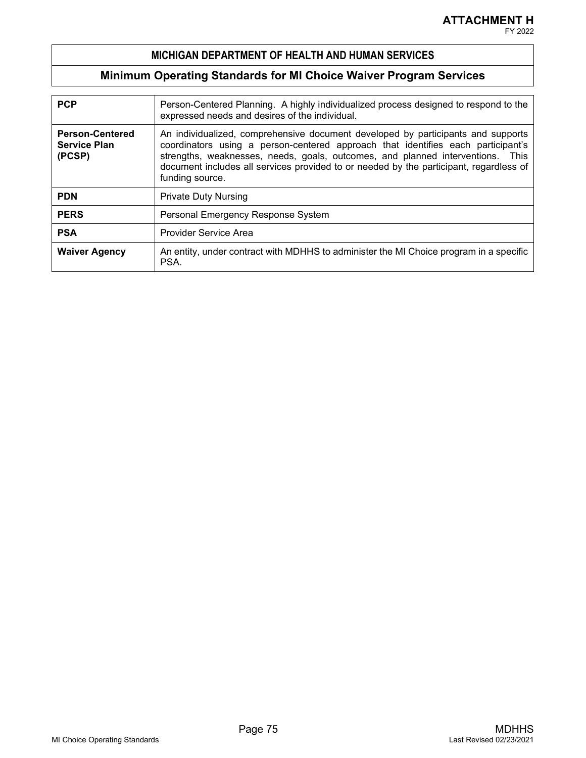| | |
|---|---|
| **PCP** | Person-Centered Planning. A highly individualized process designed to respond to the expressed needs and desires of the individual. |
| **Person-Centered Service Plan (PCSP)** | An individualized, comprehensive document developed by participants and supports coordinators using a person-centered approach that identifies each participant's strengths, weaknesses, needs, goals, outcomes, and planned interventions. This document includes all services provided to or needed by the participant, regardless of funding source. |
| **PDN** | Private Duty Nursing |
| **PERS** | Personal Emergency Response System |
| **PSA** | Provider Service Area |
| **Waiver Agency** | An entity, under contract with MDHHS to administer the MI Choice program in a specific PSA. |